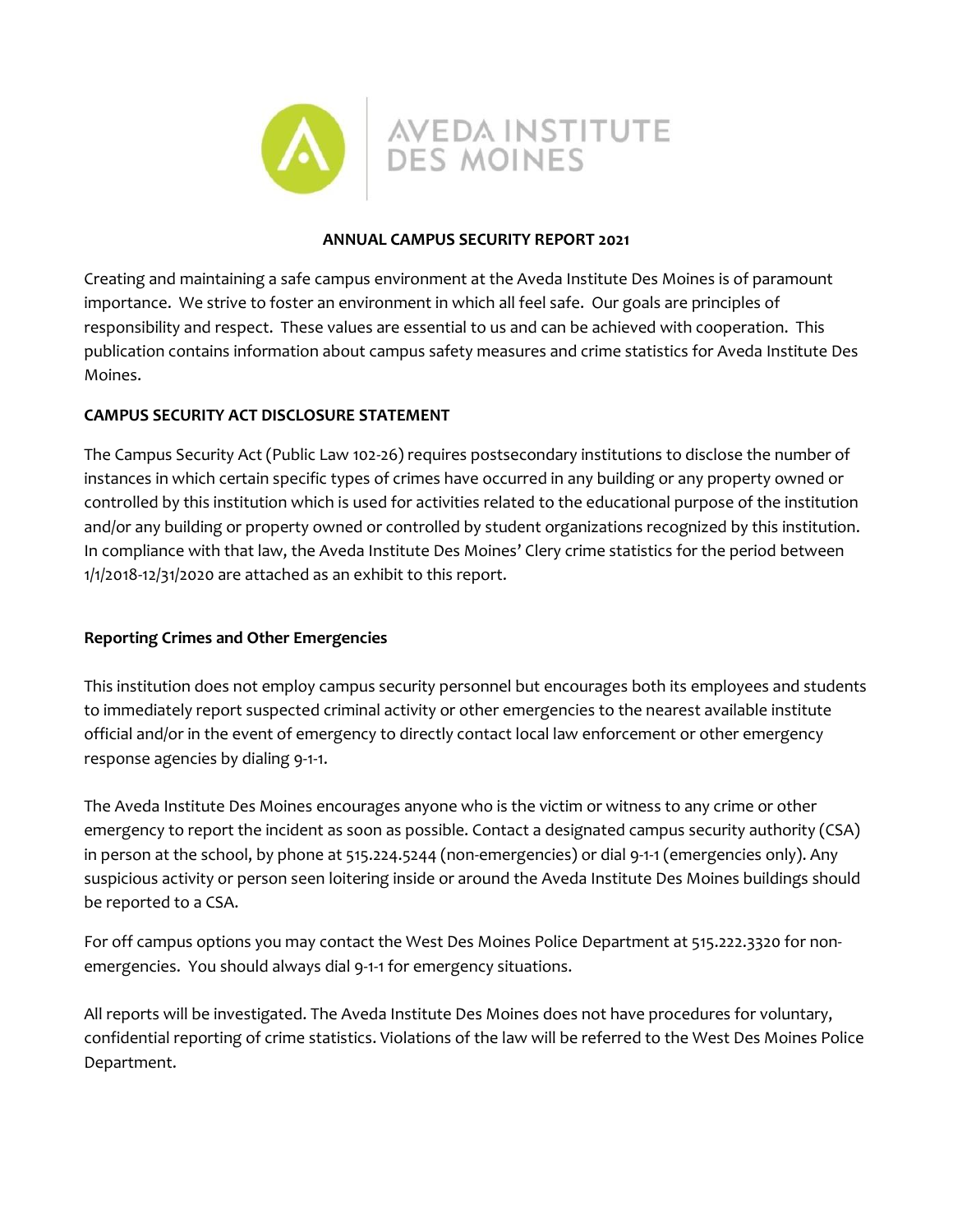AVEDA INSTITUTE DES MOINES

# ANNUAL CAMPUS SECURITY REPORT 2021

Creating and maintaining a safe campus environment at the Aveda Institute Des Moines is of paramount importance. We strive to foster an environment in which all feel safe. Our goals are principles of responsibility and respect. These values are essential to us and can be achieved with cooperation. This publication contains information about campus safety measures and crime statistics for Aveda Institute Des Moines.

## CAMPUS SECURITY ACT DISCLOSURE STATEMENT

The Campus Security Act (Public Law 102-26) requires postsecondary institutions to disclose the number of instances in which certain specific types of crimes have occurred in any building or any property owned or controlled by this institution which is used for activities related to the educational purpose of the institution and/or any building or property owned or controlled by student organizations recognized by this institution. In compliance with that law, the Aveda Institute Des Moines' Clery crime statistics for the period between 1/1/2018-12/31/2020 are attached as an exhibit to this report.

## Reporting Crimes and Other Emergencies

This institution does not employ campus security personnel but encourages both its employees and students to immediately report suspected criminal activity or other emergencies to the nearest available institute official and/or in the event of emergency to directly contact local law enforcement or other emergency response agencies by dialing 9-1-1.

The Aveda Institute Des Moines encourages anyone who is the victim or witness to any crime or other emergency to report the incident as soon as possible. Contact a designated campus security authority (CSA) in person at the school, by phone at 515.224.5244 (non-emergencies) or dial 9-1-1 (emergencies only). Any suspicious activity or person seen loitering inside or around the Aveda Institute Des Moines buildings should be reported to a CSA.

For off campus options you may contact the West Des Moines Police Department at 515.222.3320 for non-emergencies. You should always dial 9-1-1 for emergency situations.

All reports will be investigated. The Aveda Institute Des Moines does not have procedures for voluntary, confidential reporting of crime statistics. Violations of the law will be referred to the West Des Moines Police Department.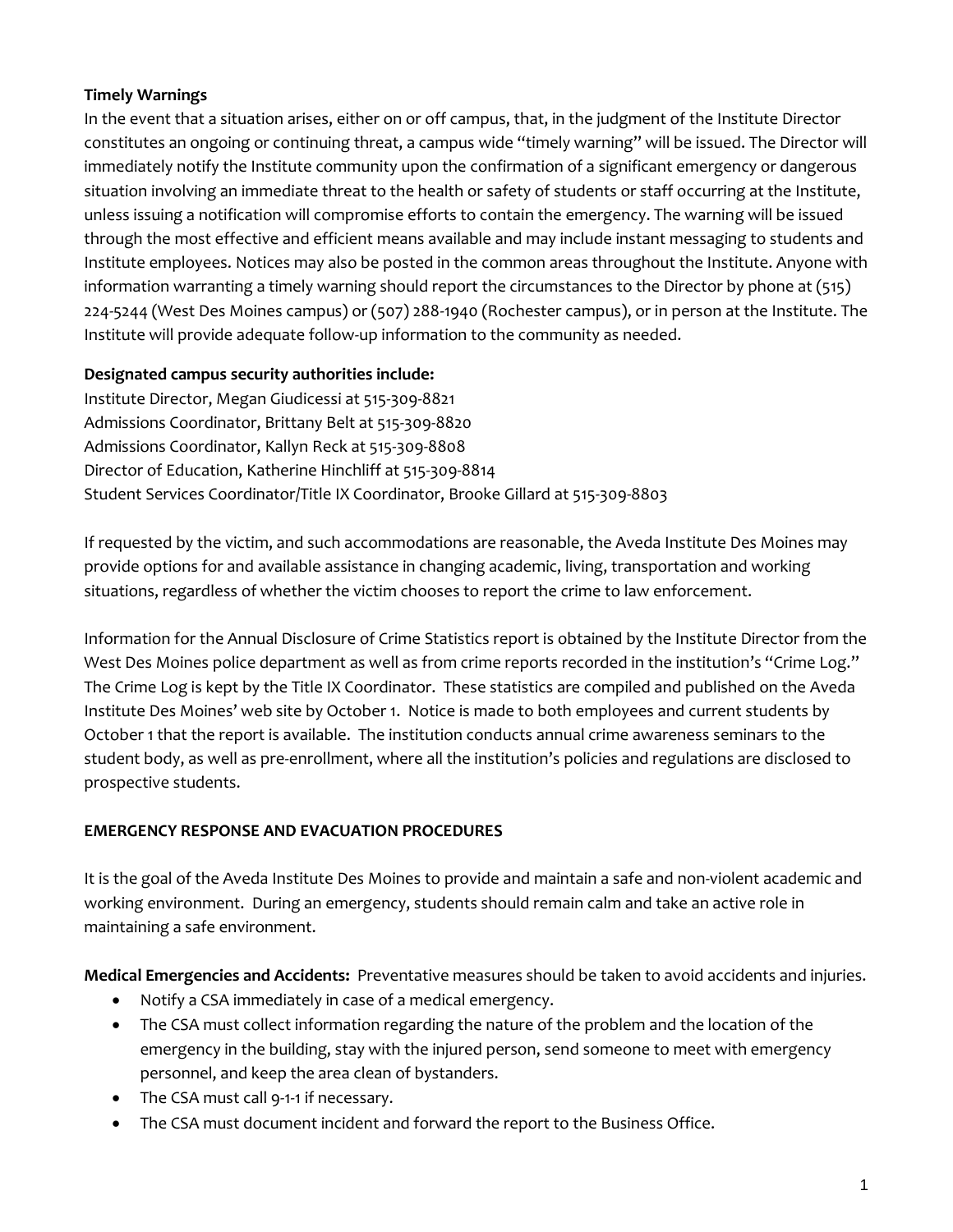**Timely Warnings**

In the event that a situation arises, either on or off campus, that, in the judgment of the Institute Director constitutes an ongoing or continuing threat, a campus wide "timely warning" will be issued. The Director will immediately notify the Institute community upon the confirmation of a significant emergency or dangerous situation involving an immediate threat to the health or safety of students or staff occurring at the Institute, unless issuing a notification will compromise efforts to contain the emergency. The warning will be issued through the most effective and efficient means available and may include instant messaging to students and Institute employees. Notices may also be posted in the common areas throughout the Institute. Anyone with information warranting a timely warning should report the circumstances to the Director by phone at (515) 224-5244 (West Des Moines campus) or (507) 288-1940 (Rochester campus), or in person at the Institute. The Institute will provide adequate follow-up information to the community as needed.

**Designated campus security authorities include:**

Institute Director, Megan Giudicessi at 515-309-8821
Admissions Coordinator, Brittany Belt at 515-309-8820
Admissions Coordinator, Kallyn Reck at 515-309-8808
Director of Education, Katherine Hinchliff at 515-309-8814
Student Services Coordinator/Title IX Coordinator, Brooke Gillard at 515-309-8803

If requested by the victim, and such accommodations are reasonable, the Aveda Institute Des Moines may provide options for and available assistance in changing academic, living, transportation and working situations, regardless of whether the victim chooses to report the crime to law enforcement.

Information for the Annual Disclosure of Crime Statistics report is obtained by the Institute Director from the West Des Moines police department as well as from crime reports recorded in the institution's "Crime Log." The Crime Log is kept by the Title IX Coordinator. These statistics are compiled and published on the Aveda Institute Des Moines' web site by October 1. Notice is made to both employees and current students by October 1 that the report is available. The institution conducts annual crime awareness seminars to the student body, as well as pre-enrollment, where all the institution's policies and regulations are disclosed to prospective students.

**EMERGENCY RESPONSE AND EVACUATION PROCEDURES**

It is the goal of the Aveda Institute Des Moines to provide and maintain a safe and non-violent academic and working environment. During an emergency, students should remain calm and take an active role in maintaining a safe environment.

**Medical Emergencies and Accidents:** Preventative measures should be taken to avoid accidents and injuries.

- Notify a CSA immediately in case of a medical emergency.
- The CSA must collect information regarding the nature of the problem and the location of the emergency in the building, stay with the injured person, send someone to meet with emergency personnel, and keep the area clean of bystanders.
- The CSA must call 9-1-1 if necessary.
- The CSA must document incident and forward the report to the Business Office.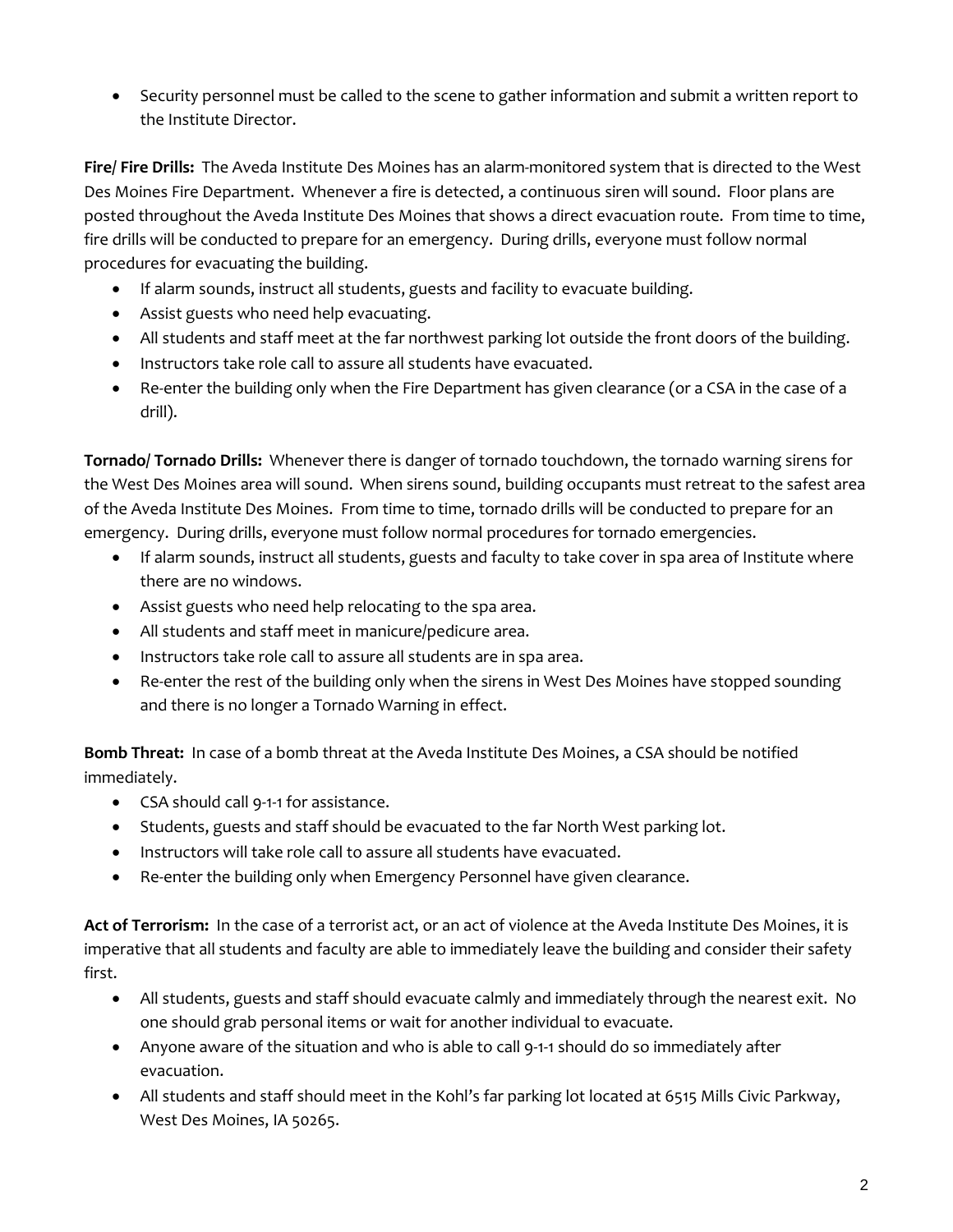- Security personnel must be called to the scene to gather information and submit a written report to the Institute Director.

**Fire/ Fire Drills:** The Aveda Institute Des Moines has an alarm-monitored system that is directed to the West Des Moines Fire Department. Whenever a fire is detected, a continuous siren will sound. Floor plans are posted throughout the Aveda Institute Des Moines that shows a direct evacuation route. From time to time, fire drills will be conducted to prepare for an emergency. During drills, everyone must follow normal procedures for evacuating the building.

- If alarm sounds, instruct all students, guests and facility to evacuate building.
- Assist guests who need help evacuating.
- All students and staff meet at the far northwest parking lot outside the front doors of the building.
- Instructors take role call to assure all students have evacuated.
- Re-enter the building only when the Fire Department has given clearance (or a CSA in the case of a drill).

**Tornado/ Tornado Drills:** Whenever there is danger of tornado touchdown, the tornado warning sirens for the West Des Moines area will sound. When sirens sound, building occupants must retreat to the safest area of the Aveda Institute Des Moines. From time to time, tornado drills will be conducted to prepare for an emergency. During drills, everyone must follow normal procedures for tornado emergencies.

- If alarm sounds, instruct all students, guests and faculty to take cover in spa area of Institute where there are no windows.
- Assist guests who need help relocating to the spa area.
- All students and staff meet in manicure/pedicure area.
- Instructors take role call to assure all students are in spa area.
- Re-enter the rest of the building only when the sirens in West Des Moines have stopped sounding and there is no longer a Tornado Warning in effect.

**Bomb Threat:** In case of a bomb threat at the Aveda Institute Des Moines, a CSA should be notified immediately.

- CSA should call 9-1-1 for assistance.
- Students, guests and staff should be evacuated to the far North West parking lot.
- Instructors will take role call to assure all students have evacuated.
- Re-enter the building only when Emergency Personnel have given clearance.

**Act of Terrorism:** In the case of a terrorist act, or an act of violence at the Aveda Institute Des Moines, it is imperative that all students and faculty are able to immediately leave the building and consider their safety first.

- All students, guests and staff should evacuate calmly and immediately through the nearest exit. No one should grab personal items or wait for another individual to evacuate.
- Anyone aware of the situation and who is able to call 9-1-1 should do so immediately after evacuation.
- All students and staff should meet in the Kohl's far parking lot located at 6515 Mills Civic Parkway, West Des Moines, IA 50265.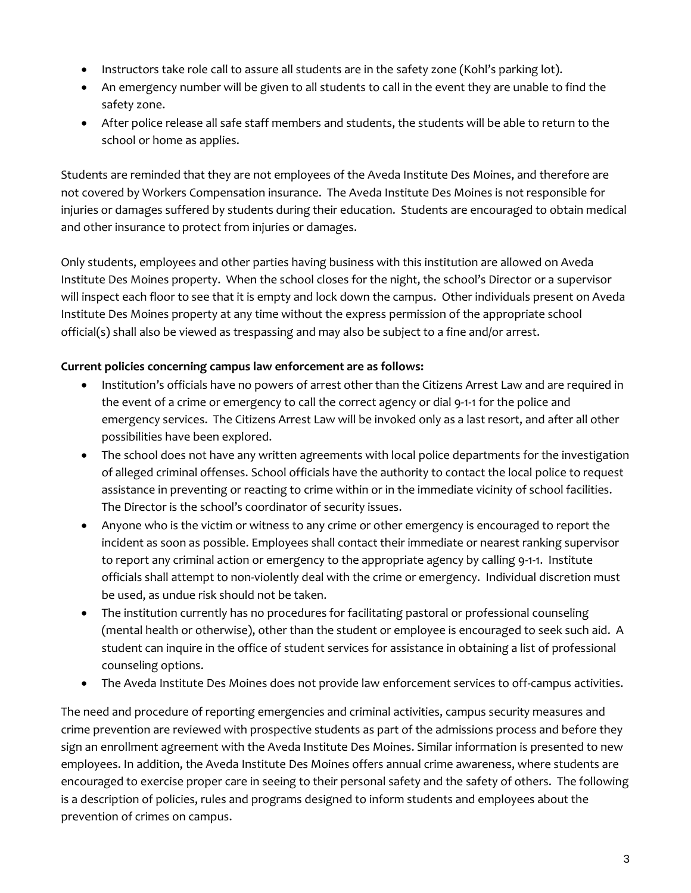- Instructors take role call to assure all students are in the safety zone (Kohl's parking lot).
- An emergency number will be given to all students to call in the event they are unable to find the safety zone.
- After police release all safe staff members and students, the students will be able to return to the school or home as applies.

Students are reminded that they are not employees of the Aveda Institute Des Moines, and therefore are not covered by Workers Compensation insurance. The Aveda Institute Des Moines is not responsible for injuries or damages suffered by students during their education. Students are encouraged to obtain medical and other insurance to protect from injuries or damages.

Only students, employees and other parties having business with this institution are allowed on Aveda Institute Des Moines property. When the school closes for the night, the school's Director or a supervisor will inspect each floor to see that it is empty and lock down the campus. Other individuals present on Aveda Institute Des Moines property at any time without the express permission of the appropriate school official(s) shall also be viewed as trespassing and may also be subject to a fine and/or arrest.

**Current policies concerning campus law enforcement are as follows:**

- Institution's officials have no powers of arrest other than the Citizens Arrest Law and are required in the event of a crime or emergency to call the correct agency or dial 9-1-1 for the police and emergency services. The Citizens Arrest Law will be invoked only as a last resort, and after all other possibilities have been explored.
- The school does not have any written agreements with local police departments for the investigation of alleged criminal offenses. School officials have the authority to contact the local police to request assistance in preventing or reacting to crime within or in the immediate vicinity of school facilities. The Director is the school's coordinator of security issues.
- Anyone who is the victim or witness to any crime or other emergency is encouraged to report the incident as soon as possible. Employees shall contact their immediate or nearest ranking supervisor to report any criminal action or emergency to the appropriate agency by calling 9-1-1. Institute officials shall attempt to non-violently deal with the crime or emergency. Individual discretion must be used, as undue risk should not be taken.
- The institution currently has no procedures for facilitating pastoral or professional counseling (mental health or otherwise), other than the student or employee is encouraged to seek such aid. A student can inquire in the office of student services for assistance in obtaining a list of professional counseling options.
- The Aveda Institute Des Moines does not provide law enforcement services to off-campus activities.

The need and procedure of reporting emergencies and criminal activities, campus security measures and crime prevention are reviewed with prospective students as part of the admissions process and before they sign an enrollment agreement with the Aveda Institute Des Moines. Similar information is presented to new employees. In addition, the Aveda Institute Des Moines offers annual crime awareness, where students are encouraged to exercise proper care in seeing to their personal safety and the safety of others. The following is a description of policies, rules and programs designed to inform students and employees about the prevention of crimes on campus.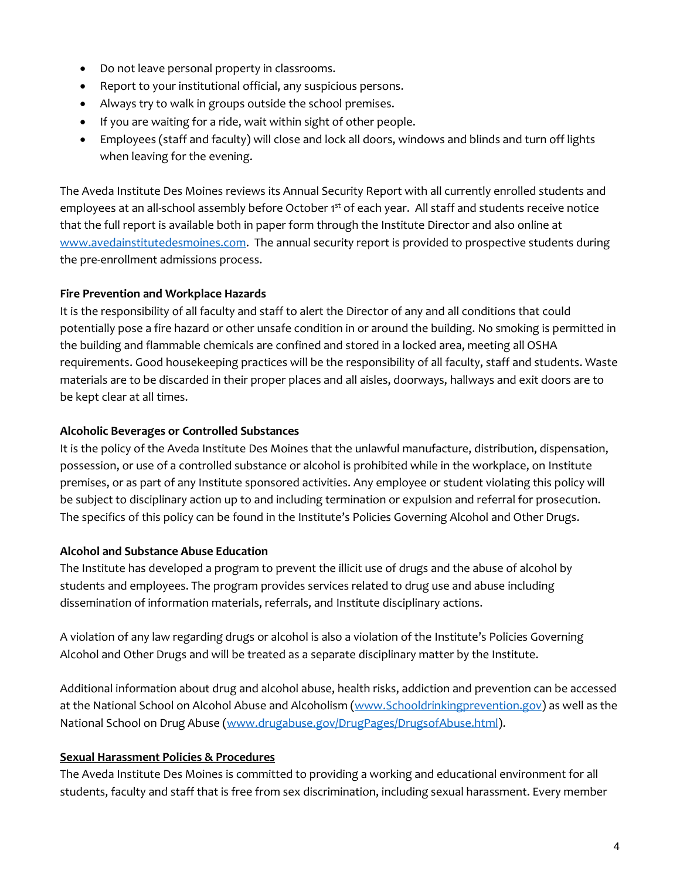- Do not leave personal property in classrooms.
- Report to your institutional official, any suspicious persons.
- Always try to walk in groups outside the school premises.
- If you are waiting for a ride, wait within sight of other people.
- Employees (staff and faculty) will close and lock all doors, windows and blinds and turn off lights when leaving for the evening.

The Aveda Institute Des Moines reviews its Annual Security Report with all currently enrolled students and employees at an all-school assembly before October 1st of each year. All staff and students receive notice that the full report is available both in paper form through the Institute Director and also online at [www.avedainstitutedesmoines.com](www.avedainstitutedesmoines.com). The annual security report is provided to prospective students during the pre-enrollment admissions process.

**Fire Prevention and Workplace Hazards**

It is the responsibility of all faculty and staff to alert the Director of any and all conditions that could potentially pose a fire hazard or other unsafe condition in or around the building. No smoking is permitted in the building and flammable chemicals are confined and stored in a locked area, meeting all OSHA requirements. Good housekeeping practices will be the responsibility of all faculty, staff and students. Waste materials are to be discarded in their proper places and all aisles, doorways, hallways and exit doors are to be kept clear at all times.

**Alcoholic Beverages or Controlled Substances**

It is the policy of the Aveda Institute Des Moines that the unlawful manufacture, distribution, dispensation, possession, or use of a controlled substance or alcohol is prohibited while in the workplace, on Institute premises, or as part of any Institute sponsored activities. Any employee or student violating this policy will be subject to disciplinary action up to and including termination or expulsion and referral for prosecution. The specifics of this policy can be found in the Institute's Policies Governing Alcohol and Other Drugs.

**Alcohol and Substance Abuse Education**

The Institute has developed a program to prevent the illicit use of drugs and the abuse of alcohol by students and employees. The program provides services related to drug use and abuse including dissemination of information materials, referrals, and Institute disciplinary actions.

A violation of any law regarding drugs or alcohol is also a violation of the Institute's Policies Governing Alcohol and Other Drugs and will be treated as a separate disciplinary matter by the Institute.

Additional information about drug and alcohol abuse, health risks, addiction and prevention can be accessed at the National School on Alcohol Abuse and Alcoholism ([www.Schooldrinkingprevention.gov](www.Schooldrinkingprevention.gov)) as well as the National School on Drug Abuse ([www.drugabuse.gov/DrugPages/DrugsofAbuse.html](www.drugabuse.gov/DrugPages/DrugsofAbuse.html)).

**Sexual Harassment Policies & Procedures**

The Aveda Institute Des Moines is committed to providing a working and educational environment for all students, faculty and staff that is free from sex discrimination, including sexual harassment. Every member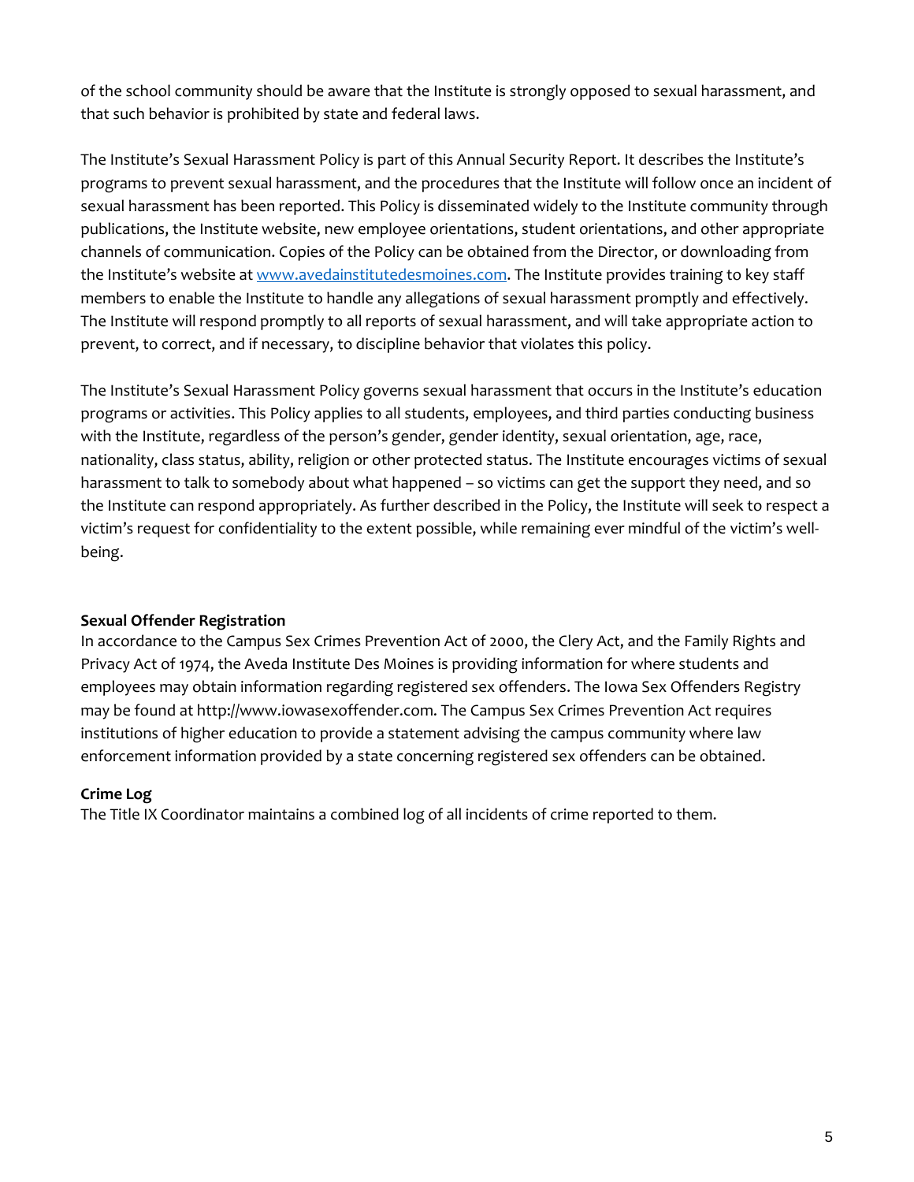of the school community should be aware that the Institute is strongly opposed to sexual harassment, and that such behavior is prohibited by state and federal laws.

The Institute's Sexual Harassment Policy is part of this Annual Security Report. It describes the Institute's programs to prevent sexual harassment, and the procedures that the Institute will follow once an incident of sexual harassment has been reported. This Policy is disseminated widely to the Institute community through publications, the Institute website, new employee orientations, student orientations, and other appropriate channels of communication. Copies of the Policy can be obtained from the Director, or downloading from the Institute's website at [www.avedainstitutedesmoines.com](http://www.avedainstitutedesmoines.com). The Institute provides training to key staff members to enable the Institute to handle any allegations of sexual harassment promptly and effectively. The Institute will respond promptly to all reports of sexual harassment, and will take appropriate action to prevent, to correct, and if necessary, to discipline behavior that violates this policy.

The Institute's Sexual Harassment Policy governs sexual harassment that occurs in the Institute's education programs or activities. This Policy applies to all students, employees, and third parties conducting business with the Institute, regardless of the person's gender, gender identity, sexual orientation, age, race, nationality, class status, ability, religion or other protected status. The Institute encourages victims of sexual harassment to talk to somebody about what happened – so victims can get the support they need, and so the Institute can respond appropriately. As further described in the Policy, the Institute will seek to respect a victim's request for confidentiality to the extent possible, while remaining ever mindful of the victim's well-being.

**Sexual Offender Registration**

In accordance to the Campus Sex Crimes Prevention Act of 2000, the Clery Act, and the Family Rights and Privacy Act of 1974, the Aveda Institute Des Moines is providing information for where students and employees may obtain information regarding registered sex offenders. The Iowa Sex Offenders Registry may be found at http://www.iowasexoffender.com. The Campus Sex Crimes Prevention Act requires institutions of higher education to provide a statement advising the campus community where law enforcement information provided by a state concerning registered sex offenders can be obtained.

**Crime Log**

The Title IX Coordinator maintains a combined log of all incidents of crime reported to them.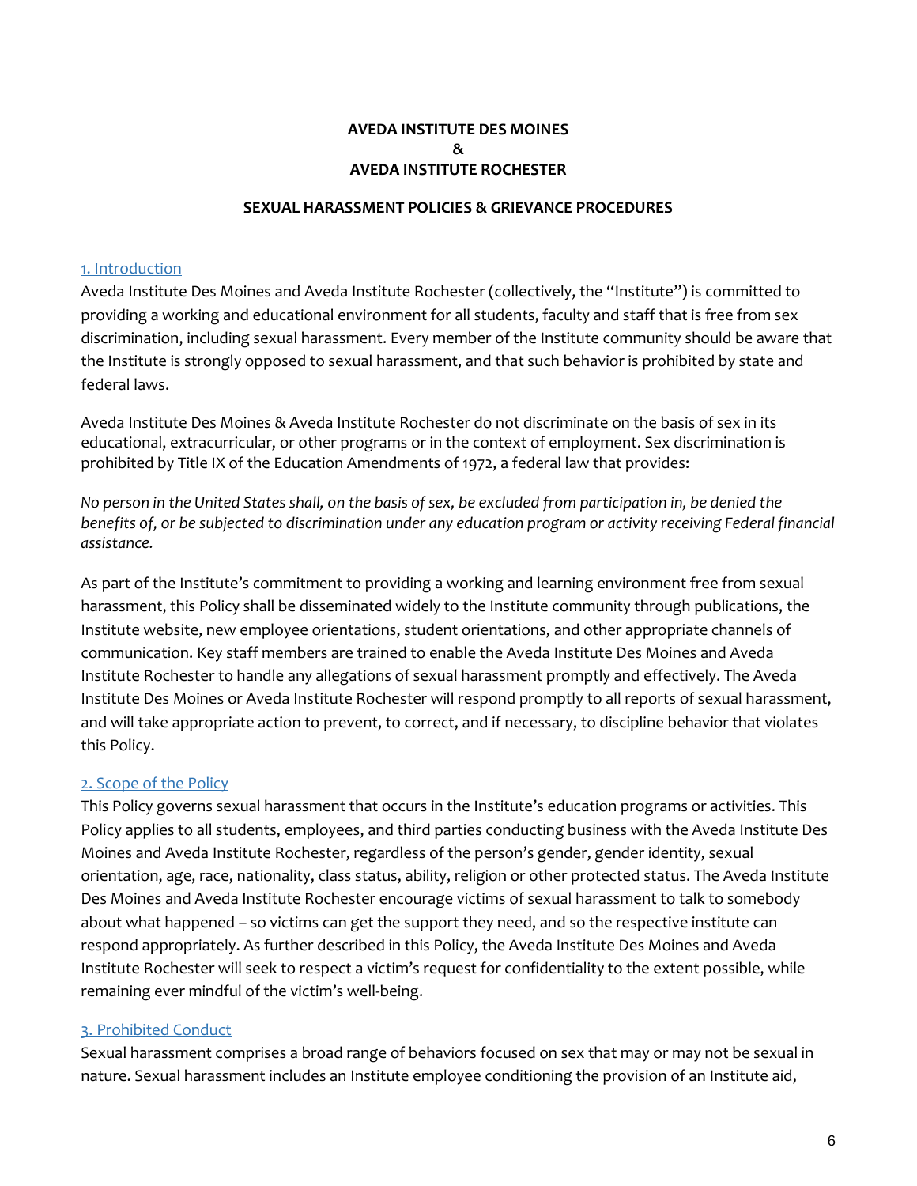**AVEDA INSTITUTE DES MOINES**
**&**
**AVEDA INSTITUTE ROCHESTER**

**SEXUAL HARASSMENT POLICIES & GRIEVANCE PROCEDURES**

## 1. Introduction

Aveda Institute Des Moines and Aveda Institute Rochester (collectively, the "Institute") is committed to providing a working and educational environment for all students, faculty and staff that is free from sex discrimination, including sexual harassment. Every member of the Institute community should be aware that the Institute is strongly opposed to sexual harassment, and that such behavior is prohibited by state and federal laws.

Aveda Institute Des Moines & Aveda Institute Rochester do not discriminate on the basis of sex in its educational, extracurricular, or other programs or in the context of employment. Sex discrimination is prohibited by Title IX of the Education Amendments of 1972, a federal law that provides:

*No person in the United States shall, on the basis of sex, be excluded from participation in, be denied the benefits of, or be subjected to discrimination under any education program or activity receiving Federal financial assistance.*

As part of the Institute's commitment to providing a working and learning environment free from sexual harassment, this Policy shall be disseminated widely to the Institute community through publications, the Institute website, new employee orientations, student orientations, and other appropriate channels of communication. Key staff members are trained to enable the Aveda Institute Des Moines and Aveda Institute Rochester to handle any allegations of sexual harassment promptly and effectively. The Aveda Institute Des Moines or Aveda Institute Rochester will respond promptly to all reports of sexual harassment, and will take appropriate action to prevent, to correct, and if necessary, to discipline behavior that violates this Policy.

## 2. Scope of the Policy

This Policy governs sexual harassment that occurs in the Institute's education programs or activities. This Policy applies to all students, employees, and third parties conducting business with the Aveda Institute Des Moines and Aveda Institute Rochester, regardless of the person's gender, gender identity, sexual orientation, age, race, nationality, class status, ability, religion or other protected status. The Aveda Institute Des Moines and Aveda Institute Rochester encourage victims of sexual harassment to talk to somebody about what happened – so victims can get the support they need, and so the respective institute can respond appropriately. As further described in this Policy, the Aveda Institute Des Moines and Aveda Institute Rochester will seek to respect a victim's request for confidentiality to the extent possible, while remaining ever mindful of the victim's well-being.

## 3. Prohibited Conduct

Sexual harassment comprises a broad range of behaviors focused on sex that may or may not be sexual in nature. Sexual harassment includes an Institute employee conditioning the provision of an Institute aid,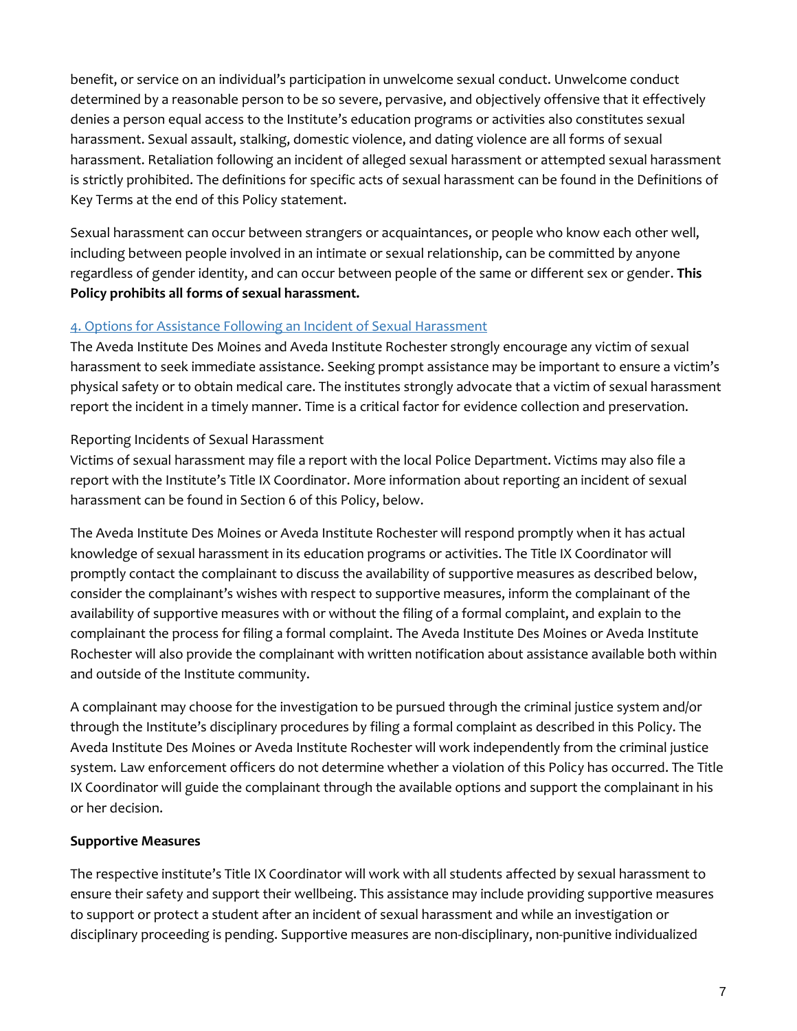benefit, or service on an individual's participation in unwelcome sexual conduct. Unwelcome conduct determined by a reasonable person to be so severe, pervasive, and objectively offensive that it effectively denies a person equal access to the Institute's education programs or activities also constitutes sexual harassment. Sexual assault, stalking, domestic violence, and dating violence are all forms of sexual harassment. Retaliation following an incident of alleged sexual harassment or attempted sexual harassment is strictly prohibited. The definitions for specific acts of sexual harassment can be found in the Definitions of Key Terms at the end of this Policy statement.

Sexual harassment can occur between strangers or acquaintances, or people who know each other well, including between people involved in an intimate or sexual relationship, can be committed by anyone regardless of gender identity, and can occur between people of the same or different sex or gender. **This Policy prohibits all forms of sexual harassment.**

## 4. Options for Assistance Following an Incident of Sexual Harassment

The Aveda Institute Des Moines and Aveda Institute Rochester strongly encourage any victim of sexual harassment to seek immediate assistance. Seeking prompt assistance may be important to ensure a victim's physical safety or to obtain medical care. The institutes strongly advocate that a victim of sexual harassment report the incident in a timely manner. Time is a critical factor for evidence collection and preservation.

Reporting Incidents of Sexual Harassment

Victims of sexual harassment may file a report with the local Police Department. Victims may also file a report with the Institute's Title IX Coordinator. More information about reporting an incident of sexual harassment can be found in Section 6 of this Policy, below.

The Aveda Institute Des Moines or Aveda Institute Rochester will respond promptly when it has actual knowledge of sexual harassment in its education programs or activities. The Title IX Coordinator will promptly contact the complainant to discuss the availability of supportive measures as described below, consider the complainant's wishes with respect to supportive measures, inform the complainant of the availability of supportive measures with or without the filing of a formal complaint, and explain to the complainant the process for filing a formal complaint. The Aveda Institute Des Moines or Aveda Institute Rochester will also provide the complainant with written notification about assistance available both within and outside of the Institute community.

A complainant may choose for the investigation to be pursued through the criminal justice system and/or through the Institute's disciplinary procedures by filing a formal complaint as described in this Policy. The Aveda Institute Des Moines or Aveda Institute Rochester will work independently from the criminal justice system. Law enforcement officers do not determine whether a violation of this Policy has occurred. The Title IX Coordinator will guide the complainant through the available options and support the complainant in his or her decision.

**Supportive Measures**

The respective institute's Title IX Coordinator will work with all students affected by sexual harassment to ensure their safety and support their wellbeing. This assistance may include providing supportive measures to support or protect a student after an incident of sexual harassment and while an investigation or disciplinary proceeding is pending. Supportive measures are non-disciplinary, non-punitive individualized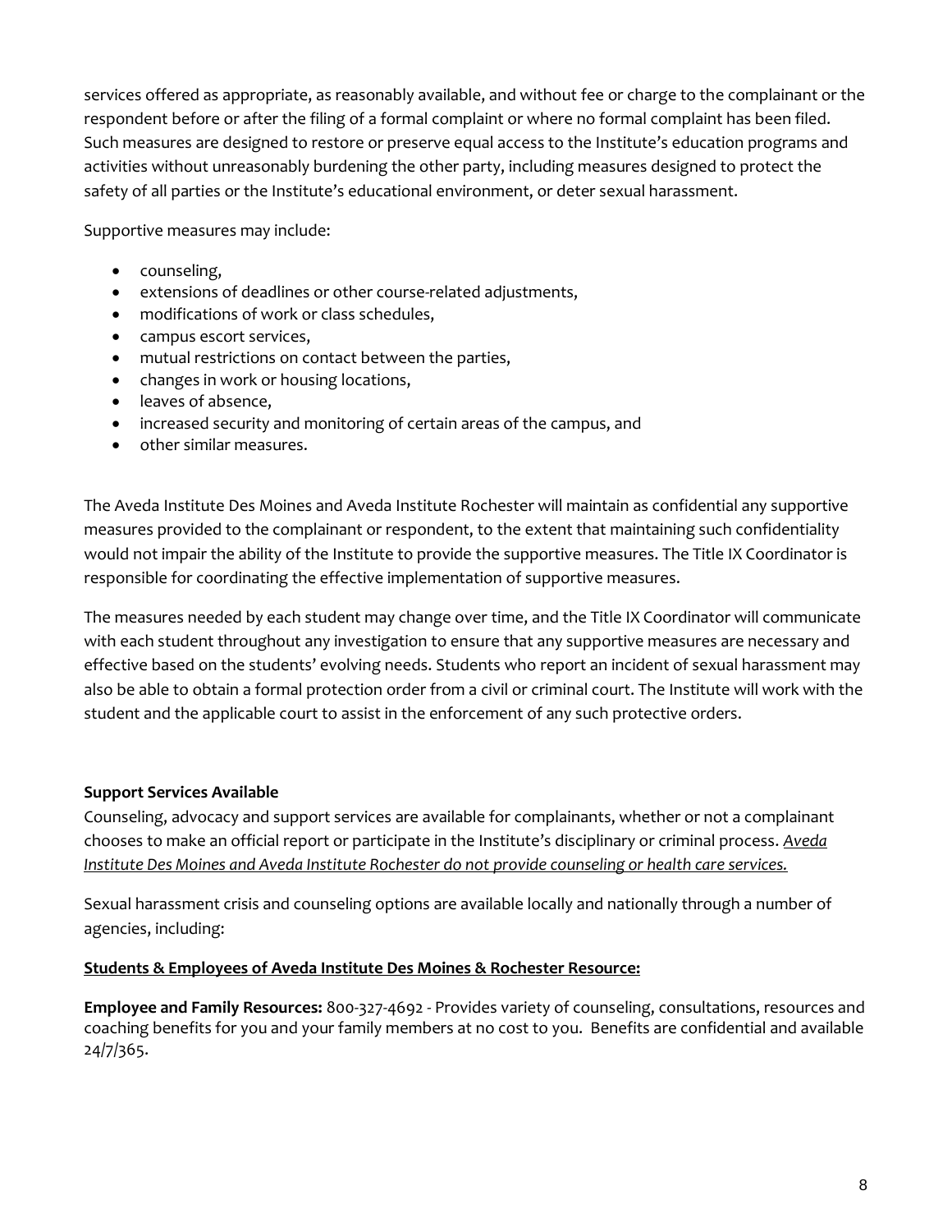services offered as appropriate, as reasonably available, and without fee or charge to the complainant or the respondent before or after the filing of a formal complaint or where no formal complaint has been filed. Such measures are designed to restore or preserve equal access to the Institute's education programs and activities without unreasonably burdening the other party, including measures designed to protect the safety of all parties or the Institute's educational environment, or deter sexual harassment.

Supportive measures may include:

- counseling,
- extensions of deadlines or other course-related adjustments,
- modifications of work or class schedules,
- campus escort services,
- mutual restrictions on contact between the parties,
- changes in work or housing locations,
- leaves of absence,
- increased security and monitoring of certain areas of the campus, and
- other similar measures.

The Aveda Institute Des Moines and Aveda Institute Rochester will maintain as confidential any supportive measures provided to the complainant or respondent, to the extent that maintaining such confidentiality would not impair the ability of the Institute to provide the supportive measures. The Title IX Coordinator is responsible for coordinating the effective implementation of supportive measures.

The measures needed by each student may change over time, and the Title IX Coordinator will communicate with each student throughout any investigation to ensure that any supportive measures are necessary and effective based on the students' evolving needs. Students who report an incident of sexual harassment may also be able to obtain a formal protection order from a civil or criminal court. The Institute will work with the student and the applicable court to assist in the enforcement of any such protective orders.

**Support Services Available**

Counseling, advocacy and support services are available for complainants, whether or not a complainant chooses to make an official report or participate in the Institute's disciplinary or criminal process. *Aveda Institute Des Moines and Aveda Institute Rochester do not provide counseling or health care services.*

Sexual harassment crisis and counseling options are available locally and nationally through a number of agencies, including:

**Students & Employees of Aveda Institute Des Moines & Rochester Resource:**

**Employee and Family Resources:** 800-327-4692 - Provides variety of counseling, consultations, resources and coaching benefits for you and your family members at no cost to you. Benefits are confidential and available 24/7/365.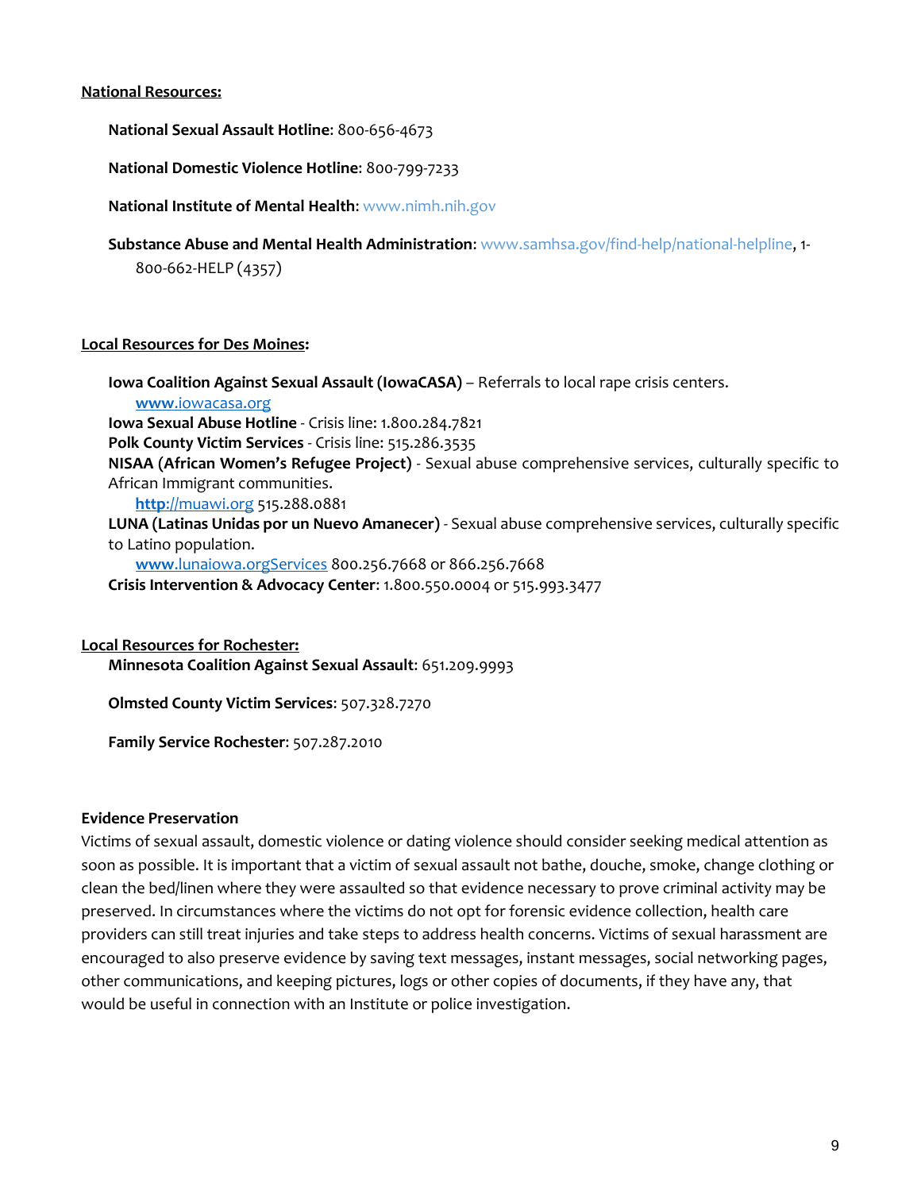**National Resources:**

**National Sexual Assault Hotline**: 800-656-4673

**National Domestic Violence Hotline**: 800-799-7233

**National Institute of Mental Health:** www.nimh.nih.gov

**Substance Abuse and Mental Health Administration**: www.samhsa.gov/find-help/national-helpline, 1-800-662-HELP (4357)

**Local Resources for Des Moines:**

**Iowa Coalition Against Sexual Assault (IowaCASA)** – Referrals to local rape crisis centers.
www.iowacasa.org
**Iowa Sexual Abuse Hotline** - Crisis line: 1.800.284.7821
**Polk County Victim Services** - Crisis line: 515.286.3535
**NISAA (African Women's Refugee Project)** - Sexual abuse comprehensive services, culturally specific to African Immigrant communities.
http://muawi.org 515.288.0881
**LUNA (Latinas Unidas por un Nuevo Amanecer)** - Sexual abuse comprehensive services, culturally specific to Latino population.
www.lunaiowa.orgServices 800.256.7668 or 866.256.7668
**Crisis Intervention & Advocacy Center**: 1.800.550.0004 or 515.993.3477

**Local Resources for Rochester:**

**Minnesota Coalition Against Sexual Assault**: 651.209.9993

**Olmsted County Victim Services**: 507.328.7270

**Family Service Rochester**: 507.287.2010

**Evidence Preservation**

Victims of sexual assault, domestic violence or dating violence should consider seeking medical attention as soon as possible. It is important that a victim of sexual assault not bathe, douche, smoke, change clothing or clean the bed/linen where they were assaulted so that evidence necessary to prove criminal activity may be preserved. In circumstances where the victims do not opt for forensic evidence collection, health care providers can still treat injuries and take steps to address health concerns. Victims of sexual harassment are encouraged to also preserve evidence by saving text messages, instant messages, social networking pages, other communications, and keeping pictures, logs or other copies of documents, if they have any, that would be useful in connection with an Institute or police investigation.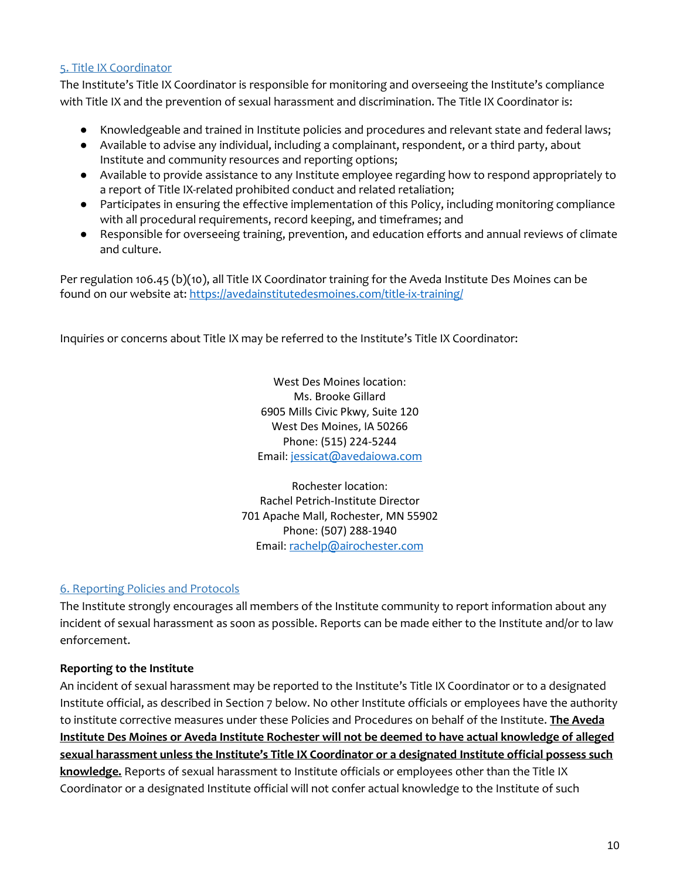## 5. Title IX Coordinator

The Institute's Title IX Coordinator is responsible for monitoring and overseeing the Institute's compliance with Title IX and the prevention of sexual harassment and discrimination. The Title IX Coordinator is:

- Knowledgeable and trained in Institute policies and procedures and relevant state and federal laws;
- Available to advise any individual, including a complainant, respondent, or a third party, about Institute and community resources and reporting options;
- Available to provide assistance to any Institute employee regarding how to respond appropriately to a report of Title IX-related prohibited conduct and related retaliation;
- Participates in ensuring the effective implementation of this Policy, including monitoring compliance with all procedural requirements, record keeping, and timeframes; and
- Responsible for overseeing training, prevention, and education efforts and annual reviews of climate and culture.

Per regulation 106.45 (b)(10), all Title IX Coordinator training for the Aveda Institute Des Moines can be found on our website at: https://avedainstitutedesmoines.com/title-ix-training/

Inquiries or concerns about Title IX may be referred to the Institute's Title IX Coordinator:

West Des Moines location:
Ms. Brooke Gillard
6905 Mills Civic Pkwy, Suite 120
West Des Moines, IA 50266
Phone: (515) 224-5244
Email: jessicat@avedaiowa.com

Rochester location:
Rachel Petrich-Institute Director
701 Apache Mall, Rochester, MN 55902
Phone: (507) 288-1940
Email: rachelp@airochester.com

## 6. Reporting Policies and Protocols

The Institute strongly encourages all members of the Institute community to report information about any incident of sexual harassment as soon as possible. Reports can be made either to the Institute and/or to law enforcement.

**Reporting to the Institute**

An incident of sexual harassment may be reported to the Institute's Title IX Coordinator or to a designated Institute official, as described in Section 7 below. No other Institute officials or employees have the authority to institute corrective measures under these Policies and Procedures on behalf of the Institute. **The Aveda Institute Des Moines or Aveda Institute Rochester will not be deemed to have actual knowledge of alleged sexual harassment unless the Institute's Title IX Coordinator or a designated Institute official possess such knowledge.** Reports of sexual harassment to Institute officials or employees other than the Title IX Coordinator or a designated Institute official will not confer actual knowledge to the Institute of such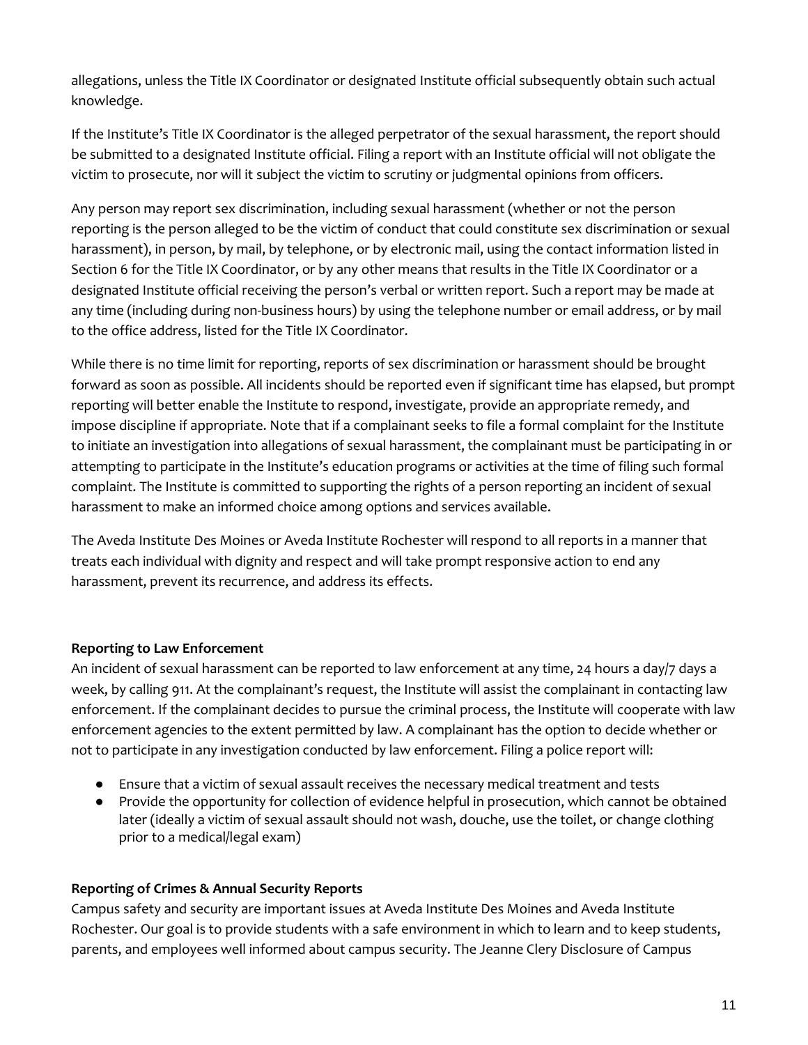allegations, unless the Title IX Coordinator or designated Institute official subsequently obtain such actual knowledge.

If the Institute's Title IX Coordinator is the alleged perpetrator of the sexual harassment, the report should be submitted to a designated Institute official. Filing a report with an Institute official will not obligate the victim to prosecute, nor will it subject the victim to scrutiny or judgmental opinions from officers.

Any person may report sex discrimination, including sexual harassment (whether or not the person reporting is the person alleged to be the victim of conduct that could constitute sex discrimination or sexual harassment), in person, by mail, by telephone, or by electronic mail, using the contact information listed in Section 6 for the Title IX Coordinator, or by any other means that results in the Title IX Coordinator or a designated Institute official receiving the person's verbal or written report. Such a report may be made at any time (including during non-business hours) by using the telephone number or email address, or by mail to the office address, listed for the Title IX Coordinator.

While there is no time limit for reporting, reports of sex discrimination or harassment should be brought forward as soon as possible. All incidents should be reported even if significant time has elapsed, but prompt reporting will better enable the Institute to respond, investigate, provide an appropriate remedy, and impose discipline if appropriate. Note that if a complainant seeks to file a formal complaint for the Institute to initiate an investigation into allegations of sexual harassment, the complainant must be participating in or attempting to participate in the Institute's education programs or activities at the time of filing such formal complaint. The Institute is committed to supporting the rights of a person reporting an incident of sexual harassment to make an informed choice among options and services available.

The Aveda Institute Des Moines or Aveda Institute Rochester will respond to all reports in a manner that treats each individual with dignity and respect and will take prompt responsive action to end any harassment, prevent its recurrence, and address its effects.

**Reporting to Law Enforcement**

An incident of sexual harassment can be reported to law enforcement at any time, 24 hours a day/7 days a week, by calling 911. At the complainant's request, the Institute will assist the complainant in contacting law enforcement. If the complainant decides to pursue the criminal process, the Institute will cooperate with law enforcement agencies to the extent permitted by law. A complainant has the option to decide whether or not to participate in any investigation conducted by law enforcement. Filing a police report will:

- Ensure that a victim of sexual assault receives the necessary medical treatment and tests
- Provide the opportunity for collection of evidence helpful in prosecution, which cannot be obtained later (ideally a victim of sexual assault should not wash, douche, use the toilet, or change clothing prior to a medical/legal exam)

**Reporting of Crimes & Annual Security Reports**

Campus safety and security are important issues at Aveda Institute Des Moines and Aveda Institute Rochester. Our goal is to provide students with a safe environment in which to learn and to keep students, parents, and employees well informed about campus security. The Jeanne Clery Disclosure of Campus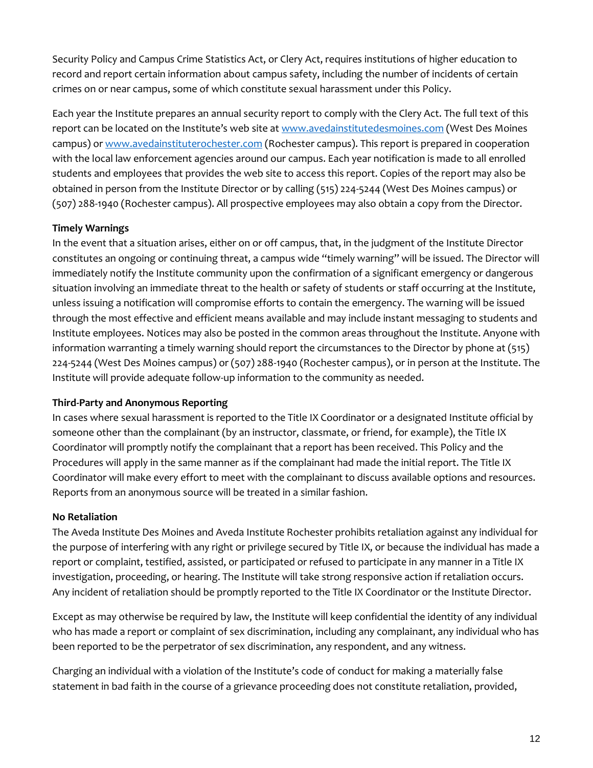Security Policy and Campus Crime Statistics Act, or Clery Act, requires institutions of higher education to record and report certain information about campus safety, including the number of incidents of certain crimes on or near campus, some of which constitute sexual harassment under this Policy.

Each year the Institute prepares an annual security report to comply with the Clery Act. The full text of this report can be located on the Institute's web site at [www.avedainstitutedesmoines.com](http://www.avedainstitutedesmoines.com) (West Des Moines campus) or [www.avedainstituterochester.com](http://www.avedainstituterochester.com) (Rochester campus). This report is prepared in cooperation with the local law enforcement agencies around our campus. Each year notification is made to all enrolled students and employees that provides the web site to access this report. Copies of the report may also be obtained in person from the Institute Director or by calling (515) 224-5244 (West Des Moines campus) or (507) 288-1940 (Rochester campus). All prospective employees may also obtain a copy from the Director.

**Timely Warnings**

In the event that a situation arises, either on or off campus, that, in the judgment of the Institute Director constitutes an ongoing or continuing threat, a campus wide "timely warning" will be issued. The Director will immediately notify the Institute community upon the confirmation of a significant emergency or dangerous situation involving an immediate threat to the health or safety of students or staff occurring at the Institute, unless issuing a notification will compromise efforts to contain the emergency. The warning will be issued through the most effective and efficient means available and may include instant messaging to students and Institute employees. Notices may also be posted in the common areas throughout the Institute. Anyone with information warranting a timely warning should report the circumstances to the Director by phone at (515) 224-5244 (West Des Moines campus) or (507) 288-1940 (Rochester campus), or in person at the Institute. The Institute will provide adequate follow-up information to the community as needed.

**Third-Party and Anonymous Reporting**

In cases where sexual harassment is reported to the Title IX Coordinator or a designated Institute official by someone other than the complainant (by an instructor, classmate, or friend, for example), the Title IX Coordinator will promptly notify the complainant that a report has been received. This Policy and the Procedures will apply in the same manner as if the complainant had made the initial report. The Title IX Coordinator will make every effort to meet with the complainant to discuss available options and resources. Reports from an anonymous source will be treated in a similar fashion.

**No Retaliation**

The Aveda Institute Des Moines and Aveda Institute Rochester prohibits retaliation against any individual for the purpose of interfering with any right or privilege secured by Title IX, or because the individual has made a report or complaint, testified, assisted, or participated or refused to participate in any manner in a Title IX investigation, proceeding, or hearing. The Institute will take strong responsive action if retaliation occurs. Any incident of retaliation should be promptly reported to the Title IX Coordinator or the Institute Director.

Except as may otherwise be required by law, the Institute will keep confidential the identity of any individual who has made a report or complaint of sex discrimination, including any complainant, any individual who has been reported to be the perpetrator of sex discrimination, any respondent, and any witness.

Charging an individual with a violation of the Institute's code of conduct for making a materially false statement in bad faith in the course of a grievance proceeding does not constitute retaliation, provided,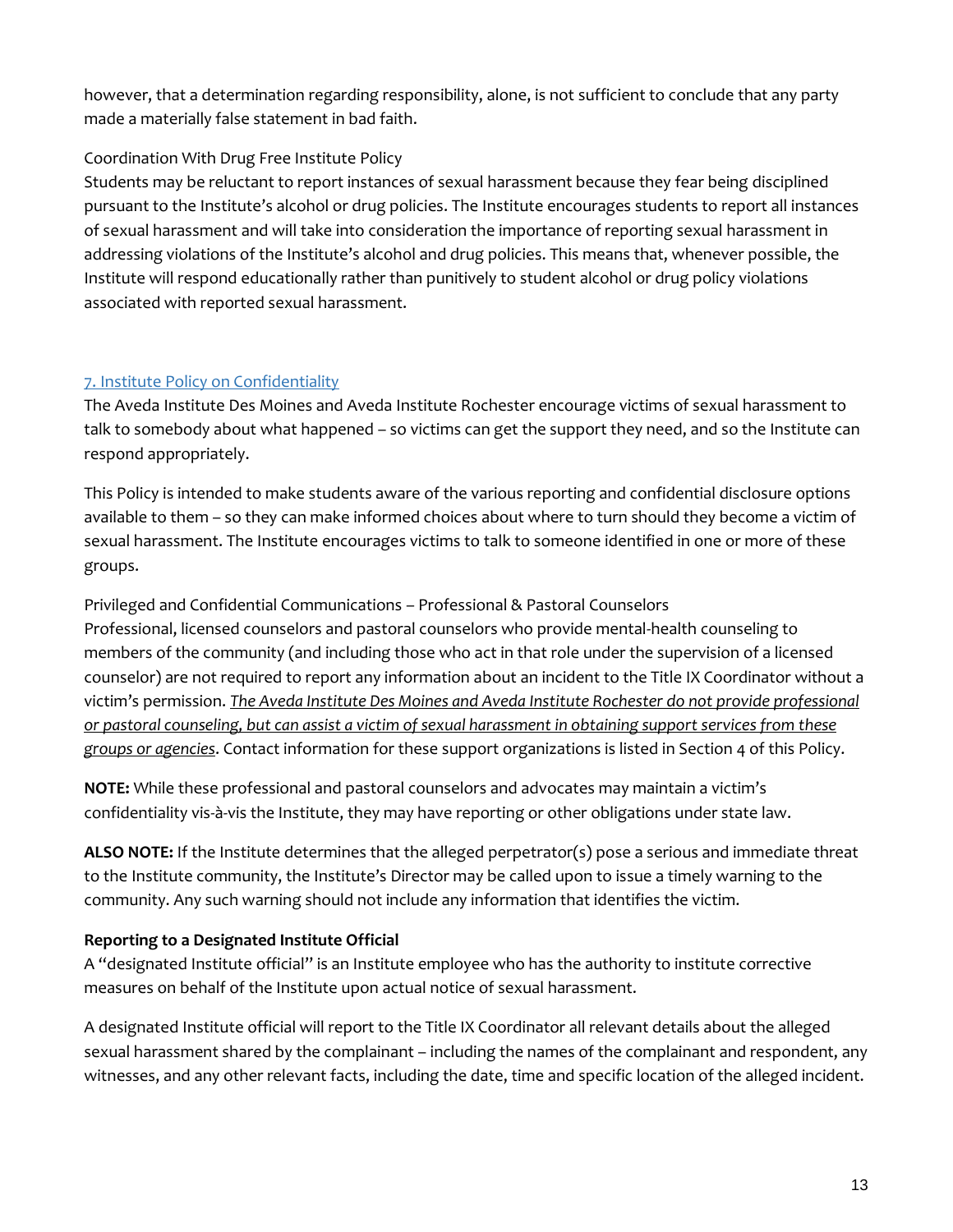however, that a determination regarding responsibility, alone, is not sufficient to conclude that any party made a materially false statement in bad faith.

Coordination With Drug Free Institute Policy

Students may be reluctant to report instances of sexual harassment because they fear being disciplined pursuant to the Institute's alcohol or drug policies. The Institute encourages students to report all instances of sexual harassment and will take into consideration the importance of reporting sexual harassment in addressing violations of the Institute's alcohol and drug policies. This means that, whenever possible, the Institute will respond educationally rather than punitively to student alcohol or drug policy violations associated with reported sexual harassment.

## 7. Institute Policy on Confidentiality

The Aveda Institute Des Moines and Aveda Institute Rochester encourage victims of sexual harassment to talk to somebody about what happened – so victims can get the support they need, and so the Institute can respond appropriately.

This Policy is intended to make students aware of the various reporting and confidential disclosure options available to them – so they can make informed choices about where to turn should they become a victim of sexual harassment. The Institute encourages victims to talk to someone identified in one or more of these groups.

Privileged and Confidential Communications – Professional & Pastoral Counselors

Professional, licensed counselors and pastoral counselors who provide mental-health counseling to members of the community (and including those who act in that role under the supervision of a licensed counselor) are not required to report any information about an incident to the Title IX Coordinator without a victim's permission. *The Aveda Institute Des Moines and Aveda Institute Rochester do not provide professional or pastoral counseling, but can assist a victim of sexual harassment in obtaining support services from these groups or agencies*. Contact information for these support organizations is listed in Section 4 of this Policy.

**NOTE:** While these professional and pastoral counselors and advocates may maintain a victim's confidentiality vis-à-vis the Institute, they may have reporting or other obligations under state law.

**ALSO NOTE:** If the Institute determines that the alleged perpetrator(s) pose a serious and immediate threat to the Institute community, the Institute's Director may be called upon to issue a timely warning to the community. Any such warning should not include any information that identifies the victim.

**Reporting to a Designated Institute Official**

A "designated Institute official" is an Institute employee who has the authority to institute corrective measures on behalf of the Institute upon actual notice of sexual harassment.

A designated Institute official will report to the Title IX Coordinator all relevant details about the alleged sexual harassment shared by the complainant – including the names of the complainant and respondent, any witnesses, and any other relevant facts, including the date, time and specific location of the alleged incident.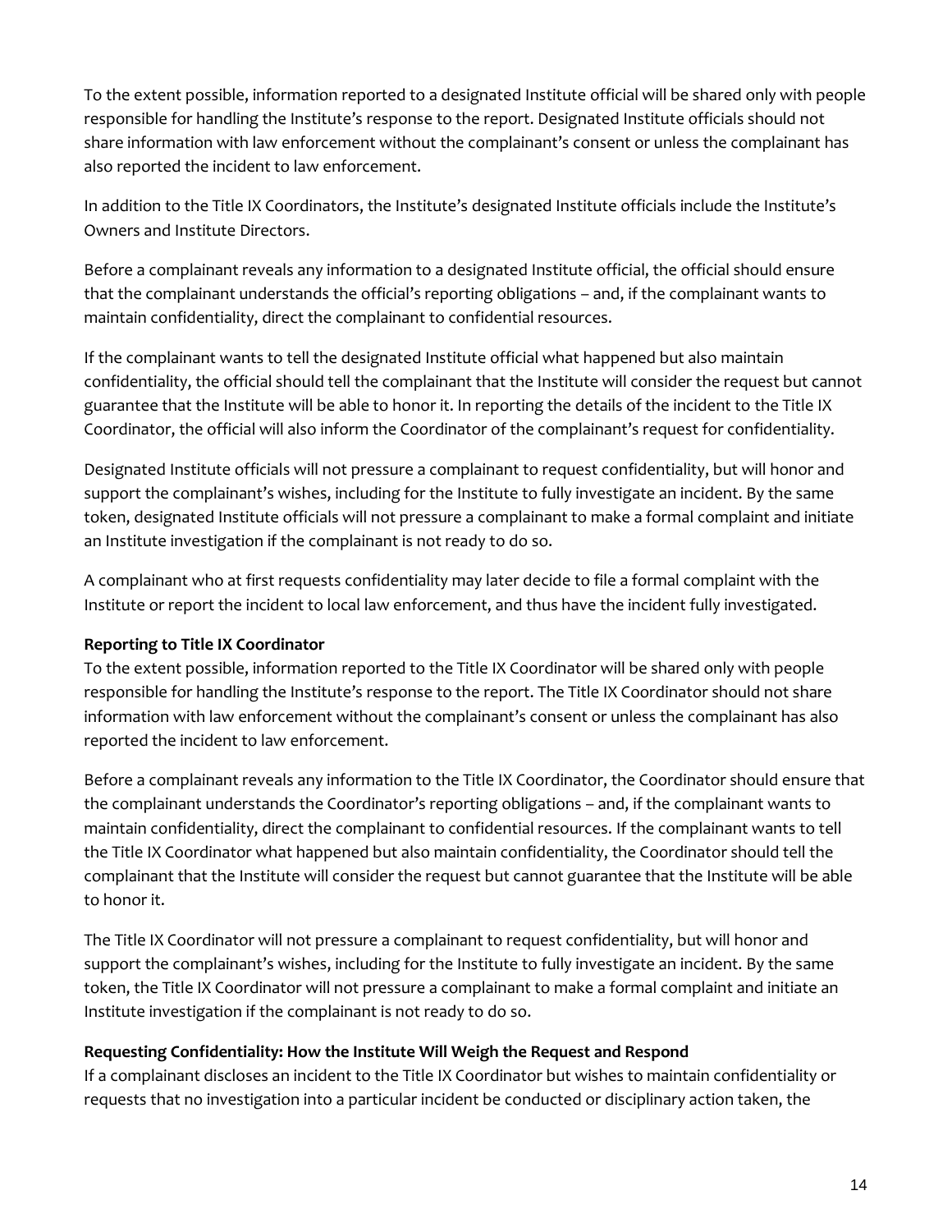To the extent possible, information reported to a designated Institute official will be shared only with people responsible for handling the Institute's response to the report. Designated Institute officials should not share information with law enforcement without the complainant's consent or unless the complainant has also reported the incident to law enforcement.

In addition to the Title IX Coordinators, the Institute's designated Institute officials include the Institute's Owners and Institute Directors.

Before a complainant reveals any information to a designated Institute official, the official should ensure that the complainant understands the official's reporting obligations – and, if the complainant wants to maintain confidentiality, direct the complainant to confidential resources.

If the complainant wants to tell the designated Institute official what happened but also maintain confidentiality, the official should tell the complainant that the Institute will consider the request but cannot guarantee that the Institute will be able to honor it. In reporting the details of the incident to the Title IX Coordinator, the official will also inform the Coordinator of the complainant's request for confidentiality.

Designated Institute officials will not pressure a complainant to request confidentiality, but will honor and support the complainant's wishes, including for the Institute to fully investigate an incident. By the same token, designated Institute officials will not pressure a complainant to make a formal complaint and initiate an Institute investigation if the complainant is not ready to do so.

A complainant who at first requests confidentiality may later decide to file a formal complaint with the Institute or report the incident to local law enforcement, and thus have the incident fully investigated.

**Reporting to Title IX Coordinator**

To the extent possible, information reported to the Title IX Coordinator will be shared only with people responsible for handling the Institute's response to the report. The Title IX Coordinator should not share information with law enforcement without the complainant's consent or unless the complainant has also reported the incident to law enforcement.

Before a complainant reveals any information to the Title IX Coordinator, the Coordinator should ensure that the complainant understands the Coordinator's reporting obligations – and, if the complainant wants to maintain confidentiality, direct the complainant to confidential resources. If the complainant wants to tell the Title IX Coordinator what happened but also maintain confidentiality, the Coordinator should tell the complainant that the Institute will consider the request but cannot guarantee that the Institute will be able to honor it.

The Title IX Coordinator will not pressure a complainant to request confidentiality, but will honor and support the complainant's wishes, including for the Institute to fully investigate an incident. By the same token, the Title IX Coordinator will not pressure a complainant to make a formal complaint and initiate an Institute investigation if the complainant is not ready to do so.

**Requesting Confidentiality: How the Institute Will Weigh the Request and Respond**

If a complainant discloses an incident to the Title IX Coordinator but wishes to maintain confidentiality or requests that no investigation into a particular incident be conducted or disciplinary action taken, the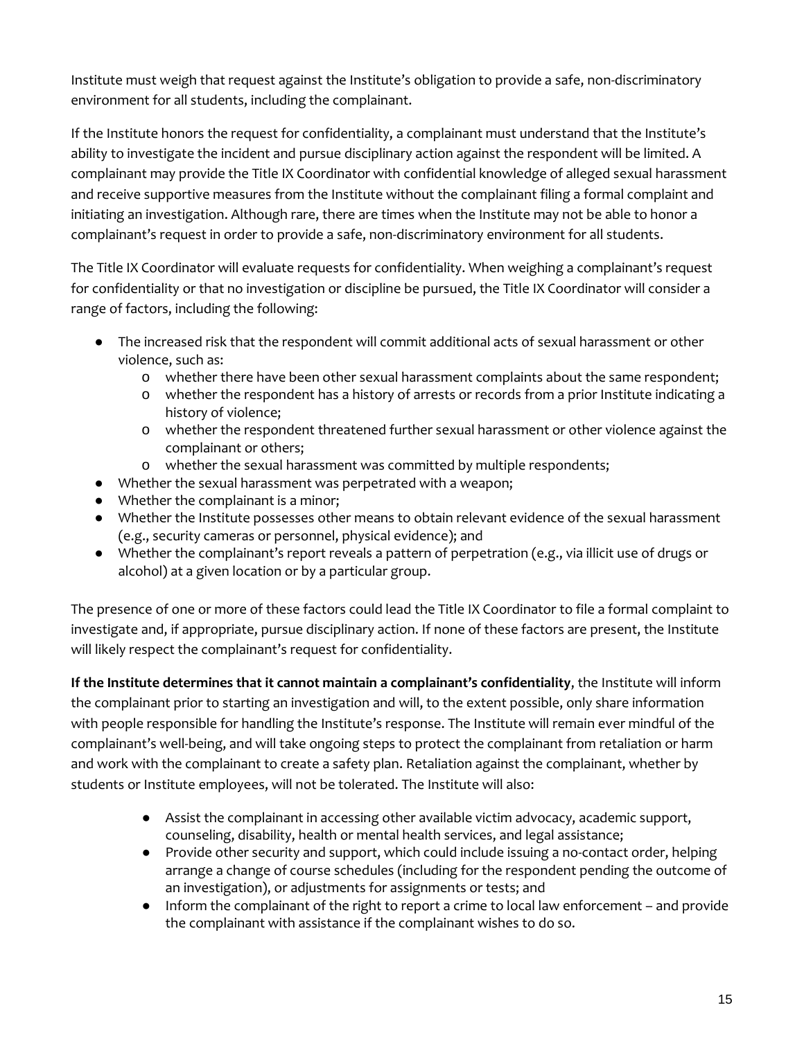Institute must weigh that request against the Institute's obligation to provide a safe, non-discriminatory environment for all students, including the complainant.

If the Institute honors the request for confidentiality, a complainant must understand that the Institute's ability to investigate the incident and pursue disciplinary action against the respondent will be limited. A complainant may provide the Title IX Coordinator with confidential knowledge of alleged sexual harassment and receive supportive measures from the Institute without the complainant filing a formal complaint and initiating an investigation. Although rare, there are times when the Institute may not be able to honor a complainant's request in order to provide a safe, non-discriminatory environment for all students.

The Title IX Coordinator will evaluate requests for confidentiality. When weighing a complainant's request for confidentiality or that no investigation or discipline be pursued, the Title IX Coordinator will consider a range of factors, including the following:

- The increased risk that the respondent will commit additional acts of sexual harassment or other violence, such as:
  - whether there have been other sexual harassment complaints about the same respondent;
  - whether the respondent has a history of arrests or records from a prior Institute indicating a history of violence;
  - whether the respondent threatened further sexual harassment or other violence against the complainant or others;
  - whether the sexual harassment was committed by multiple respondents;
- Whether the sexual harassment was perpetrated with a weapon;
- Whether the complainant is a minor;
- Whether the Institute possesses other means to obtain relevant evidence of the sexual harassment (e.g., security cameras or personnel, physical evidence); and
- Whether the complainant's report reveals a pattern of perpetration (e.g., via illicit use of drugs or alcohol) at a given location or by a particular group.

The presence of one or more of these factors could lead the Title IX Coordinator to file a formal complaint to investigate and, if appropriate, pursue disciplinary action. If none of these factors are present, the Institute will likely respect the complainant's request for confidentiality.

**If the Institute determines that it cannot maintain a complainant's confidentiality**, the Institute will inform the complainant prior to starting an investigation and will, to the extent possible, only share information with people responsible for handling the Institute's response. The Institute will remain ever mindful of the complainant's well-being, and will take ongoing steps to protect the complainant from retaliation or harm and work with the complainant to create a safety plan. Retaliation against the complainant, whether by students or Institute employees, will not be tolerated. The Institute will also:

- Assist the complainant in accessing other available victim advocacy, academic support, counseling, disability, health or mental health services, and legal assistance;
- Provide other security and support, which could include issuing a no-contact order, helping arrange a change of course schedules (including for the respondent pending the outcome of an investigation), or adjustments for assignments or tests; and
- Inform the complainant of the right to report a crime to local law enforcement – and provide the complainant with assistance if the complainant wishes to do so.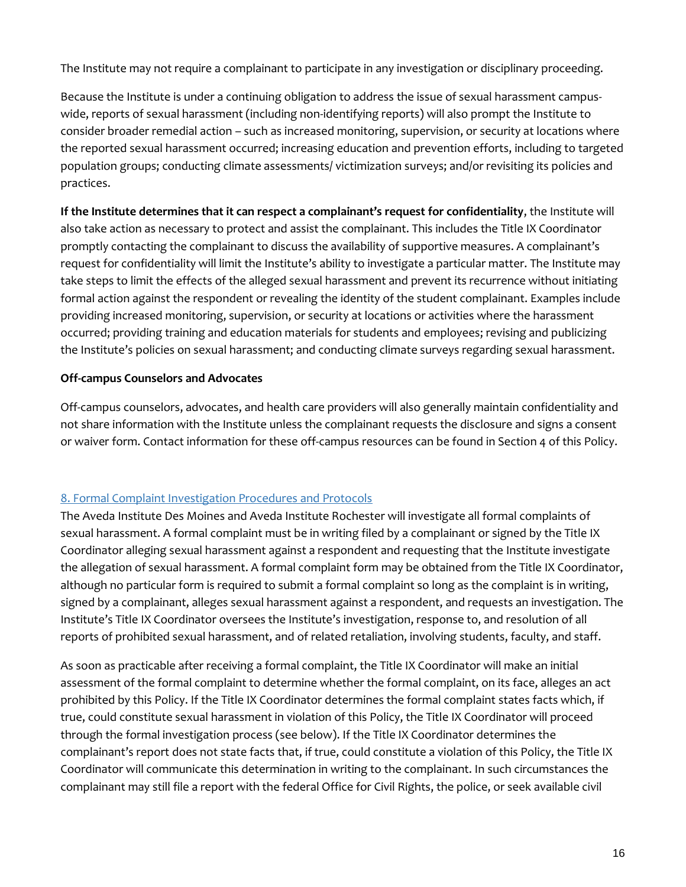The Institute may not require a complainant to participate in any investigation or disciplinary proceeding.

Because the Institute is under a continuing obligation to address the issue of sexual harassment campus-wide, reports of sexual harassment (including non-identifying reports) will also prompt the Institute to consider broader remedial action – such as increased monitoring, supervision, or security at locations where the reported sexual harassment occurred; increasing education and prevention efforts, including to targeted population groups; conducting climate assessments/ victimization surveys; and/or revisiting its policies and practices.

**If the Institute determines that it can respect a complainant's request for confidentiality**, the Institute will also take action as necessary to protect and assist the complainant. This includes the Title IX Coordinator promptly contacting the complainant to discuss the availability of supportive measures. A complainant's request for confidentiality will limit the Institute's ability to investigate a particular matter. The Institute may take steps to limit the effects of the alleged sexual harassment and prevent its recurrence without initiating formal action against the respondent or revealing the identity of the student complainant. Examples include providing increased monitoring, supervision, or security at locations or activities where the harassment occurred; providing training and education materials for students and employees; revising and publicizing the Institute's policies on sexual harassment; and conducting climate surveys regarding sexual harassment.

**Off-campus Counselors and Advocates**

Off-campus counselors, advocates, and health care providers will also generally maintain confidentiality and not share information with the Institute unless the complainant requests the disclosure and signs a consent or waiver form. Contact information for these off-campus resources can be found in Section 4 of this Policy.

## 8. Formal Complaint Investigation Procedures and Protocols

The Aveda Institute Des Moines and Aveda Institute Rochester will investigate all formal complaints of sexual harassment. A formal complaint must be in writing filed by a complainant or signed by the Title IX Coordinator alleging sexual harassment against a respondent and requesting that the Institute investigate the allegation of sexual harassment. A formal complaint form may be obtained from the Title IX Coordinator, although no particular form is required to submit a formal complaint so long as the complaint is in writing, signed by a complainant, alleges sexual harassment against a respondent, and requests an investigation. The Institute's Title IX Coordinator oversees the Institute's investigation, response to, and resolution of all reports of prohibited sexual harassment, and of related retaliation, involving students, faculty, and staff.

As soon as practicable after receiving a formal complaint, the Title IX Coordinator will make an initial assessment of the formal complaint to determine whether the formal complaint, on its face, alleges an act prohibited by this Policy. If the Title IX Coordinator determines the formal complaint states facts which, if true, could constitute sexual harassment in violation of this Policy, the Title IX Coordinator will proceed through the formal investigation process (see below). If the Title IX Coordinator determines the complainant's report does not state facts that, if true, could constitute a violation of this Policy, the Title IX Coordinator will communicate this determination in writing to the complainant. In such circumstances the complainant may still file a report with the federal Office for Civil Rights, the police, or seek available civil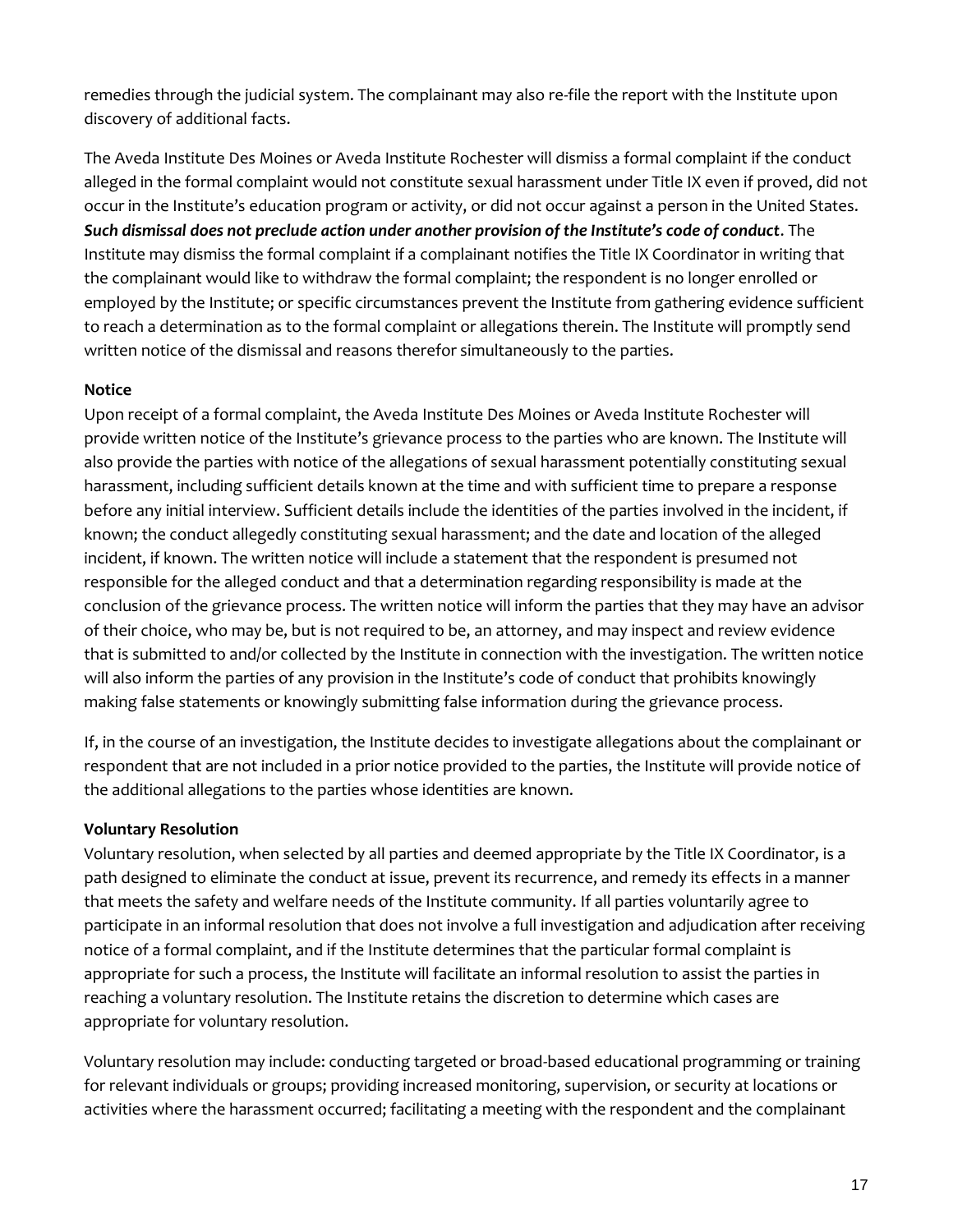remedies through the judicial system. The complainant may also re-file the report with the Institute upon discovery of additional facts.

The Aveda Institute Des Moines or Aveda Institute Rochester will dismiss a formal complaint if the conduct alleged in the formal complaint would not constitute sexual harassment under Title IX even if proved, did not occur in the Institute's education program or activity, or did not occur against a person in the United States. ***Such dismissal does not preclude action under another provision of the Institute's code of conduct***. The Institute may dismiss the formal complaint if a complainant notifies the Title IX Coordinator in writing that the complainant would like to withdraw the formal complaint; the respondent is no longer enrolled or employed by the Institute; or specific circumstances prevent the Institute from gathering evidence sufficient to reach a determination as to the formal complaint or allegations therein. The Institute will promptly send written notice of the dismissal and reasons therefor simultaneously to the parties.

**Notice**

Upon receipt of a formal complaint, the Aveda Institute Des Moines or Aveda Institute Rochester will provide written notice of the Institute's grievance process to the parties who are known. The Institute will also provide the parties with notice of the allegations of sexual harassment potentially constituting sexual harassment, including sufficient details known at the time and with sufficient time to prepare a response before any initial interview. Sufficient details include the identities of the parties involved in the incident, if known; the conduct allegedly constituting sexual harassment; and the date and location of the alleged incident, if known. The written notice will include a statement that the respondent is presumed not responsible for the alleged conduct and that a determination regarding responsibility is made at the conclusion of the grievance process. The written notice will inform the parties that they may have an advisor of their choice, who may be, but is not required to be, an attorney, and may inspect and review evidence that is submitted to and/or collected by the Institute in connection with the investigation. The written notice will also inform the parties of any provision in the Institute's code of conduct that prohibits knowingly making false statements or knowingly submitting false information during the grievance process.

If, in the course of an investigation, the Institute decides to investigate allegations about the complainant or respondent that are not included in a prior notice provided to the parties, the Institute will provide notice of the additional allegations to the parties whose identities are known.

**Voluntary Resolution**

Voluntary resolution, when selected by all parties and deemed appropriate by the Title IX Coordinator, is a path designed to eliminate the conduct at issue, prevent its recurrence, and remedy its effects in a manner that meets the safety and welfare needs of the Institute community. If all parties voluntarily agree to participate in an informal resolution that does not involve a full investigation and adjudication after receiving notice of a formal complaint, and if the Institute determines that the particular formal complaint is appropriate for such a process, the Institute will facilitate an informal resolution to assist the parties in reaching a voluntary resolution. The Institute retains the discretion to determine which cases are appropriate for voluntary resolution.

Voluntary resolution may include: conducting targeted or broad-based educational programming or training for relevant individuals or groups; providing increased monitoring, supervision, or security at locations or activities where the harassment occurred; facilitating a meeting with the respondent and the complainant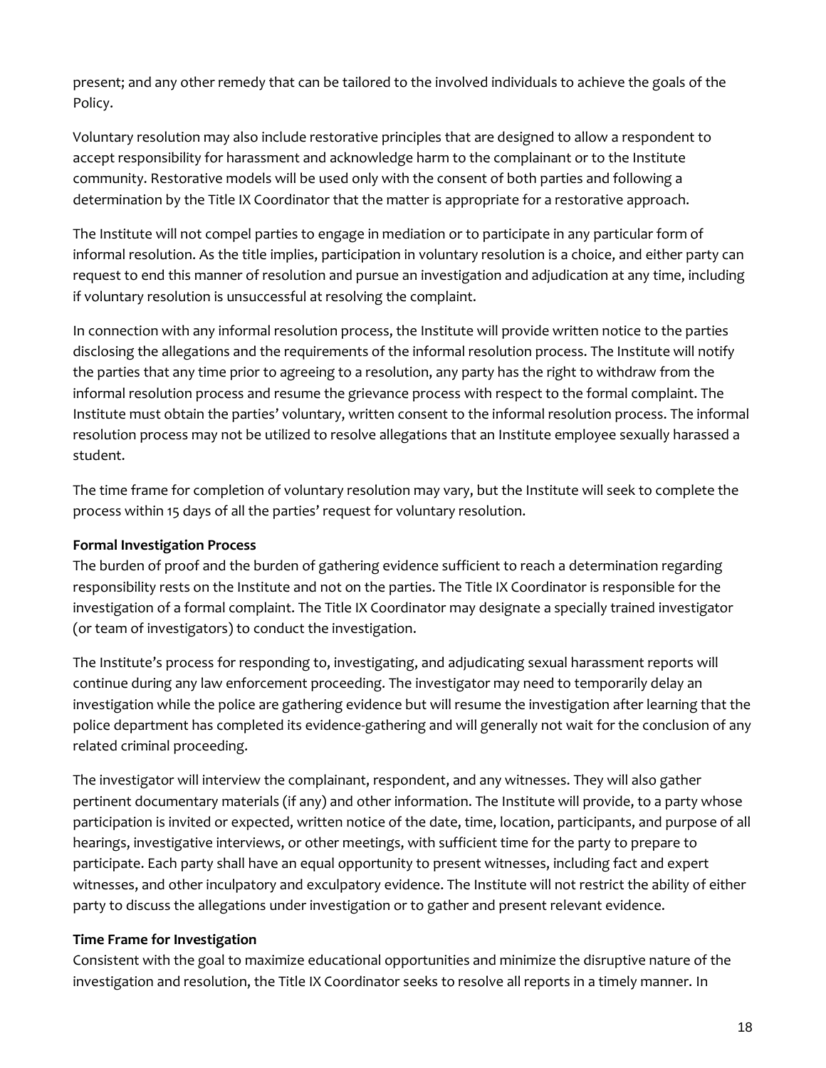present; and any other remedy that can be tailored to the involved individuals to achieve the goals of the Policy.

Voluntary resolution may also include restorative principles that are designed to allow a respondent to accept responsibility for harassment and acknowledge harm to the complainant or to the Institute community. Restorative models will be used only with the consent of both parties and following a determination by the Title IX Coordinator that the matter is appropriate for a restorative approach.

The Institute will not compel parties to engage in mediation or to participate in any particular form of informal resolution. As the title implies, participation in voluntary resolution is a choice, and either party can request to end this manner of resolution and pursue an investigation and adjudication at any time, including if voluntary resolution is unsuccessful at resolving the complaint.

In connection with any informal resolution process, the Institute will provide written notice to the parties disclosing the allegations and the requirements of the informal resolution process. The Institute will notify the parties that any time prior to agreeing to a resolution, any party has the right to withdraw from the informal resolution process and resume the grievance process with respect to the formal complaint. The Institute must obtain the parties' voluntary, written consent to the informal resolution process. The informal resolution process may not be utilized to resolve allegations that an Institute employee sexually harassed a student.

The time frame for completion of voluntary resolution may vary, but the Institute will seek to complete the process within 15 days of all the parties' request for voluntary resolution.

**Formal Investigation Process**

The burden of proof and the burden of gathering evidence sufficient to reach a determination regarding responsibility rests on the Institute and not on the parties. The Title IX Coordinator is responsible for the investigation of a formal complaint. The Title IX Coordinator may designate a specially trained investigator (or team of investigators) to conduct the investigation.

The Institute's process for responding to, investigating, and adjudicating sexual harassment reports will continue during any law enforcement proceeding. The investigator may need to temporarily delay an investigation while the police are gathering evidence but will resume the investigation after learning that the police department has completed its evidence-gathering and will generally not wait for the conclusion of any related criminal proceeding.

The investigator will interview the complainant, respondent, and any witnesses. They will also gather pertinent documentary materials (if any) and other information. The Institute will provide, to a party whose participation is invited or expected, written notice of the date, time, location, participants, and purpose of all hearings, investigative interviews, or other meetings, with sufficient time for the party to prepare to participate. Each party shall have an equal opportunity to present witnesses, including fact and expert witnesses, and other inculpatory and exculpatory evidence. The Institute will not restrict the ability of either party to discuss the allegations under investigation or to gather and present relevant evidence.

**Time Frame for Investigation**

Consistent with the goal to maximize educational opportunities and minimize the disruptive nature of the investigation and resolution, the Title IX Coordinator seeks to resolve all reports in a timely manner. In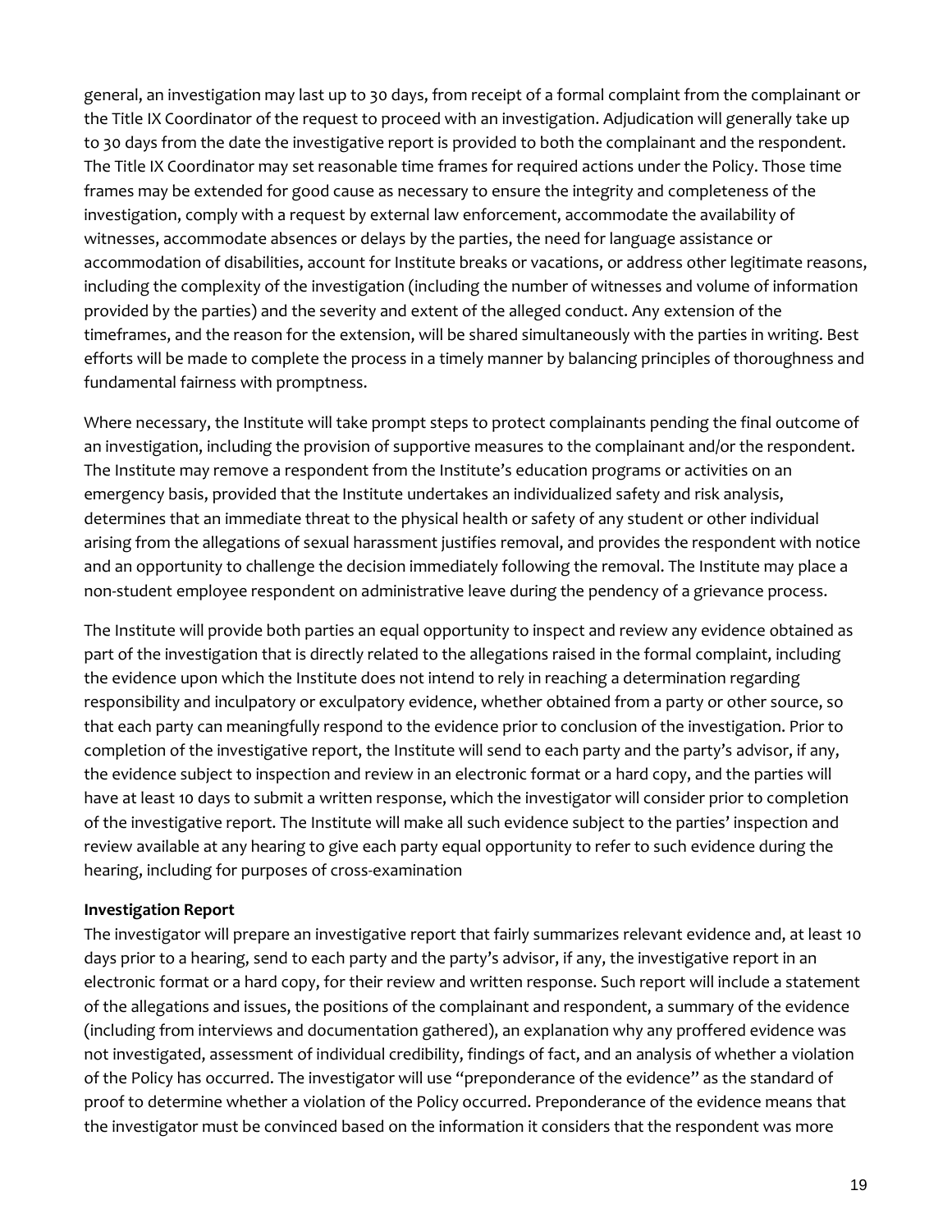general, an investigation may last up to 30 days, from receipt of a formal complaint from the complainant or the Title IX Coordinator of the request to proceed with an investigation. Adjudication will generally take up to 30 days from the date the investigative report is provided to both the complainant and the respondent. The Title IX Coordinator may set reasonable time frames for required actions under the Policy. Those time frames may be extended for good cause as necessary to ensure the integrity and completeness of the investigation, comply with a request by external law enforcement, accommodate the availability of witnesses, accommodate absences or delays by the parties, the need for language assistance or accommodation of disabilities, account for Institute breaks or vacations, or address other legitimate reasons, including the complexity of the investigation (including the number of witnesses and volume of information provided by the parties) and the severity and extent of the alleged conduct. Any extension of the timeframes, and the reason for the extension, will be shared simultaneously with the parties in writing. Best efforts will be made to complete the process in a timely manner by balancing principles of thoroughness and fundamental fairness with promptness.

Where necessary, the Institute will take prompt steps to protect complainants pending the final outcome of an investigation, including the provision of supportive measures to the complainant and/or the respondent. The Institute may remove a respondent from the Institute's education programs or activities on an emergency basis, provided that the Institute undertakes an individualized safety and risk analysis, determines that an immediate threat to the physical health or safety of any student or other individual arising from the allegations of sexual harassment justifies removal, and provides the respondent with notice and an opportunity to challenge the decision immediately following the removal. The Institute may place a non-student employee respondent on administrative leave during the pendency of a grievance process.

The Institute will provide both parties an equal opportunity to inspect and review any evidence obtained as part of the investigation that is directly related to the allegations raised in the formal complaint, including the evidence upon which the Institute does not intend to rely in reaching a determination regarding responsibility and inculpatory or exculpatory evidence, whether obtained from a party or other source, so that each party can meaningfully respond to the evidence prior to conclusion of the investigation. Prior to completion of the investigative report, the Institute will send to each party and the party's advisor, if any, the evidence subject to inspection and review in an electronic format or a hard copy, and the parties will have at least 10 days to submit a written response, which the investigator will consider prior to completion of the investigative report. The Institute will make all such evidence subject to the parties' inspection and review available at any hearing to give each party equal opportunity to refer to such evidence during the hearing, including for purposes of cross-examination

**Investigation Report**

The investigator will prepare an investigative report that fairly summarizes relevant evidence and, at least 10 days prior to a hearing, send to each party and the party's advisor, if any, the investigative report in an electronic format or a hard copy, for their review and written response. Such report will include a statement of the allegations and issues, the positions of the complainant and respondent, a summary of the evidence (including from interviews and documentation gathered), an explanation why any proffered evidence was not investigated, assessment of individual credibility, findings of fact, and an analysis of whether a violation of the Policy has occurred. The investigator will use "preponderance of the evidence" as the standard of proof to determine whether a violation of the Policy occurred. Preponderance of the evidence means that the investigator must be convinced based on the information it considers that the respondent was more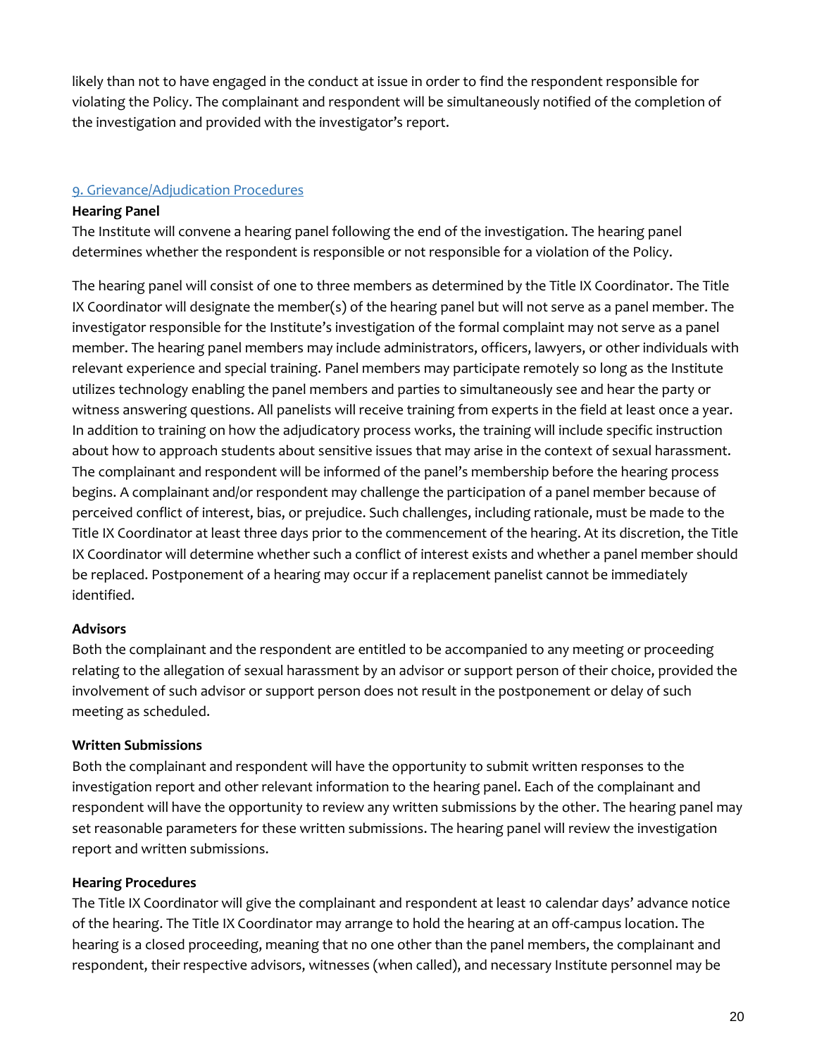likely than not to have engaged in the conduct at issue in order to find the respondent responsible for violating the Policy. The complainant and respondent will be simultaneously notified of the completion of the investigation and provided with the investigator's report.

## 9. Grievance/Adjudication Procedures

**Hearing Panel**

The Institute will convene a hearing panel following the end of the investigation. The hearing panel determines whether the respondent is responsible or not responsible for a violation of the Policy.

The hearing panel will consist of one to three members as determined by the Title IX Coordinator. The Title IX Coordinator will designate the member(s) of the hearing panel but will not serve as a panel member. The investigator responsible for the Institute's investigation of the formal complaint may not serve as a panel member. The hearing panel members may include administrators, officers, lawyers, or other individuals with relevant experience and special training. Panel members may participate remotely so long as the Institute utilizes technology enabling the panel members and parties to simultaneously see and hear the party or witness answering questions. All panelists will receive training from experts in the field at least once a year. In addition to training on how the adjudicatory process works, the training will include specific instruction about how to approach students about sensitive issues that may arise in the context of sexual harassment. The complainant and respondent will be informed of the panel's membership before the hearing process begins. A complainant and/or respondent may challenge the participation of a panel member because of perceived conflict of interest, bias, or prejudice. Such challenges, including rationale, must be made to the Title IX Coordinator at least three days prior to the commencement of the hearing. At its discretion, the Title IX Coordinator will determine whether such a conflict of interest exists and whether a panel member should be replaced. Postponement of a hearing may occur if a replacement panelist cannot be immediately identified.

**Advisors**

Both the complainant and the respondent are entitled to be accompanied to any meeting or proceeding relating to the allegation of sexual harassment by an advisor or support person of their choice, provided the involvement of such advisor or support person does not result in the postponement or delay of such meeting as scheduled.

**Written Submissions**

Both the complainant and respondent will have the opportunity to submit written responses to the investigation report and other relevant information to the hearing panel. Each of the complainant and respondent will have the opportunity to review any written submissions by the other. The hearing panel may set reasonable parameters for these written submissions. The hearing panel will review the investigation report and written submissions.

**Hearing Procedures**

The Title IX Coordinator will give the complainant and respondent at least 10 calendar days' advance notice of the hearing. The Title IX Coordinator may arrange to hold the hearing at an off-campus location. The hearing is a closed proceeding, meaning that no one other than the panel members, the complainant and respondent, their respective advisors, witnesses (when called), and necessary Institute personnel may be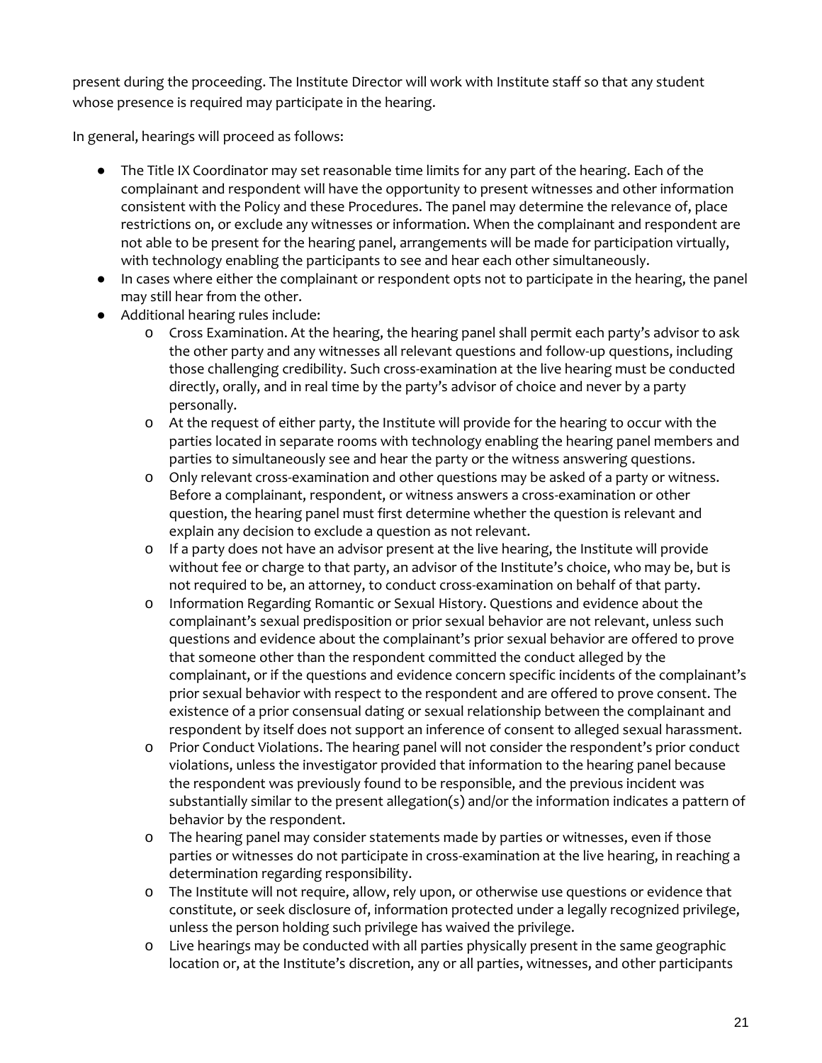present during the proceeding. The Institute Director will work with Institute staff so that any student whose presence is required may participate in the hearing.

In general, hearings will proceed as follows:

- The Title IX Coordinator may set reasonable time limits for any part of the hearing. Each of the complainant and respondent will have the opportunity to present witnesses and other information consistent with the Policy and these Procedures. The panel may determine the relevance of, place restrictions on, or exclude any witnesses or information. When the complainant and respondent are not able to be present for the hearing panel, arrangements will be made for participation virtually, with technology enabling the participants to see and hear each other simultaneously.
- In cases where either the complainant or respondent opts not to participate in the hearing, the panel may still hear from the other.
- Additional hearing rules include:
  - Cross Examination. At the hearing, the hearing panel shall permit each party's advisor to ask the other party and any witnesses all relevant questions and follow-up questions, including those challenging credibility. Such cross-examination at the live hearing must be conducted directly, orally, and in real time by the party's advisor of choice and never by a party personally.
  - At the request of either party, the Institute will provide for the hearing to occur with the parties located in separate rooms with technology enabling the hearing panel members and parties to simultaneously see and hear the party or the witness answering questions.
  - Only relevant cross-examination and other questions may be asked of a party or witness. Before a complainant, respondent, or witness answers a cross-examination or other question, the hearing panel must first determine whether the question is relevant and explain any decision to exclude a question as not relevant.
  - If a party does not have an advisor present at the live hearing, the Institute will provide without fee or charge to that party, an advisor of the Institute's choice, who may be, but is not required to be, an attorney, to conduct cross-examination on behalf of that party.
  - Information Regarding Romantic or Sexual History. Questions and evidence about the complainant's sexual predisposition or prior sexual behavior are not relevant, unless such questions and evidence about the complainant's prior sexual behavior are offered to prove that someone other than the respondent committed the conduct alleged by the complainant, or if the questions and evidence concern specific incidents of the complainant's prior sexual behavior with respect to the respondent and are offered to prove consent. The existence of a prior consensual dating or sexual relationship between the complainant and respondent by itself does not support an inference of consent to alleged sexual harassment.
  - Prior Conduct Violations. The hearing panel will not consider the respondent's prior conduct violations, unless the investigator provided that information to the hearing panel because the respondent was previously found to be responsible, and the previous incident was substantially similar to the present allegation(s) and/or the information indicates a pattern of behavior by the respondent.
  - The hearing panel may consider statements made by parties or witnesses, even if those parties or witnesses do not participate in cross-examination at the live hearing, in reaching a determination regarding responsibility.
  - The Institute will not require, allow, rely upon, or otherwise use questions or evidence that constitute, or seek disclosure of, information protected under a legally recognized privilege, unless the person holding such privilege has waived the privilege.
  - Live hearings may be conducted with all parties physically present in the same geographic location or, at the Institute's discretion, any or all parties, witnesses, and other participants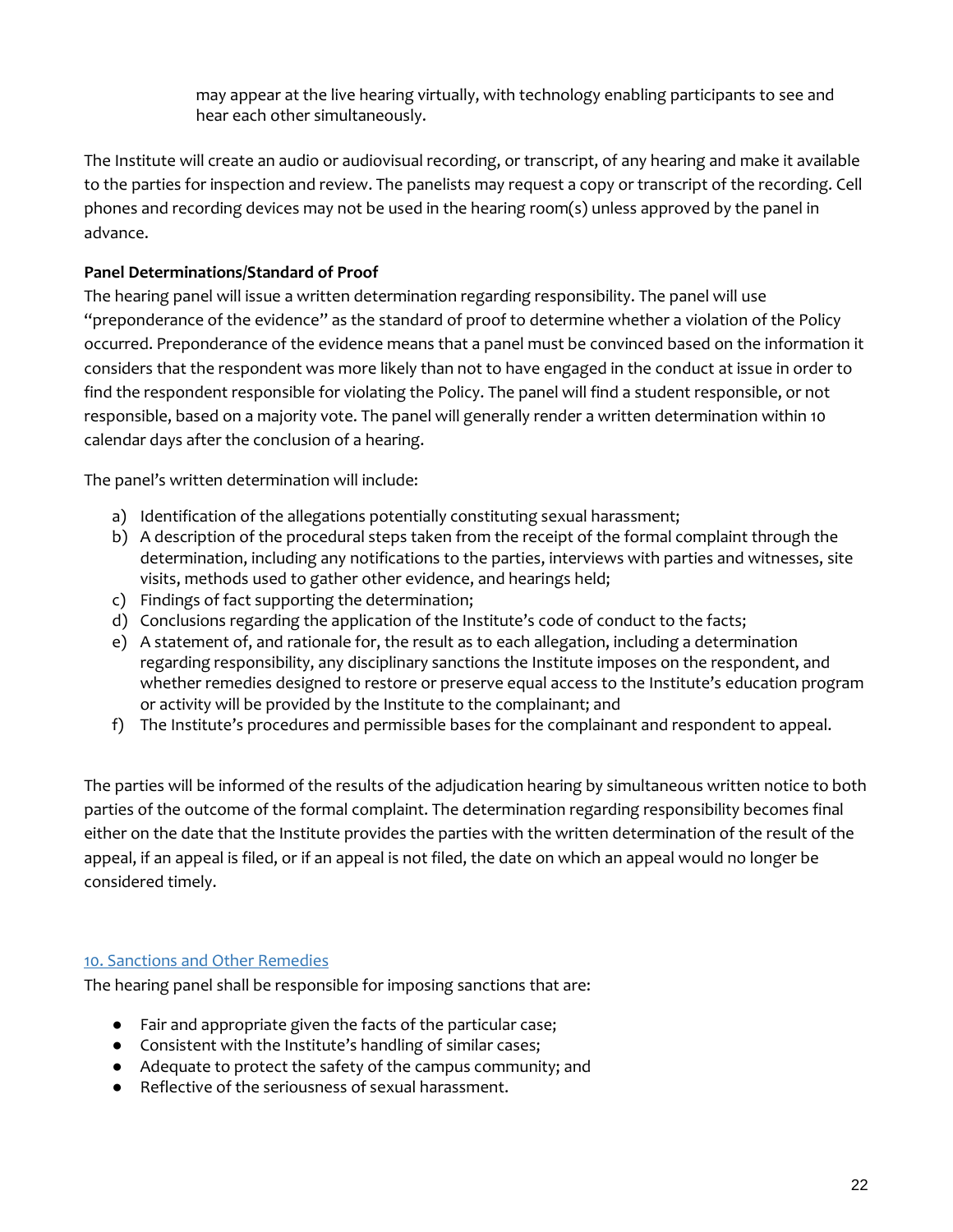may appear at the live hearing virtually, with technology enabling participants to see and hear each other simultaneously.

The Institute will create an audio or audiovisual recording, or transcript, of any hearing and make it available to the parties for inspection and review. The panelists may request a copy or transcript of the recording. Cell phones and recording devices may not be used in the hearing room(s) unless approved by the panel in advance.

**Panel Determinations/Standard of Proof**

The hearing panel will issue a written determination regarding responsibility. The panel will use "preponderance of the evidence" as the standard of proof to determine whether a violation of the Policy occurred. Preponderance of the evidence means that a panel must be convinced based on the information it considers that the respondent was more likely than not to have engaged in the conduct at issue in order to find the respondent responsible for violating the Policy. The panel will find a student responsible, or not responsible, based on a majority vote. The panel will generally render a written determination within 10 calendar days after the conclusion of a hearing.

The panel's written determination will include:

a) Identification of the allegations potentially constituting sexual harassment;
b) A description of the procedural steps taken from the receipt of the formal complaint through the determination, including any notifications to the parties, interviews with parties and witnesses, site visits, methods used to gather other evidence, and hearings held;
c) Findings of fact supporting the determination;
d) Conclusions regarding the application of the Institute's code of conduct to the facts;
e) A statement of, and rationale for, the result as to each allegation, including a determination regarding responsibility, any disciplinary sanctions the Institute imposes on the respondent, and whether remedies designed to restore or preserve equal access to the Institute's education program or activity will be provided by the Institute to the complainant; and
f) The Institute's procedures and permissible bases for the complainant and respondent to appeal.

The parties will be informed of the results of the adjudication hearing by simultaneous written notice to both parties of the outcome of the formal complaint. The determination regarding responsibility becomes final either on the date that the Institute provides the parties with the written determination of the result of the appeal, if an appeal is filed, or if an appeal is not filed, the date on which an appeal would no longer be considered timely.

## 10. Sanctions and Other Remedies

The hearing panel shall be responsible for imposing sanctions that are:

- Fair and appropriate given the facts of the particular case;
- Consistent with the Institute's handling of similar cases;
- Adequate to protect the safety of the campus community; and
- Reflective of the seriousness of sexual harassment.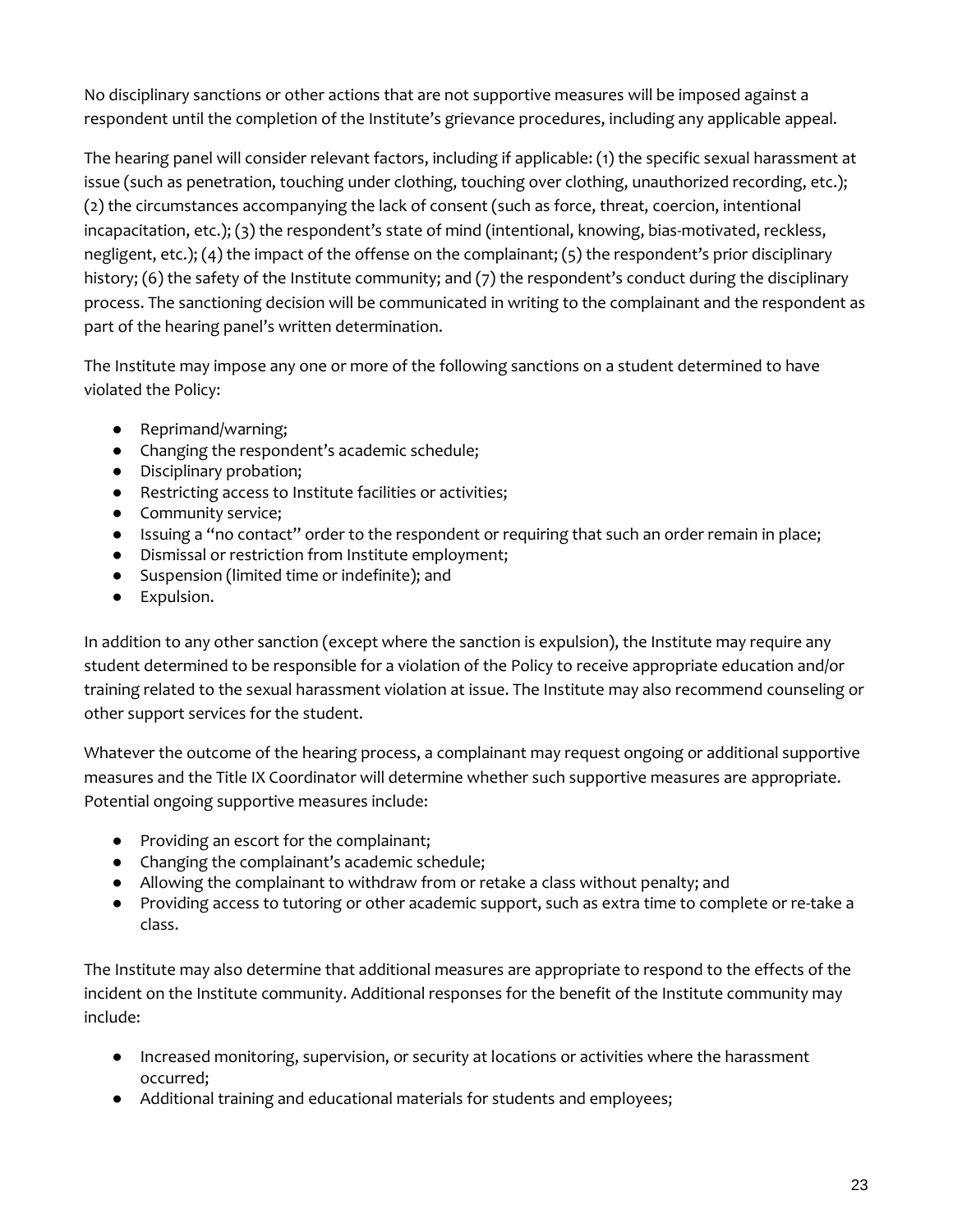No disciplinary sanctions or other actions that are not supportive measures will be imposed against a respondent until the completion of the Institute's grievance procedures, including any applicable appeal.

The hearing panel will consider relevant factors, including if applicable: (1) the specific sexual harassment at issue (such as penetration, touching under clothing, touching over clothing, unauthorized recording, etc.); (2) the circumstances accompanying the lack of consent (such as force, threat, coercion, intentional incapacitation, etc.); (3) the respondent's state of mind (intentional, knowing, bias-motivated, reckless, negligent, etc.); (4) the impact of the offense on the complainant; (5) the respondent's prior disciplinary history; (6) the safety of the Institute community; and (7) the respondent's conduct during the disciplinary process. The sanctioning decision will be communicated in writing to the complainant and the respondent as part of the hearing panel's written determination.

The Institute may impose any one or more of the following sanctions on a student determined to have violated the Policy:

- Reprimand/warning;
- Changing the respondent's academic schedule;
- Disciplinary probation;
- Restricting access to Institute facilities or activities;
- Community service;
- Issuing a "no contact" order to the respondent or requiring that such an order remain in place;
- Dismissal or restriction from Institute employment;
- Suspension (limited time or indefinite); and
- Expulsion.

In addition to any other sanction (except where the sanction is expulsion), the Institute may require any student determined to be responsible for a violation of the Policy to receive appropriate education and/or training related to the sexual harassment violation at issue. The Institute may also recommend counseling or other support services for the student.

Whatever the outcome of the hearing process, a complainant may request ongoing or additional supportive measures and the Title IX Coordinator will determine whether such supportive measures are appropriate. Potential ongoing supportive measures include:

- Providing an escort for the complainant;
- Changing the complainant's academic schedule;
- Allowing the complainant to withdraw from or retake a class without penalty; and
- Providing access to tutoring or other academic support, such as extra time to complete or re-take a class.

The Institute may also determine that additional measures are appropriate to respond to the effects of the incident on the Institute community. Additional responses for the benefit of the Institute community may include:

- Increased monitoring, supervision, or security at locations or activities where the harassment occurred;
- Additional training and educational materials for students and employees;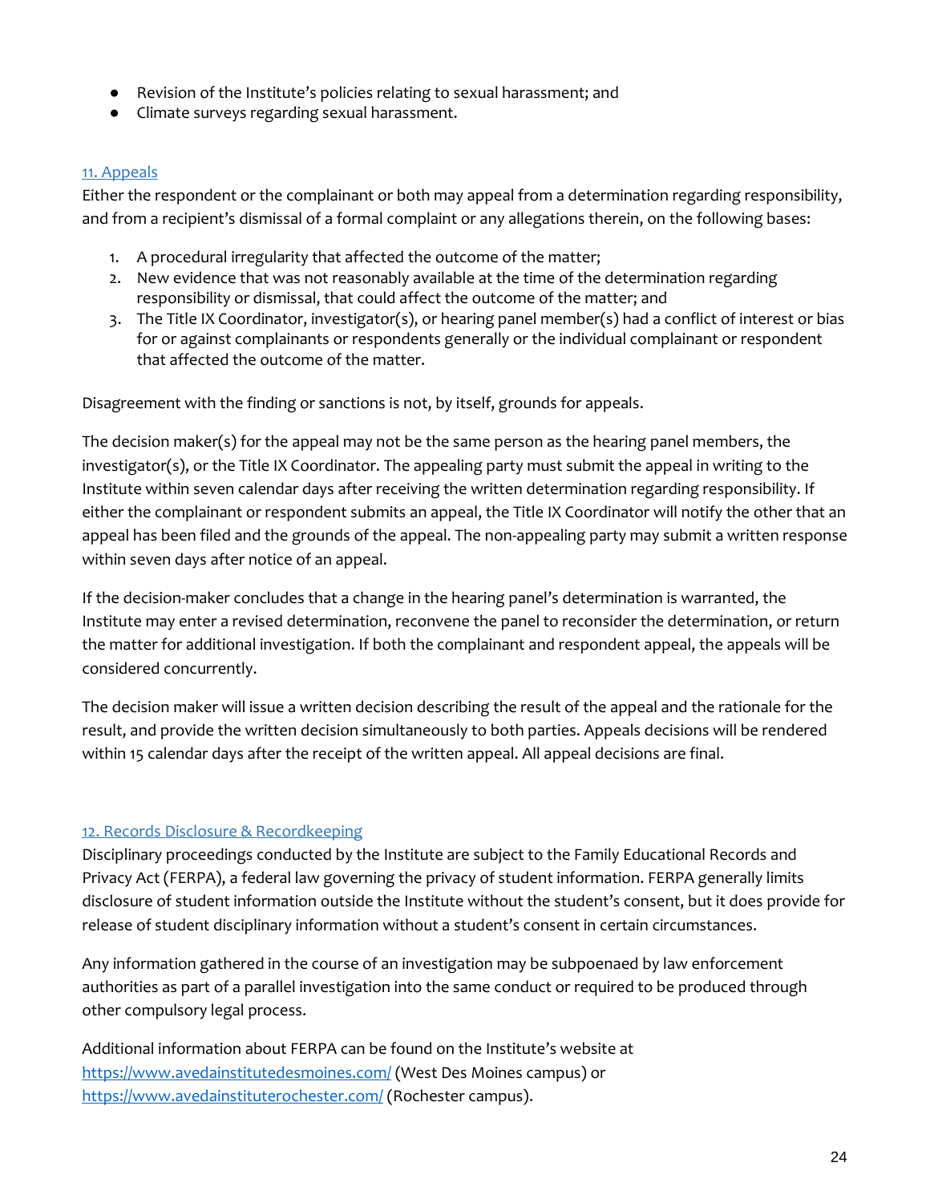- Revision of the Institute's policies relating to sexual harassment; and
- Climate surveys regarding sexual harassment.

## 11. Appeals

Either the respondent or the complainant or both may appeal from a determination regarding responsibility, and from a recipient's dismissal of a formal complaint or any allegations therein, on the following bases:

1. A procedural irregularity that affected the outcome of the matter;
2. New evidence that was not reasonably available at the time of the determination regarding responsibility or dismissal, that could affect the outcome of the matter; and
3. The Title IX Coordinator, investigator(s), or hearing panel member(s) had a conflict of interest or bias for or against complainants or respondents generally or the individual complainant or respondent that affected the outcome of the matter.

Disagreement with the finding or sanctions is not, by itself, grounds for appeals.

The decision maker(s) for the appeal may not be the same person as the hearing panel members, the investigator(s), or the Title IX Coordinator. The appealing party must submit the appeal in writing to the Institute within seven calendar days after receiving the written determination regarding responsibility. If either the complainant or respondent submits an appeal, the Title IX Coordinator will notify the other that an appeal has been filed and the grounds of the appeal. The non-appealing party may submit a written response within seven days after notice of an appeal.

If the decision-maker concludes that a change in the hearing panel's determination is warranted, the Institute may enter a revised determination, reconvene the panel to reconsider the determination, or return the matter for additional investigation. If both the complainant and respondent appeal, the appeals will be considered concurrently.

The decision maker will issue a written decision describing the result of the appeal and the rationale for the result, and provide the written decision simultaneously to both parties. Appeals decisions will be rendered within 15 calendar days after the receipt of the written appeal. All appeal decisions are final.

## 12. Records Disclosure & Recordkeeping

Disciplinary proceedings conducted by the Institute are subject to the Family Educational Records and Privacy Act (FERPA), a federal law governing the privacy of student information. FERPA generally limits disclosure of student information outside the Institute without the student's consent, but it does provide for release of student disciplinary information without a student's consent in certain circumstances.

Any information gathered in the course of an investigation may be subpoenaed by law enforcement authorities as part of a parallel investigation into the same conduct or required to be produced through other compulsory legal process.

Additional information about FERPA can be found on the Institute's website at https://www.avedainstitutedesmoines.com/ (West Des Moines campus) or https://www.avedainstituterochester.com/ (Rochester campus).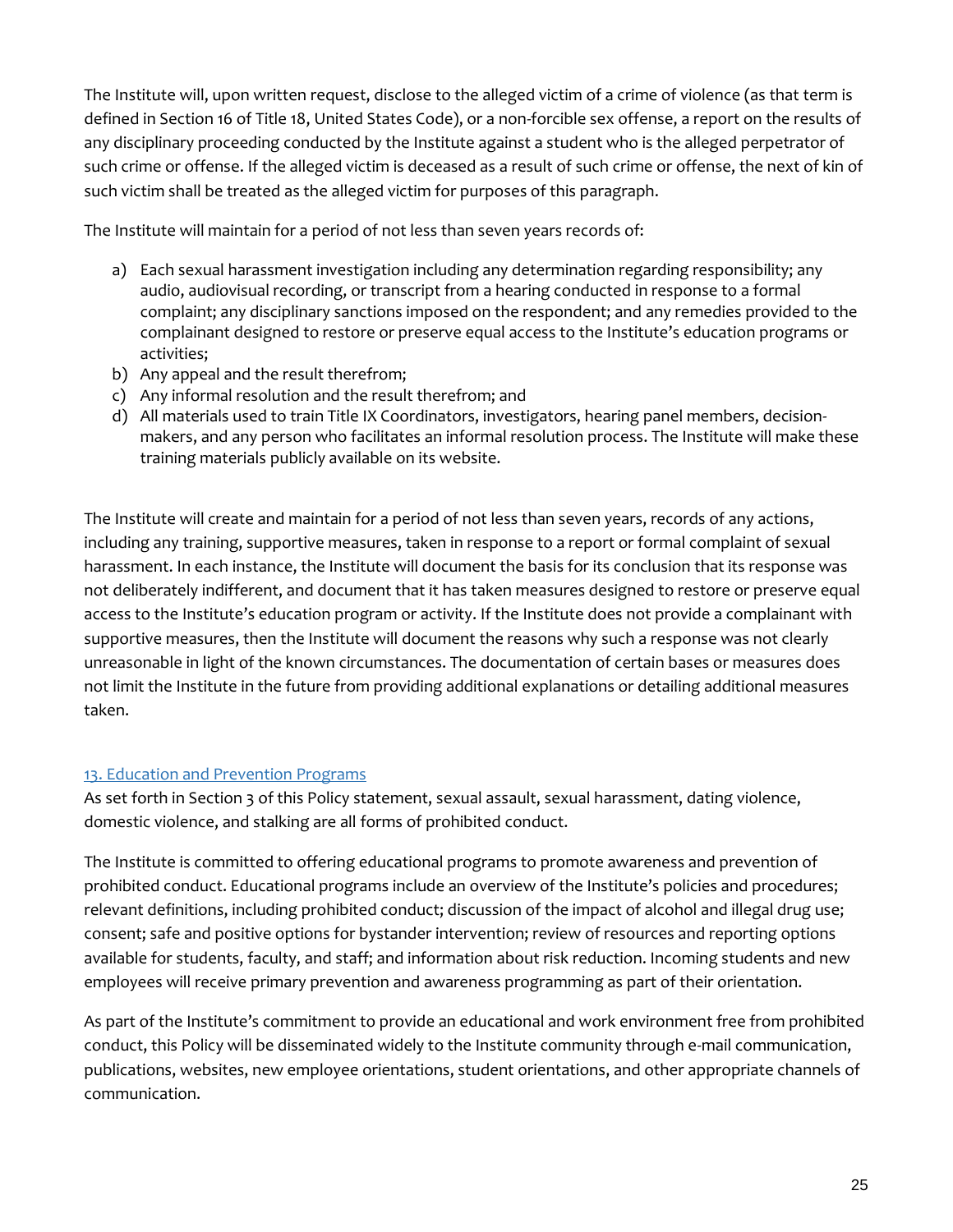The Institute will, upon written request, disclose to the alleged victim of a crime of violence (as that term is defined in Section 16 of Title 18, United States Code), or a non-forcible sex offense, a report on the results of any disciplinary proceeding conducted by the Institute against a student who is the alleged perpetrator of such crime or offense. If the alleged victim is deceased as a result of such crime or offense, the next of kin of such victim shall be treated as the alleged victim for purposes of this paragraph.

The Institute will maintain for a period of not less than seven years records of:

a) Each sexual harassment investigation including any determination regarding responsibility; any audio, audiovisual recording, or transcript from a hearing conducted in response to a formal complaint; any disciplinary sanctions imposed on the respondent; and any remedies provided to the complainant designed to restore or preserve equal access to the Institute's education programs or activities;
b) Any appeal and the result therefrom;
c) Any informal resolution and the result therefrom; and
d) All materials used to train Title IX Coordinators, investigators, hearing panel members, decision-makers, and any person who facilitates an informal resolution process. The Institute will make these training materials publicly available on its website.

The Institute will create and maintain for a period of not less than seven years, records of any actions, including any training, supportive measures, taken in response to a report or formal complaint of sexual harassment. In each instance, the Institute will document the basis for its conclusion that its response was not deliberately indifferent, and document that it has taken measures designed to restore or preserve equal access to the Institute's education program or activity. If the Institute does not provide a complainant with supportive measures, then the Institute will document the reasons why such a response was not clearly unreasonable in light of the known circumstances. The documentation of certain bases or measures does not limit the Institute in the future from providing additional explanations or detailing additional measures taken.

## 13. Education and Prevention Programs

As set forth in Section 3 of this Policy statement, sexual assault, sexual harassment, dating violence, domestic violence, and stalking are all forms of prohibited conduct.

The Institute is committed to offering educational programs to promote awareness and prevention of prohibited conduct. Educational programs include an overview of the Institute's policies and procedures; relevant definitions, including prohibited conduct; discussion of the impact of alcohol and illegal drug use; consent; safe and positive options for bystander intervention; review of resources and reporting options available for students, faculty, and staff; and information about risk reduction. Incoming students and new employees will receive primary prevention and awareness programming as part of their orientation.

As part of the Institute's commitment to provide an educational and work environment free from prohibited conduct, this Policy will be disseminated widely to the Institute community through e-mail communication, publications, websites, new employee orientations, student orientations, and other appropriate channels of communication.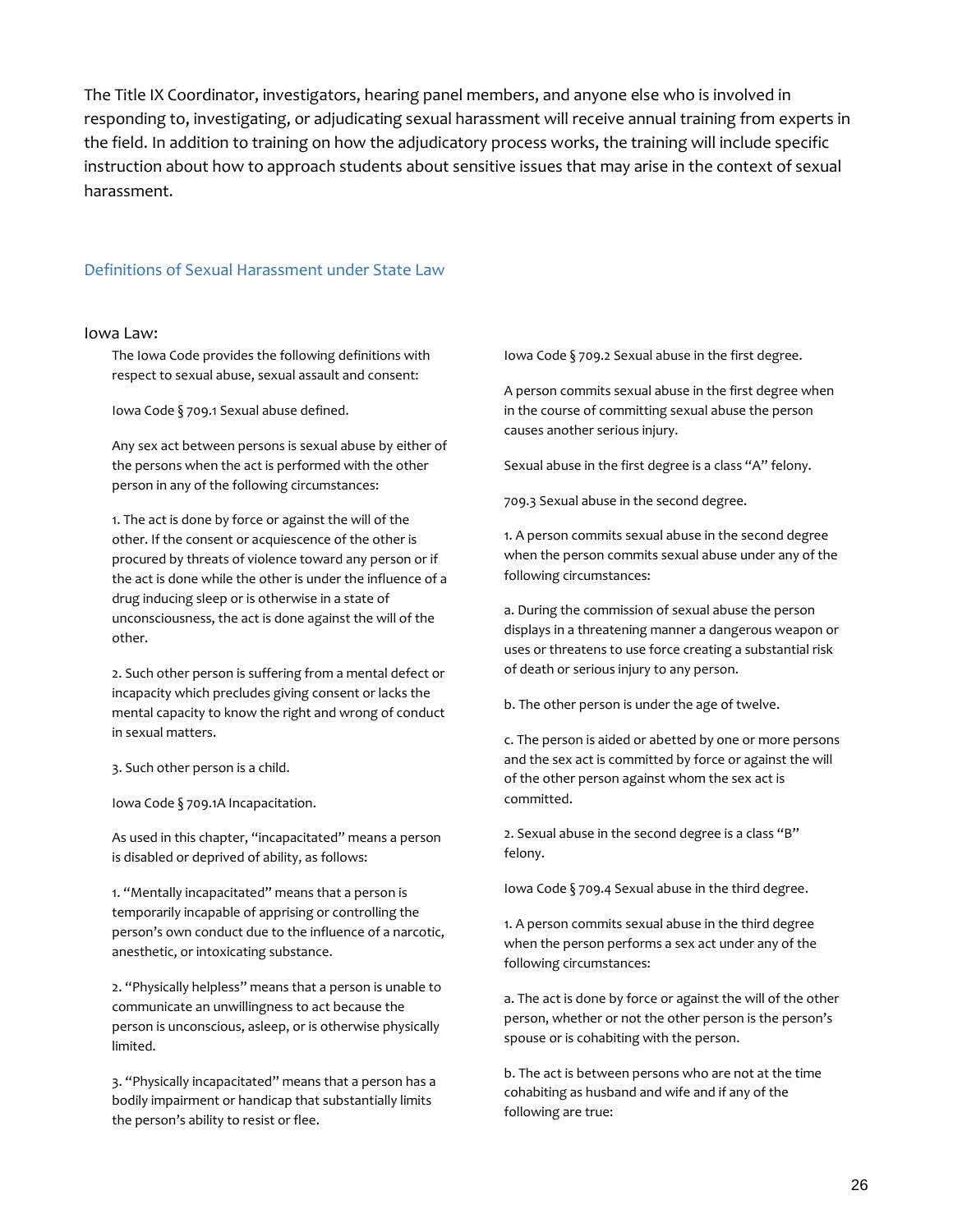The Title IX Coordinator, investigators, hearing panel members, and anyone else who is involved in responding to, investigating, or adjudicating sexual harassment will receive annual training from experts in the field. In addition to training on how the adjudicatory process works, the training will include specific instruction about how to approach students about sensitive issues that may arise in the context of sexual harassment.

## Definitions of Sexual Harassment under State Law

### Iowa Law:

The Iowa Code provides the following definitions with respect to sexual abuse, sexual assault and consent:

Iowa Code § 709.1 Sexual abuse defined.

Any sex act between persons is sexual abuse by either of the persons when the act is performed with the other person in any of the following circumstances:

1. The act is done by force or against the will of the other. If the consent or acquiescence of the other is procured by threats of violence toward any person or if the act is done while the other is under the influence of a drug inducing sleep or is otherwise in a state of unconsciousness, the act is done against the will of the other.

2. Such other person is suffering from a mental defect or incapacity which precludes giving consent or lacks the mental capacity to know the right and wrong of conduct in sexual matters.

3. Such other person is a child.

Iowa Code § 709.1A Incapacitation.

As used in this chapter, "incapacitated" means a person is disabled or deprived of ability, as follows:

1. "Mentally incapacitated" means that a person is temporarily incapable of apprising or controlling the person's own conduct due to the influence of a narcotic, anesthetic, or intoxicating substance.

2. "Physically helpless" means that a person is unable to communicate an unwillingness to act because the person is unconscious, asleep, or is otherwise physically limited.

3. "Physically incapacitated" means that a person has a bodily impairment or handicap that substantially limits the person's ability to resist or flee.

Iowa Code § 709.2 Sexual abuse in the first degree.

A person commits sexual abuse in the first degree when in the course of committing sexual abuse the person causes another serious injury.

Sexual abuse in the first degree is a class "A" felony.

709.3 Sexual abuse in the second degree.

1. A person commits sexual abuse in the second degree when the person commits sexual abuse under any of the following circumstances:

a. During the commission of sexual abuse the person displays in a threatening manner a dangerous weapon or uses or threatens to use force creating a substantial risk of death or serious injury to any person.

b. The other person is under the age of twelve.

c. The person is aided or abetted by one or more persons and the sex act is committed by force or against the will of the other person against whom the sex act is committed.

2. Sexual abuse in the second degree is a class "B" felony.

Iowa Code § 709.4 Sexual abuse in the third degree.

1. A person commits sexual abuse in the third degree when the person performs a sex act under any of the following circumstances:

a. The act is done by force or against the will of the other person, whether or not the other person is the person's spouse or is cohabiting with the person.

b. The act is between persons who are not at the time cohabiting as husband and wife and if any of the following are true: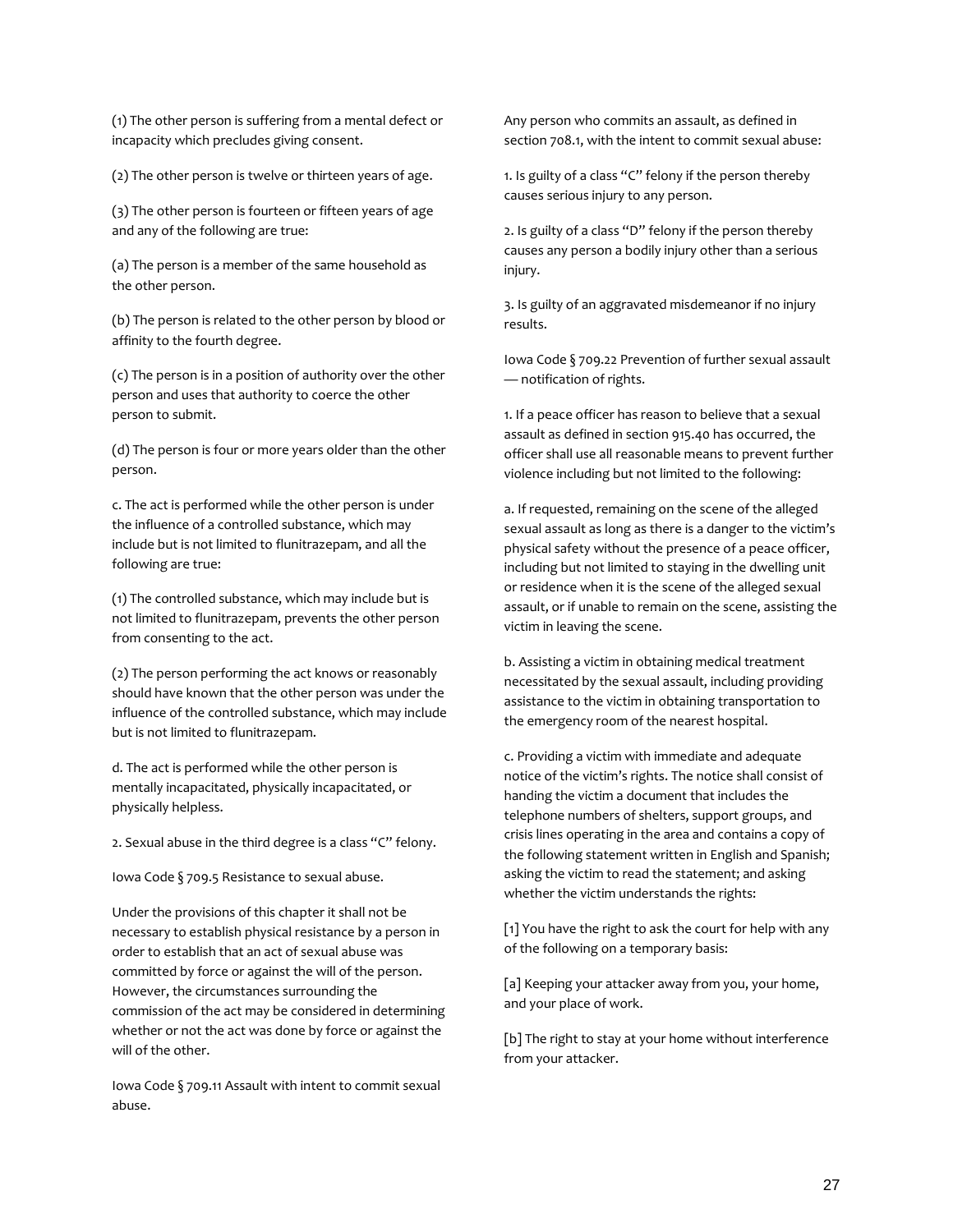(1) The other person is suffering from a mental defect or incapacity which precludes giving consent.

(2) The other person is twelve or thirteen years of age.

(3) The other person is fourteen or fifteen years of age and any of the following are true:

(a) The person is a member of the same household as the other person.

(b) The person is related to the other person by blood or affinity to the fourth degree.

(c) The person is in a position of authority over the other person and uses that authority to coerce the other person to submit.

(d) The person is four or more years older than the other person.

c. The act is performed while the other person is under the influence of a controlled substance, which may include but is not limited to flunitrazepam, and all the following are true:

(1) The controlled substance, which may include but is not limited to flunitrazepam, prevents the other person from consenting to the act.

(2) The person performing the act knows or reasonably should have known that the other person was under the influence of the controlled substance, which may include but is not limited to flunitrazepam.

d. The act is performed while the other person is mentally incapacitated, physically incapacitated, or physically helpless.

2. Sexual abuse in the third degree is a class "C" felony.

Iowa Code § 709.5 Resistance to sexual abuse.

Under the provisions of this chapter it shall not be necessary to establish physical resistance by a person in order to establish that an act of sexual abuse was committed by force or against the will of the person. However, the circumstances surrounding the commission of the act may be considered in determining whether or not the act was done by force or against the will of the other.

Iowa Code § 709.11 Assault with intent to commit sexual abuse.

Any person who commits an assault, as defined in section 708.1, with the intent to commit sexual abuse:

1. Is guilty of a class "C" felony if the person thereby causes serious injury to any person.

2. Is guilty of a class "D" felony if the person thereby causes any person a bodily injury other than a serious injury.

3. Is guilty of an aggravated misdemeanor if no injury results.

Iowa Code § 709.22 Prevention of further sexual assault — notification of rights.

1. If a peace officer has reason to believe that a sexual assault as defined in section 915.40 has occurred, the officer shall use all reasonable means to prevent further violence including but not limited to the following:

a. If requested, remaining on the scene of the alleged sexual assault as long as there is a danger to the victim's physical safety without the presence of a peace officer, including but not limited to staying in the dwelling unit or residence when it is the scene of the alleged sexual assault, or if unable to remain on the scene, assisting the victim in leaving the scene.

b. Assisting a victim in obtaining medical treatment necessitated by the sexual assault, including providing assistance to the victim in obtaining transportation to the emergency room of the nearest hospital.

c. Providing a victim with immediate and adequate notice of the victim's rights. The notice shall consist of handing the victim a document that includes the telephone numbers of shelters, support groups, and crisis lines operating in the area and contains a copy of the following statement written in English and Spanish; asking the victim to read the statement; and asking whether the victim understands the rights:

[1] You have the right to ask the court for help with any of the following on a temporary basis:

[a] Keeping your attacker away from you, your home, and your place of work.

[b] The right to stay at your home without interference from your attacker.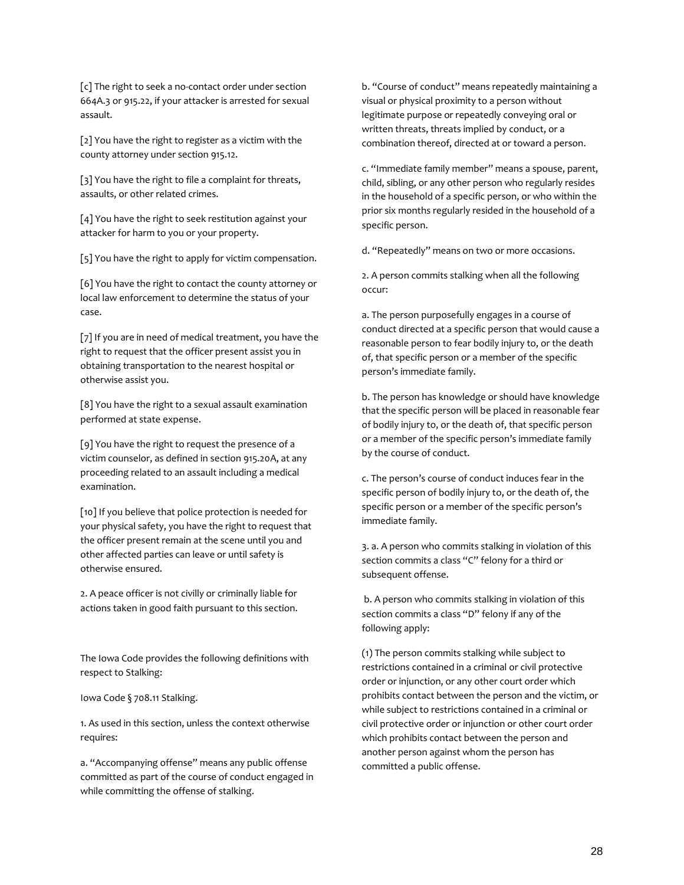[c] The right to seek a no-contact order under section 664A.3 or 915.22, if your attacker is arrested for sexual assault.

[2] You have the right to register as a victim with the county attorney under section 915.12.

[3] You have the right to file a complaint for threats, assaults, or other related crimes.

[4] You have the right to seek restitution against your attacker for harm to you or your property.

[5] You have the right to apply for victim compensation.

[6] You have the right to contact the county attorney or local law enforcement to determine the status of your case.

[7] If you are in need of medical treatment, you have the right to request that the officer present assist you in obtaining transportation to the nearest hospital or otherwise assist you.

[8] You have the right to a sexual assault examination performed at state expense.

[9] You have the right to request the presence of a victim counselor, as defined in section 915.20A, at any proceeding related to an assault including a medical examination.

[10] If you believe that police protection is needed for your physical safety, you have the right to request that the officer present remain at the scene until you and other affected parties can leave or until safety is otherwise ensured.

2. A peace officer is not civilly or criminally liable for actions taken in good faith pursuant to this section.

The Iowa Code provides the following definitions with respect to Stalking:

Iowa Code § 708.11 Stalking.

1. As used in this section, unless the context otherwise requires:

a. "Accompanying offense" means any public offense committed as part of the course of conduct engaged in while committing the offense of stalking.

b. "Course of conduct" means repeatedly maintaining a visual or physical proximity to a person without legitimate purpose or repeatedly conveying oral or written threats, threats implied by conduct, or a combination thereof, directed at or toward a person.

c. "Immediate family member" means a spouse, parent, child, sibling, or any other person who regularly resides in the household of a specific person, or who within the prior six months regularly resided in the household of a specific person.

d. "Repeatedly" means on two or more occasions.

2. A person commits stalking when all the following occur:

a. The person purposefully engages in a course of conduct directed at a specific person that would cause a reasonable person to fear bodily injury to, or the death of, that specific person or a member of the specific person's immediate family.

b. The person has knowledge or should have knowledge that the specific person will be placed in reasonable fear of bodily injury to, or the death of, that specific person or a member of the specific person's immediate family by the course of conduct.

c. The person's course of conduct induces fear in the specific person of bodily injury to, or the death of, the specific person or a member of the specific person's immediate family.

3. a. A person who commits stalking in violation of this section commits a class "C" felony for a third or subsequent offense.

b. A person who commits stalking in violation of this section commits a class "D" felony if any of the following apply:

(1) The person commits stalking while subject to restrictions contained in a criminal or civil protective order or injunction, or any other court order which prohibits contact between the person and the victim, or while subject to restrictions contained in a criminal or civil protective order or injunction or other court order which prohibits contact between the person and another person against whom the person has committed a public offense.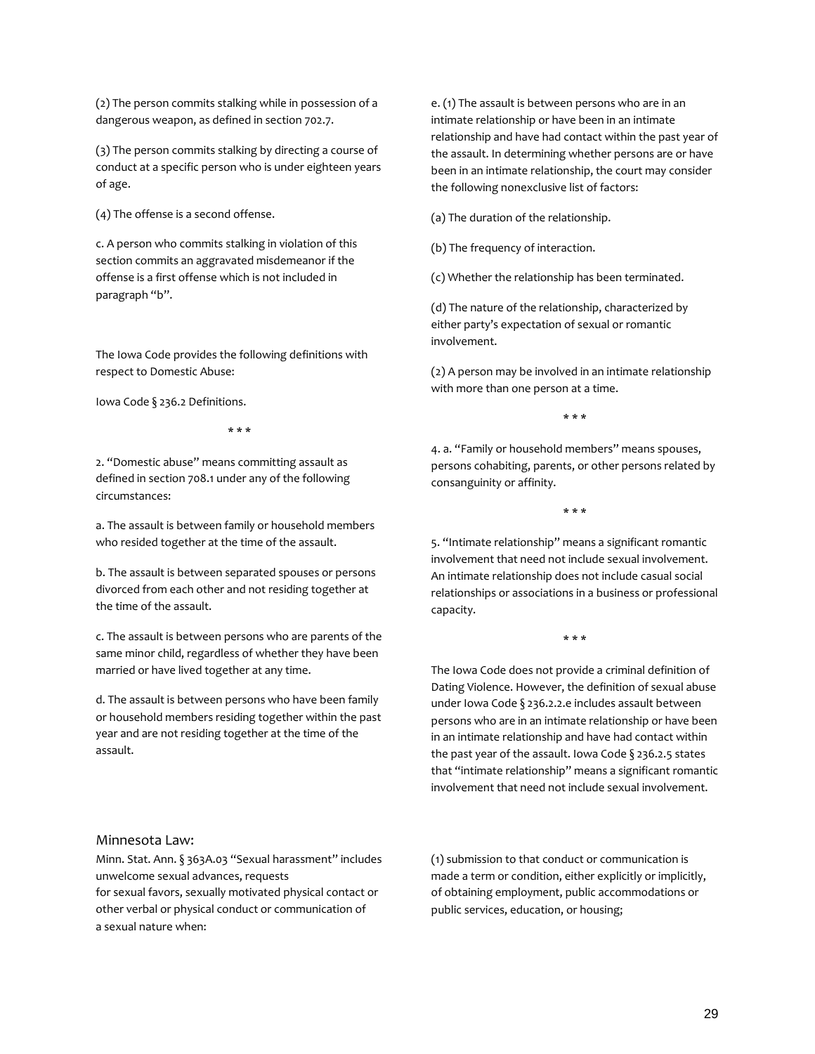(2) The person commits stalking while in possession of a dangerous weapon, as defined in section 702.7.

(3) The person commits stalking by directing a course of conduct at a specific person who is under eighteen years of age.

(4) The offense is a second offense.

c. A person who commits stalking in violation of this section commits an aggravated misdemeanor if the offense is a first offense which is not included in paragraph "b".

The Iowa Code provides the following definitions with respect to Domestic Abuse:

Iowa Code § 236.2 Definitions.

* * *

2. "Domestic abuse" means committing assault as defined in section 708.1 under any of the following circumstances:

a. The assault is between family or household members who resided together at the time of the assault.

b. The assault is between separated spouses or persons divorced from each other and not residing together at the time of the assault.

c. The assault is between persons who are parents of the same minor child, regardless of whether they have been married or have lived together at any time.

d. The assault is between persons who have been family or household members residing together within the past year and are not residing together at the time of the assault.

e. (1) The assault is between persons who are in an intimate relationship or have been in an intimate relationship and have had contact within the past year of the assault. In determining whether persons are or have been in an intimate relationship, the court may consider the following nonexclusive list of factors:

(a) The duration of the relationship.

(b) The frequency of interaction.

(c) Whether the relationship has been terminated.

(d) The nature of the relationship, characterized by either party's expectation of sexual or romantic involvement.

(2) A person may be involved in an intimate relationship with more than one person at a time.

* * *

4. a. "Family or household members" means spouses, persons cohabiting, parents, or other persons related by consanguinity or affinity.

* * *

5. "Intimate relationship" means a significant romantic involvement that need not include sexual involvement. An intimate relationship does not include casual social relationships or associations in a business or professional capacity.

* * *

The Iowa Code does not provide a criminal definition of Dating Violence. However, the definition of sexual abuse under Iowa Code § 236.2.2.e includes assault between persons who are in an intimate relationship or have been in an intimate relationship and have had contact within the past year of the assault. Iowa Code § 236.2.5 states that "intimate relationship" means a significant romantic involvement that need not include sexual involvement.

## Minnesota Law:

Minn. Stat. Ann. § 363A.03 "Sexual harassment" includes unwelcome sexual advances, requests for sexual favors, sexually motivated physical contact or other verbal or physical conduct or communication of a sexual nature when:

(1) submission to that conduct or communication is made a term or condition, either explicitly or implicitly, of obtaining employment, public accommodations or public services, education, or housing;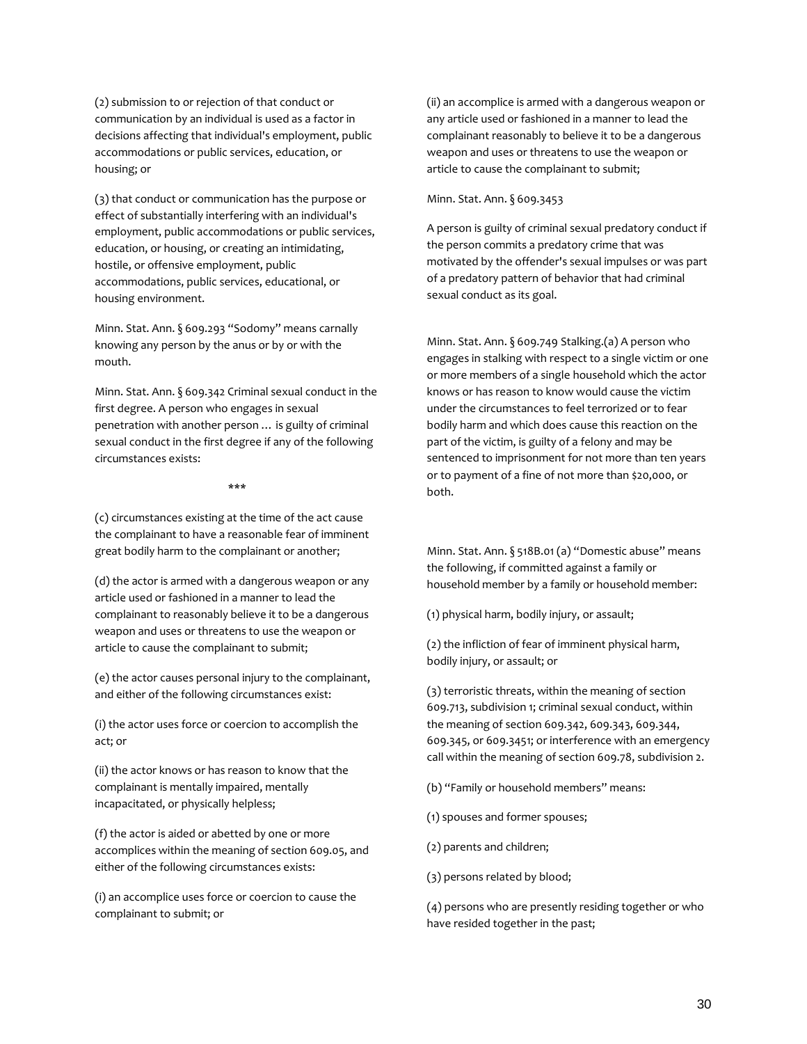(2) submission to or rejection of that conduct or communication by an individual is used as a factor in decisions affecting that individual's employment, public accommodations or public services, education, or housing; or

(3) that conduct or communication has the purpose or effect of substantially interfering with an individual's employment, public accommodations or public services, education, or housing, or creating an intimidating, hostile, or offensive employment, public accommodations, public services, educational, or housing environment.

Minn. Stat. Ann. § 609.293 "Sodomy" means carnally knowing any person by the anus or by or with the mouth.

Minn. Stat. Ann. § 609.342 Criminal sexual conduct in the first degree. A person who engages in sexual penetration with another person … is guilty of criminal sexual conduct in the first degree if any of the following circumstances exists:

***

(c) circumstances existing at the time of the act cause the complainant to have a reasonable fear of imminent great bodily harm to the complainant or another;

(d) the actor is armed with a dangerous weapon or any article used or fashioned in a manner to lead the complainant to reasonably believe it to be a dangerous weapon and uses or threatens to use the weapon or article to cause the complainant to submit;

(e) the actor causes personal injury to the complainant, and either of the following circumstances exist:

(i) the actor uses force or coercion to accomplish the act; or

(ii) the actor knows or has reason to know that the complainant is mentally impaired, mentally incapacitated, or physically helpless;

(f) the actor is aided or abetted by one or more accomplices within the meaning of section 609.05, and either of the following circumstances exists:

(i) an accomplice uses force or coercion to cause the complainant to submit; or

(ii) an accomplice is armed with a dangerous weapon or any article used or fashioned in a manner to lead the complainant reasonably to believe it to be a dangerous weapon and uses or threatens to use the weapon or article to cause the complainant to submit;

Minn. Stat. Ann. § 609.3453

A person is guilty of criminal sexual predatory conduct if the person commits a predatory crime that was motivated by the offender's sexual impulses or was part of a predatory pattern of behavior that had criminal sexual conduct as its goal.

Minn. Stat. Ann. § 609.749 Stalking.(a) A person who engages in stalking with respect to a single victim or one or more members of a single household which the actor knows or has reason to know would cause the victim under the circumstances to feel terrorized or to fear bodily harm and which does cause this reaction on the part of the victim, is guilty of a felony and may be sentenced to imprisonment for not more than ten years or to payment of a fine of not more than $20,000, or both.

Minn. Stat. Ann. § 518B.01 (a) "Domestic abuse" means the following, if committed against a family or household member by a family or household member:

(1) physical harm, bodily injury, or assault;

(2) the infliction of fear of imminent physical harm, bodily injury, or assault; or

(3) terroristic threats, within the meaning of section 609.713, subdivision 1; criminal sexual conduct, within the meaning of section 609.342, 609.343, 609.344, 609.345, or 609.3451; or interference with an emergency call within the meaning of section 609.78, subdivision 2.

(b) "Family or household members" means:

(1) spouses and former spouses;

(2) parents and children;

(3) persons related by blood;

(4) persons who are presently residing together or who have resided together in the past;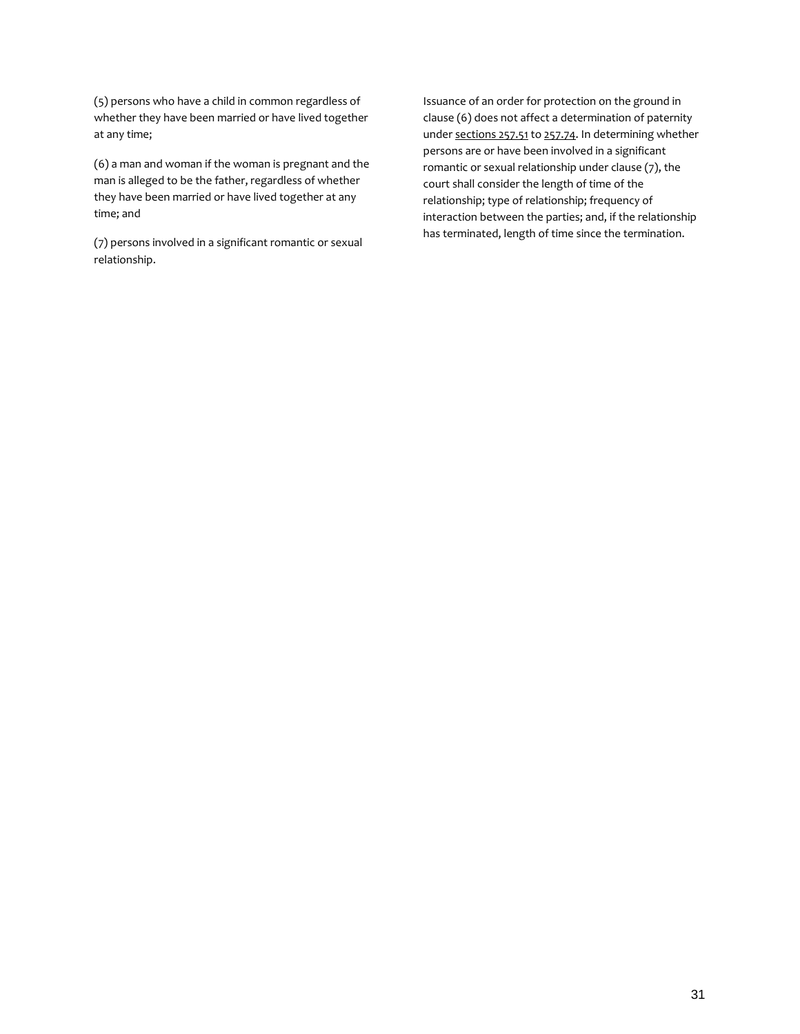(5) persons who have a child in common regardless of whether they have been married or have lived together at any time;

(6) a man and woman if the woman is pregnant and the man is alleged to be the father, regardless of whether they have been married or have lived together at any time; and

(7) persons involved in a significant romantic or sexual relationship.

Issuance of an order for protection on the ground in clause (6) does not affect a determination of paternity under sections 257.51 to 257.74. In determining whether persons are or have been involved in a significant romantic or sexual relationship under clause (7), the court shall consider the length of time of the relationship; type of relationship; frequency of interaction between the parties; and, if the relationship has terminated, length of time since the termination.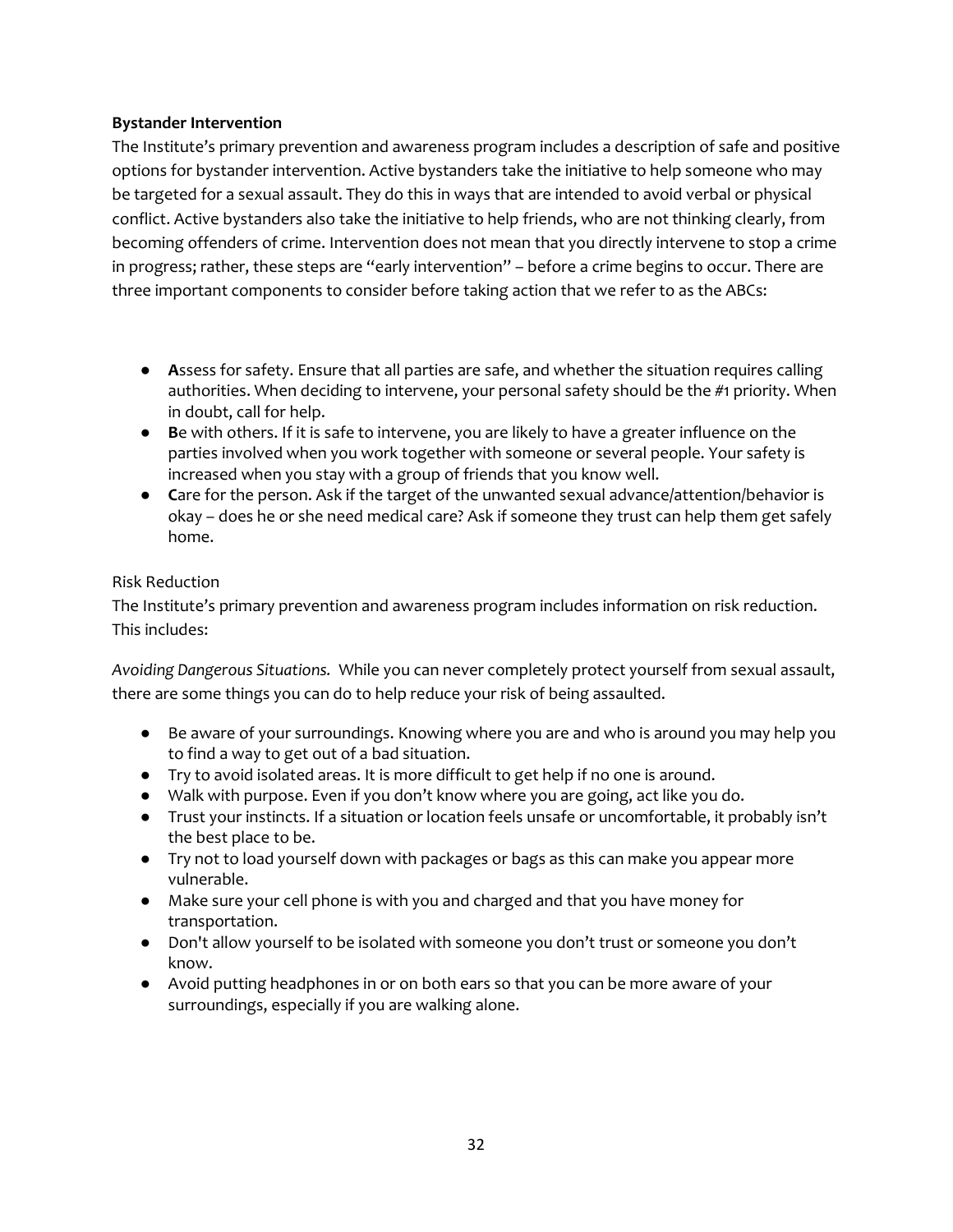**Bystander Intervention**

The Institute's primary prevention and awareness program includes a description of safe and positive options for bystander intervention. Active bystanders take the initiative to help someone who may be targeted for a sexual assault. They do this in ways that are intended to avoid verbal or physical conflict. Active bystanders also take the initiative to help friends, who are not thinking clearly, from becoming offenders of crime. Intervention does not mean that you directly intervene to stop a crime in progress; rather, these steps are "early intervention" – before a crime begins to occur. There are three important components to consider before taking action that we refer to as the ABCs:

- **A**ssess for safety. Ensure that all parties are safe, and whether the situation requires calling authorities. When deciding to intervene, your personal safety should be the #1 priority. When in doubt, call for help.
- **B**e with others. If it is safe to intervene, you are likely to have a greater influence on the parties involved when you work together with someone or several people. Your safety is increased when you stay with a group of friends that you know well.
- **C**are for the person. Ask if the target of the unwanted sexual advance/attention/behavior is okay – does he or she need medical care? Ask if someone they trust can help them get safely home.

Risk Reduction

The Institute's primary prevention and awareness program includes information on risk reduction. This includes:

*Avoiding Dangerous Situations.* While you can never completely protect yourself from sexual assault, there are some things you can do to help reduce your risk of being assaulted.

- Be aware of your surroundings. Knowing where you are and who is around you may help you to find a way to get out of a bad situation.
- Try to avoid isolated areas. It is more difficult to get help if no one is around.
- Walk with purpose. Even if you don't know where you are going, act like you do.
- Trust your instincts. If a situation or location feels unsafe or uncomfortable, it probably isn't the best place to be.
- Try not to load yourself down with packages or bags as this can make you appear more vulnerable.
- Make sure your cell phone is with you and charged and that you have money for transportation.
- Don't allow yourself to be isolated with someone you don't trust or someone you don't know.
- Avoid putting headphones in or on both ears so that you can be more aware of your surroundings, especially if you are walking alone.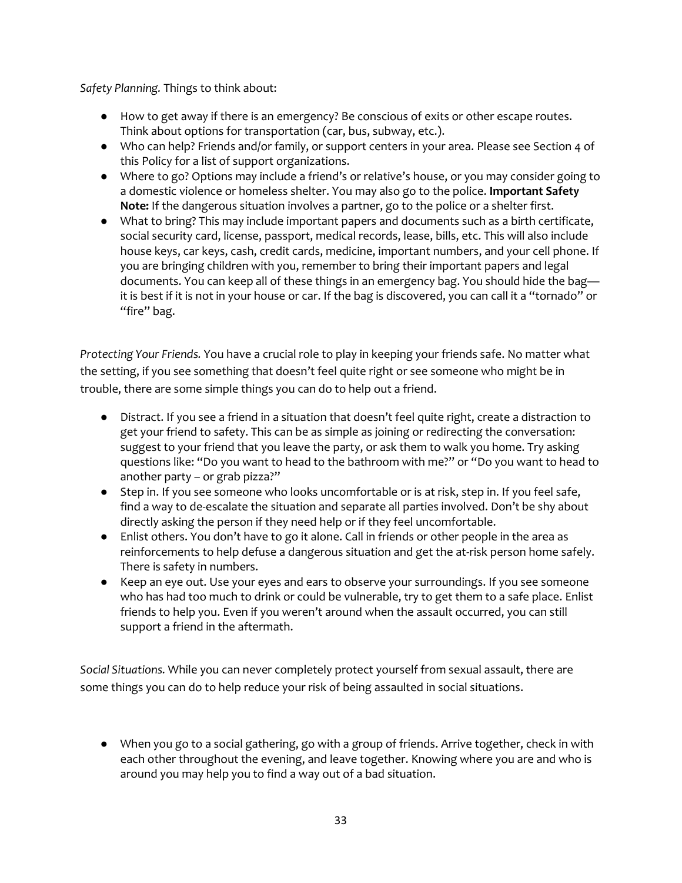*Safety Planning.* Things to think about:

- How to get away if there is an emergency? Be conscious of exits or other escape routes. Think about options for transportation (car, bus, subway, etc.).
- Who can help? Friends and/or family, or support centers in your area. Please see Section 4 of this Policy for a list of support organizations.
- Where to go? Options may include a friend's or relative's house, or you may consider going to a domestic violence or homeless shelter. You may also go to the police. **Important Safety Note:** If the dangerous situation involves a partner, go to the police or a shelter first.
- What to bring? This may include important papers and documents such as a birth certificate, social security card, license, passport, medical records, lease, bills, etc. This will also include house keys, car keys, cash, credit cards, medicine, important numbers, and your cell phone. If you are bringing children with you, remember to bring their important papers and legal documents. You can keep all of these things in an emergency bag. You should hide the bag—it is best if it is not in your house or car. If the bag is discovered, you can call it a "tornado" or "fire" bag.

*Protecting Your Friends.* You have a crucial role to play in keeping your friends safe. No matter what the setting, if you see something that doesn't feel quite right or see someone who might be in trouble, there are some simple things you can do to help out a friend.

- Distract. If you see a friend in a situation that doesn't feel quite right, create a distraction to get your friend to safety. This can be as simple as joining or redirecting the conversation: suggest to your friend that you leave the party, or ask them to walk you home. Try asking questions like: "Do you want to head to the bathroom with me?" or "Do you want to head to another party – or grab pizza?"
- Step in. If you see someone who looks uncomfortable or is at risk, step in. If you feel safe, find a way to de-escalate the situation and separate all parties involved. Don't be shy about directly asking the person if they need help or if they feel uncomfortable.
- Enlist others. You don't have to go it alone. Call in friends or other people in the area as reinforcements to help defuse a dangerous situation and get the at-risk person home safely. There is safety in numbers.
- Keep an eye out. Use your eyes and ears to observe your surroundings. If you see someone who has had too much to drink or could be vulnerable, try to get them to a safe place. Enlist friends to help you. Even if you weren't around when the assault occurred, you can still support a friend in the aftermath.

*Social Situations.* While you can never completely protect yourself from sexual assault, there are some things you can do to help reduce your risk of being assaulted in social situations.

- When you go to a social gathering, go with a group of friends. Arrive together, check in with each other throughout the evening, and leave together. Knowing where you are and who is around you may help you to find a way out of a bad situation.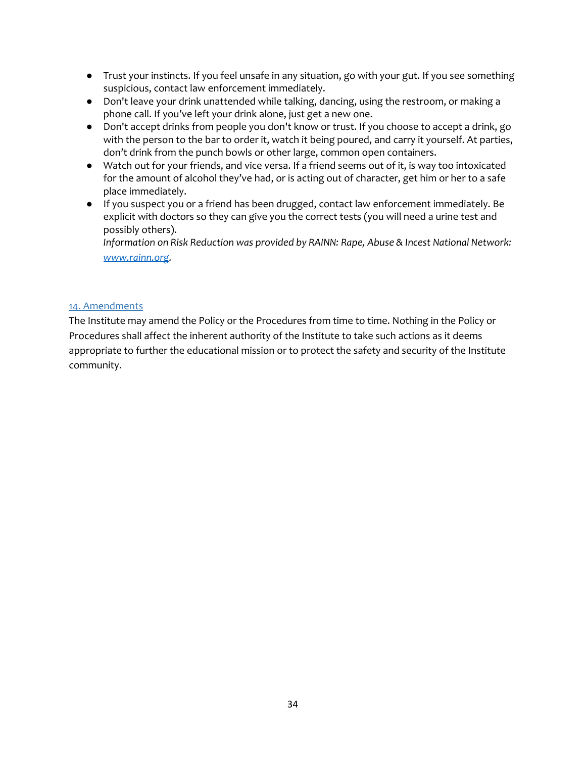- Trust your instincts. If you feel unsafe in any situation, go with your gut. If you see something suspicious, contact law enforcement immediately.
- Don't leave your drink unattended while talking, dancing, using the restroom, or making a phone call. If you've left your drink alone, just get a new one.
- Don't accept drinks from people you don't know or trust. If you choose to accept a drink, go with the person to the bar to order it, watch it being poured, and carry it yourself. At parties, don't drink from the punch bowls or other large, common open containers.
- Watch out for your friends, and vice versa. If a friend seems out of it, is way too intoxicated for the amount of alcohol they've had, or is acting out of character, get him or her to a safe place immediately.
- If you suspect you or a friend has been drugged, contact law enforcement immediately. Be explicit with doctors so they can give you the correct tests (you will need a urine test and possibly others).
  *Information on Risk Reduction was provided by RAINN: Rape, Abuse & Incest National Network: [www.rainn.org](http://www.rainn.org).*

## 14. Amendments

The Institute may amend the Policy or the Procedures from time to time. Nothing in the Policy or Procedures shall affect the inherent authority of the Institute to take such actions as it deems appropriate to further the educational mission or to protect the safety and security of the Institute community.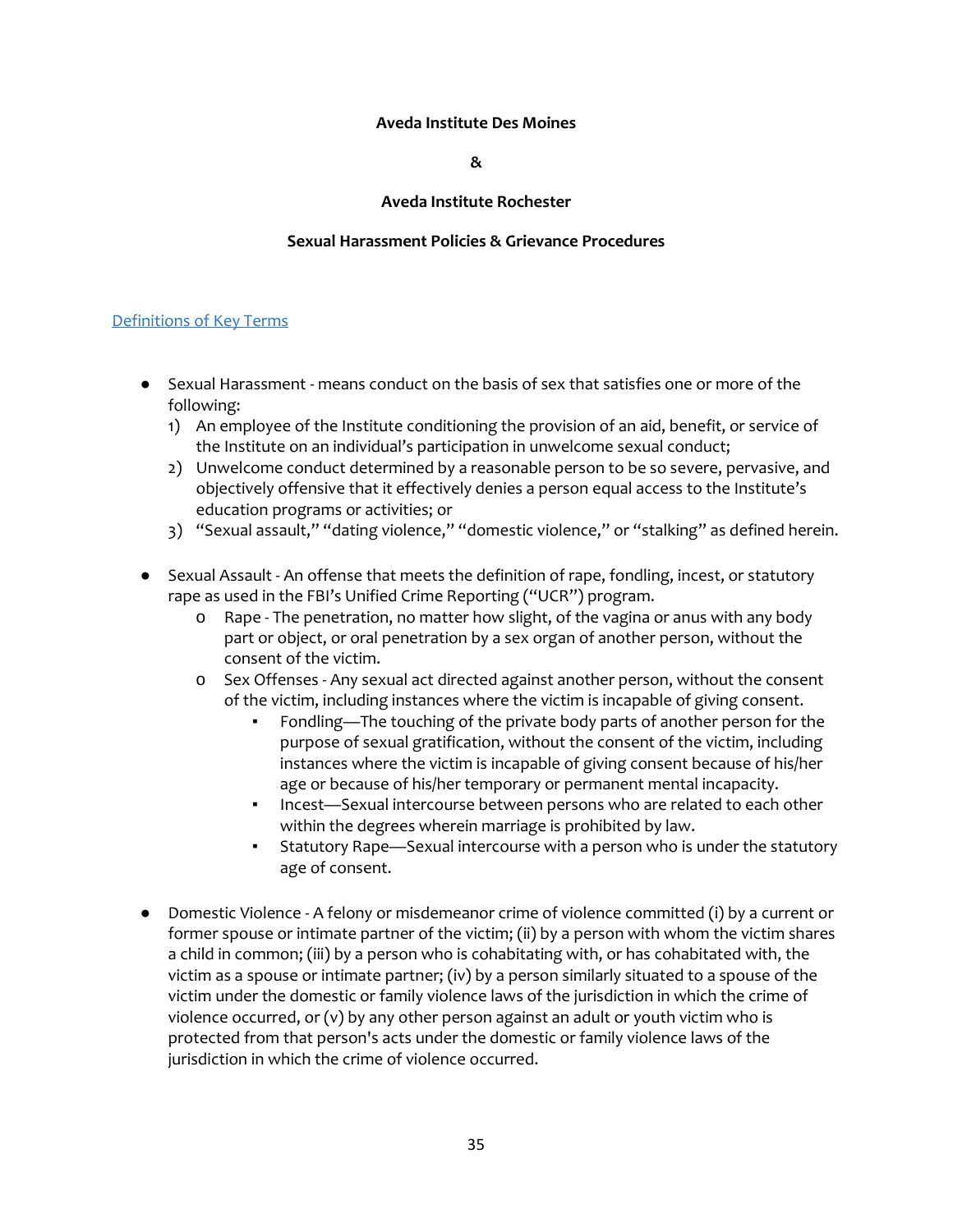**Aveda Institute Des Moines**

**&**

**Aveda Institute Rochester**

**Sexual Harassment Policies & Grievance Procedures**

Definitions of Key Terms

- Sexual Harassment - means conduct on the basis of sex that satisfies one or more of the following:
  1) An employee of the Institute conditioning the provision of an aid, benefit, or service of the Institute on an individual's participation in unwelcome sexual conduct;
  2) Unwelcome conduct determined by a reasonable person to be so severe, pervasive, and objectively offensive that it effectively denies a person equal access to the Institute's education programs or activities; or
  3) "Sexual assault," "dating violence," "domestic violence," or "stalking" as defined herein.

- Sexual Assault - An offense that meets the definition of rape, fondling, incest, or statutory rape as used in the FBI's Unified Crime Reporting ("UCR") program.
  - Rape - The penetration, no matter how slight, of the vagina or anus with any body part or object, or oral penetration by a sex organ of another person, without the consent of the victim.
  - Sex Offenses - Any sexual act directed against another person, without the consent of the victim, including instances where the victim is incapable of giving consent.
    - Fondling—The touching of the private body parts of another person for the purpose of sexual gratification, without the consent of the victim, including instances where the victim is incapable of giving consent because of his/her age or because of his/her temporary or permanent mental incapacity.
    - Incest—Sexual intercourse between persons who are related to each other within the degrees wherein marriage is prohibited by law.
    - Statutory Rape—Sexual intercourse with a person who is under the statutory age of consent.

- Domestic Violence - A felony or misdemeanor crime of violence committed (i) by a current or former spouse or intimate partner of the victim; (ii) by a person with whom the victim shares a child in common; (iii) by a person who is cohabitating with, or has cohabitated with, the victim as a spouse or intimate partner; (iv) by a person similarly situated to a spouse of the victim under the domestic or family violence laws of the jurisdiction in which the crime of violence occurred, or (v) by any other person against an adult or youth victim who is protected from that person's acts under the domestic or family violence laws of the jurisdiction in which the crime of violence occurred.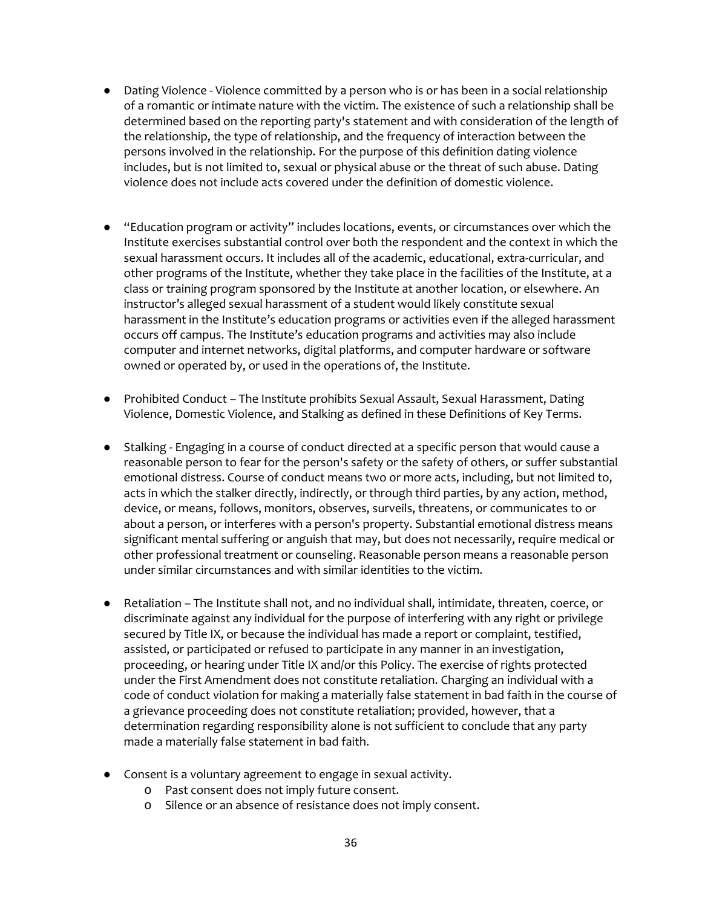- Dating Violence - Violence committed by a person who is or has been in a social relationship of a romantic or intimate nature with the victim. The existence of such a relationship shall be determined based on the reporting party's statement and with consideration of the length of the relationship, the type of relationship, and the frequency of interaction between the persons involved in the relationship. For the purpose of this definition dating violence includes, but is not limited to, sexual or physical abuse or the threat of such abuse. Dating violence does not include acts covered under the definition of domestic violence.

- "Education program or activity" includes locations, events, or circumstances over which the Institute exercises substantial control over both the respondent and the context in which the sexual harassment occurs. It includes all of the academic, educational, extra-curricular, and other programs of the Institute, whether they take place in the facilities of the Institute, at a class or training program sponsored by the Institute at another location, or elsewhere. An instructor's alleged sexual harassment of a student would likely constitute sexual harassment in the Institute's education programs or activities even if the alleged harassment occurs off campus. The Institute's education programs and activities may also include computer and internet networks, digital platforms, and computer hardware or software owned or operated by, or used in the operations of, the Institute.

- Prohibited Conduct – The Institute prohibits Sexual Assault, Sexual Harassment, Dating Violence, Domestic Violence, and Stalking as defined in these Definitions of Key Terms.

- Stalking - Engaging in a course of conduct directed at a specific person that would cause a reasonable person to fear for the person's safety or the safety of others, or suffer substantial emotional distress. Course of conduct means two or more acts, including, but not limited to, acts in which the stalker directly, indirectly, or through third parties, by any action, method, device, or means, follows, monitors, observes, surveils, threatens, or communicates to or about a person, or interferes with a person's property. Substantial emotional distress means significant mental suffering or anguish that may, but does not necessarily, require medical or other professional treatment or counseling. Reasonable person means a reasonable person under similar circumstances and with similar identities to the victim.

- Retaliation – The Institute shall not, and no individual shall, intimidate, threaten, coerce, or discriminate against any individual for the purpose of interfering with any right or privilege secured by Title IX, or because the individual has made a report or complaint, testified, assisted, or participated or refused to participate in any manner in an investigation, proceeding, or hearing under Title IX and/or this Policy. The exercise of rights protected under the First Amendment does not constitute retaliation. Charging an individual with a code of conduct violation for making a materially false statement in bad faith in the course of a grievance proceeding does not constitute retaliation; provided, however, that a determination regarding responsibility alone is not sufficient to conclude that any party made a materially false statement in bad faith.

- Consent is a voluntary agreement to engage in sexual activity.
  - Past consent does not imply future consent.
  - Silence or an absence of resistance does not imply consent.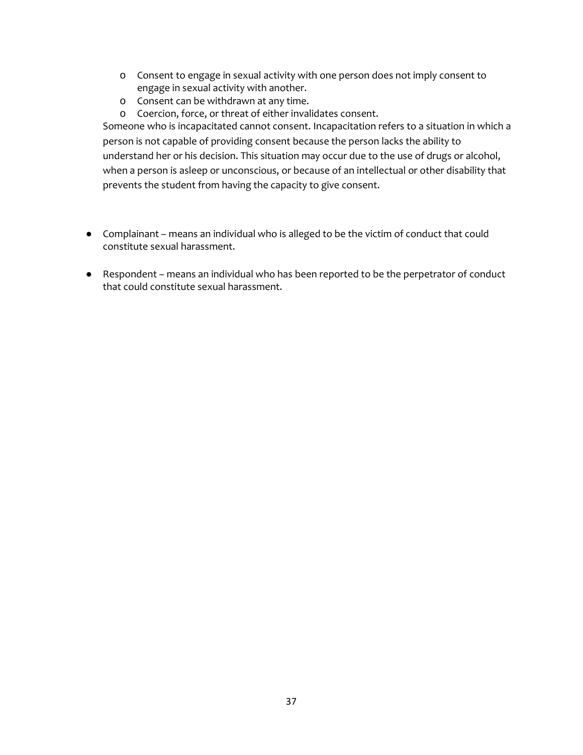- Consent to engage in sexual activity with one person does not imply consent to engage in sexual activity with another.
  - Consent can be withdrawn at any time.
  - Coercion, force, or threat of either invalidates consent.

  Someone who is incapacitated cannot consent. Incapacitation refers to a situation in which a person is not capable of providing consent because the person lacks the ability to understand her or his decision. This situation may occur due to the use of drugs or alcohol, when a person is asleep or unconscious, or because of an intellectual or other disability that prevents the student from having the capacity to give consent.

- Complainant – means an individual who is alleged to be the victim of conduct that could constitute sexual harassment.

- Respondent – means an individual who has been reported to be the perpetrator of conduct that could constitute sexual harassment.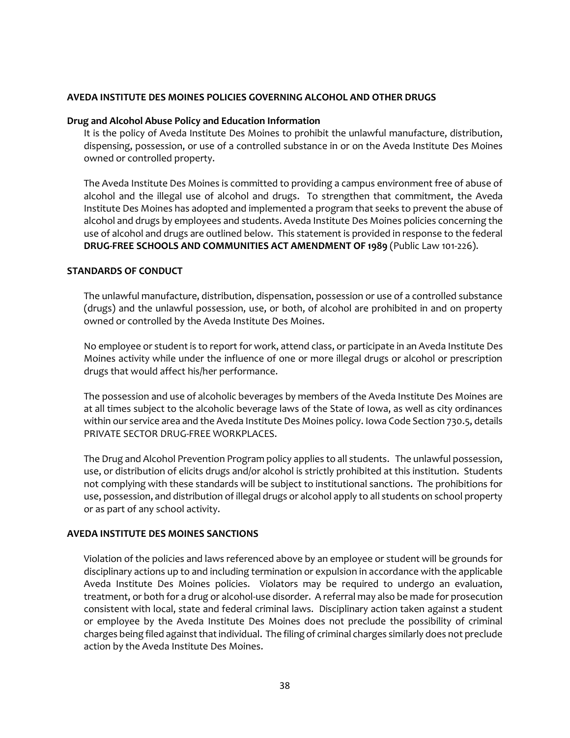## AVEDA INSTITUTE DES MOINES POLICIES GOVERNING ALCOHOL AND OTHER DRUGS

### Drug and Alcohol Abuse Policy and Education Information

It is the policy of Aveda Institute Des Moines to prohibit the unlawful manufacture, distribution, dispensing, possession, or use of a controlled substance in or on the Aveda Institute Des Moines owned or controlled property.

The Aveda Institute Des Moines is committed to providing a campus environment free of abuse of alcohol and the illegal use of alcohol and drugs. To strengthen that commitment, the Aveda Institute Des Moines has adopted and implemented a program that seeks to prevent the abuse of alcohol and drugs by employees and students. Aveda Institute Des Moines policies concerning the use of alcohol and drugs are outlined below. This statement is provided in response to the federal **DRUG-FREE SCHOOLS AND COMMUNITIES ACT AMENDMENT OF 1989** (Public Law 101-226).

### STANDARDS OF CONDUCT

The unlawful manufacture, distribution, dispensation, possession or use of a controlled substance (drugs) and the unlawful possession, use, or both, of alcohol are prohibited in and on property owned or controlled by the Aveda Institute Des Moines.

No employee or student is to report for work, attend class, or participate in an Aveda Institute Des Moines activity while under the influence of one or more illegal drugs or alcohol or prescription drugs that would affect his/her performance.

The possession and use of alcoholic beverages by members of the Aveda Institute Des Moines are at all times subject to the alcoholic beverage laws of the State of Iowa, as well as city ordinances within our service area and the Aveda Institute Des Moines policy. Iowa Code Section 730.5, details PRIVATE SECTOR DRUG-FREE WORKPLACES.

The Drug and Alcohol Prevention Program policy applies to all students. The unlawful possession, use, or distribution of elicits drugs and/or alcohol is strictly prohibited at this institution. Students not complying with these standards will be subject to institutional sanctions. The prohibitions for use, possession, and distribution of illegal drugs or alcohol apply to all students on school property or as part of any school activity.

### AVEDA INSTITUTE DES MOINES SANCTIONS

Violation of the policies and laws referenced above by an employee or student will be grounds for disciplinary actions up to and including termination or expulsion in accordance with the applicable Aveda Institute Des Moines policies. Violators may be required to undergo an evaluation, treatment, or both for a drug or alcohol-use disorder. A referral may also be made for prosecution consistent with local, state and federal criminal laws. Disciplinary action taken against a student or employee by the Aveda Institute Des Moines does not preclude the possibility of criminal charges being filed against that individual. The filing of criminal charges similarly does not preclude action by the Aveda Institute Des Moines.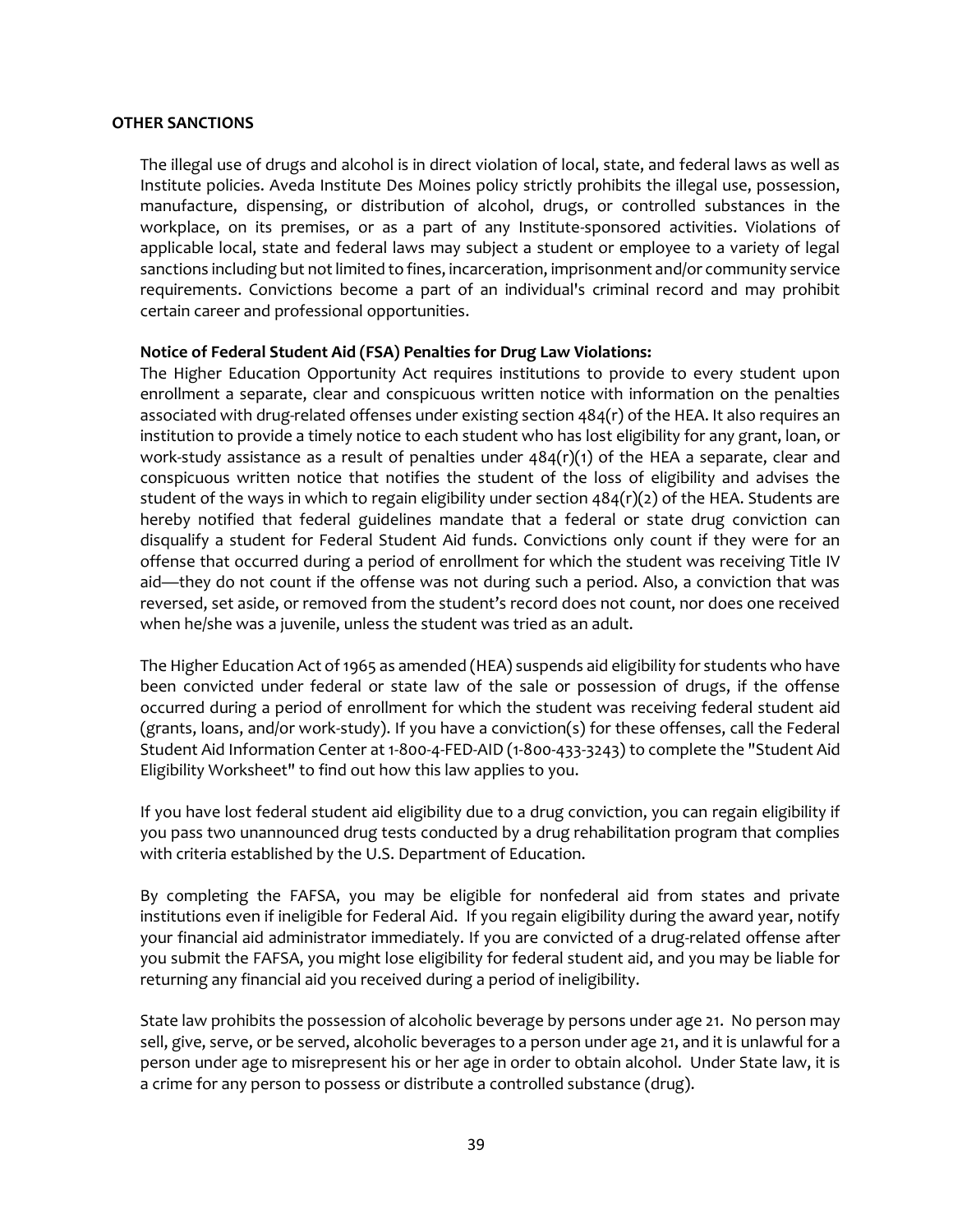**OTHER SANCTIONS**

The illegal use of drugs and alcohol is in direct violation of local, state, and federal laws as well as Institute policies. Aveda Institute Des Moines policy strictly prohibits the illegal use, possession, manufacture, dispensing, or distribution of alcohol, drugs, or controlled substances in the workplace, on its premises, or as a part of any Institute-sponsored activities. Violations of applicable local, state and federal laws may subject a student or employee to a variety of legal sanctions including but not limited to fines, incarceration, imprisonment and/or community service requirements. Convictions become a part of an individual's criminal record and may prohibit certain career and professional opportunities.

**Notice of Federal Student Aid (FSA) Penalties for Drug Law Violations:**
The Higher Education Opportunity Act requires institutions to provide to every student upon enrollment a separate, clear and conspicuous written notice with information on the penalties associated with drug-related offenses under existing section 484(r) of the HEA. It also requires an institution to provide a timely notice to each student who has lost eligibility for any grant, loan, or work-study assistance as a result of penalties under 484(r)(1) of the HEA a separate, clear and conspicuous written notice that notifies the student of the loss of eligibility and advises the student of the ways in which to regain eligibility under section 484(r)(2) of the HEA. Students are hereby notified that federal guidelines mandate that a federal or state drug conviction can disqualify a student for Federal Student Aid funds. Convictions only count if they were for an offense that occurred during a period of enrollment for which the student was receiving Title IV aid—they do not count if the offense was not during such a period. Also, a conviction that was reversed, set aside, or removed from the student's record does not count, nor does one received when he/she was a juvenile, unless the student was tried as an adult.

The Higher Education Act of 1965 as amended (HEA) suspends aid eligibility for students who have been convicted under federal or state law of the sale or possession of drugs, if the offense occurred during a period of enrollment for which the student was receiving federal student aid (grants, loans, and/or work-study). If you have a conviction(s) for these offenses, call the Federal Student Aid Information Center at 1-800-4-FED-AID (1-800-433-3243) to complete the "Student Aid Eligibility Worksheet" to find out how this law applies to you.

If you have lost federal student aid eligibility due to a drug conviction, you can regain eligibility if you pass two unannounced drug tests conducted by a drug rehabilitation program that complies with criteria established by the U.S. Department of Education.

By completing the FAFSA, you may be eligible for nonfederal aid from states and private institutions even if ineligible for Federal Aid. If you regain eligibility during the award year, notify your financial aid administrator immediately. If you are convicted of a drug-related offense after you submit the FAFSA, you might lose eligibility for federal student aid, and you may be liable for returning any financial aid you received during a period of ineligibility.

State law prohibits the possession of alcoholic beverage by persons under age 21. No person may sell, give, serve, or be served, alcoholic beverages to a person under age 21, and it is unlawful for a person under age to misrepresent his or her age in order to obtain alcohol. Under State law, it is a crime for any person to possess or distribute a controlled substance (drug).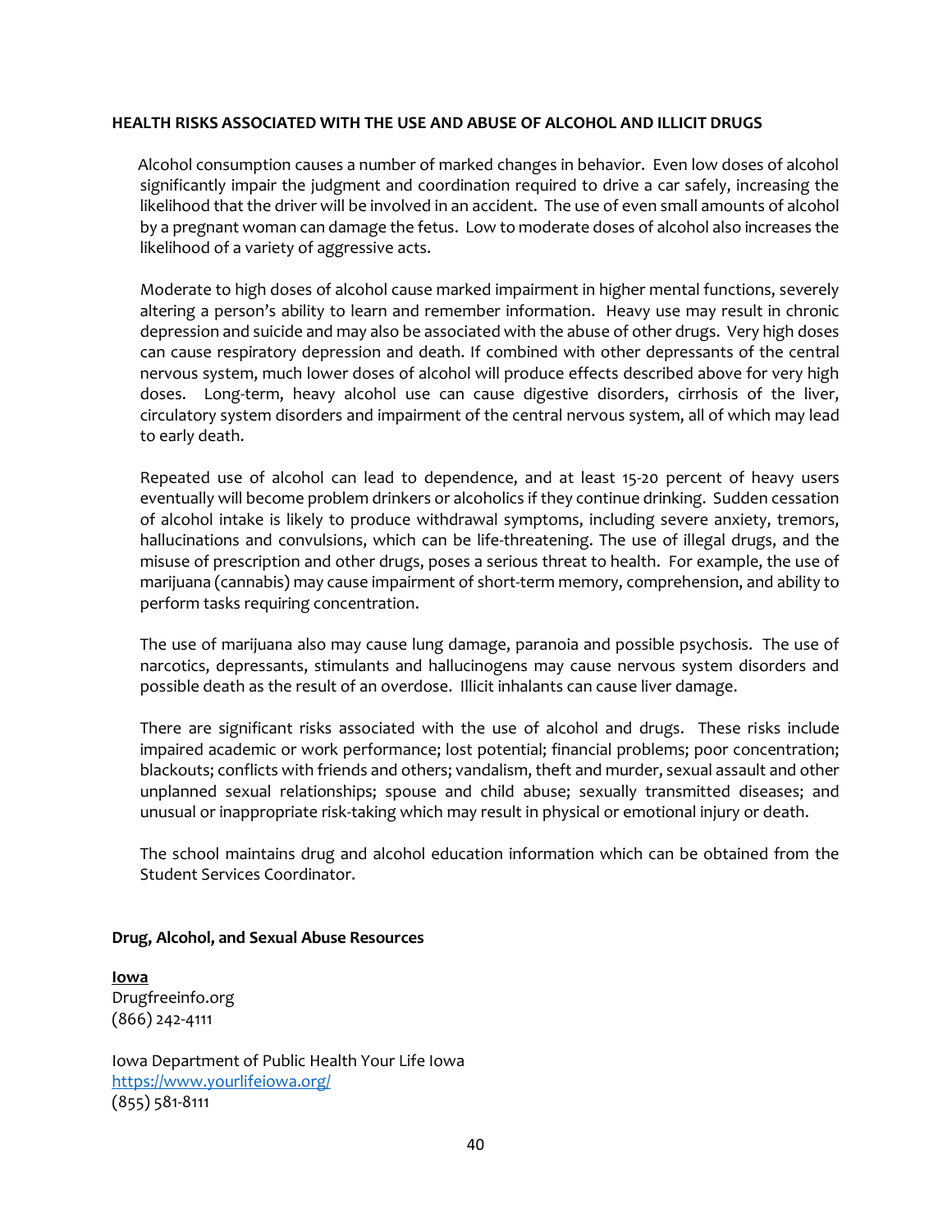**HEALTH RISKS ASSOCIATED WITH THE USE AND ABUSE OF ALCOHOL AND ILLICIT DRUGS**

Alcohol consumption causes a number of marked changes in behavior. Even low doses of alcohol significantly impair the judgment and coordination required to drive a car safely, increasing the likelihood that the driver will be involved in an accident. The use of even small amounts of alcohol by a pregnant woman can damage the fetus. Low to moderate doses of alcohol also increases the likelihood of a variety of aggressive acts.

Moderate to high doses of alcohol cause marked impairment in higher mental functions, severely altering a person's ability to learn and remember information. Heavy use may result in chronic depression and suicide and may also be associated with the abuse of other drugs. Very high doses can cause respiratory depression and death. If combined with other depressants of the central nervous system, much lower doses of alcohol will produce effects described above for very high doses. Long-term, heavy alcohol use can cause digestive disorders, cirrhosis of the liver, circulatory system disorders and impairment of the central nervous system, all of which may lead to early death.

Repeated use of alcohol can lead to dependence, and at least 15-20 percent of heavy users eventually will become problem drinkers or alcoholics if they continue drinking. Sudden cessation of alcohol intake is likely to produce withdrawal symptoms, including severe anxiety, tremors, hallucinations and convulsions, which can be life-threatening. The use of illegal drugs, and the misuse of prescription and other drugs, poses a serious threat to health. For example, the use of marijuana (cannabis) may cause impairment of short-term memory, comprehension, and ability to perform tasks requiring concentration.

The use of marijuana also may cause lung damage, paranoia and possible psychosis. The use of narcotics, depressants, stimulants and hallucinogens may cause nervous system disorders and possible death as the result of an overdose. Illicit inhalants can cause liver damage.

There are significant risks associated with the use of alcohol and drugs. These risks include impaired academic or work performance; lost potential; financial problems; poor concentration; blackouts; conflicts with friends and others; vandalism, theft and murder, sexual assault and other unplanned sexual relationships; spouse and child abuse; sexually transmitted diseases; and unusual or inappropriate risk-taking which may result in physical or emotional injury or death.

The school maintains drug and alcohol education information which can be obtained from the Student Services Coordinator.

**Drug, Alcohol, and Sexual Abuse Resources**

**Iowa**
Drugfreeinfo.org
(866) 242-4111

Iowa Department of Public Health Your Life Iowa
https://www.yourlifeiowa.org/
(855) 581-8111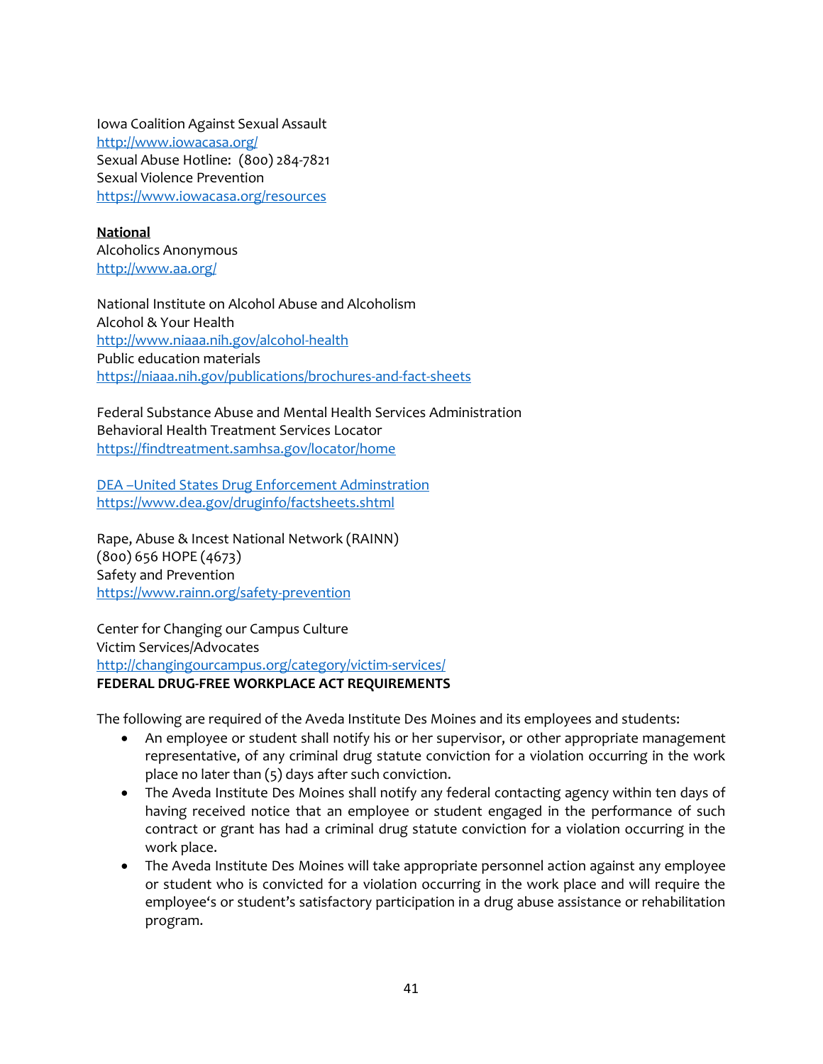Iowa Coalition Against Sexual Assault
[http://www.iowacasa.org/](http://www.iowacasa.org/)
Sexual Abuse Hotline: (800) 284-7821
Sexual Violence Prevention
[https://www.iowacasa.org/resources](https://www.iowacasa.org/resources)

**National**

Alcoholics Anonymous
[http://www.aa.org/](http://www.aa.org/)

National Institute on Alcohol Abuse and Alcoholism
Alcohol & Your Health
[http://www.niaaa.nih.gov/alcohol-health](http://www.niaaa.nih.gov/alcohol-health)
Public education materials
[https://niaaa.nih.gov/publications/brochures-and-fact-sheets](https://niaaa.nih.gov/publications/brochures-and-fact-sheets)

Federal Substance Abuse and Mental Health Services Administration
Behavioral Health Treatment Services Locator
[https://findtreatment.samhsa.gov/locator/home](https://findtreatment.samhsa.gov/locator/home)

DEA –United States Drug Enforcement Adminstration
[https://www.dea.gov/druginfo/factsheets.shtml](https://www.dea.gov/druginfo/factsheets.shtml)

Rape, Abuse & Incest National Network (RAINN)
(800) 656 HOPE (4673)
Safety and Prevention
[https://www.rainn.org/safety-prevention](https://www.rainn.org/safety-prevention)

Center for Changing our Campus Culture
Victim Services/Advocates
[http://changingourcampus.org/category/victim-services/](http://changingourcampus.org/category/victim-services/)

**FEDERAL DRUG-FREE WORKPLACE ACT REQUIREMENTS**

The following are required of the Aveda Institute Des Moines and its employees and students:

- An employee or student shall notify his or her supervisor, or other appropriate management representative, of any criminal drug statute conviction for a violation occurring in the work place no later than (5) days after such conviction.
- The Aveda Institute Des Moines shall notify any federal contacting agency within ten days of having received notice that an employee or student engaged in the performance of such contract or grant has had a criminal drug statute conviction for a violation occurring in the work place.
- The Aveda Institute Des Moines will take appropriate personnel action against any employee or student who is convicted for a violation occurring in the work place and will require the employee's or student's satisfactory participation in a drug abuse assistance or rehabilitation program.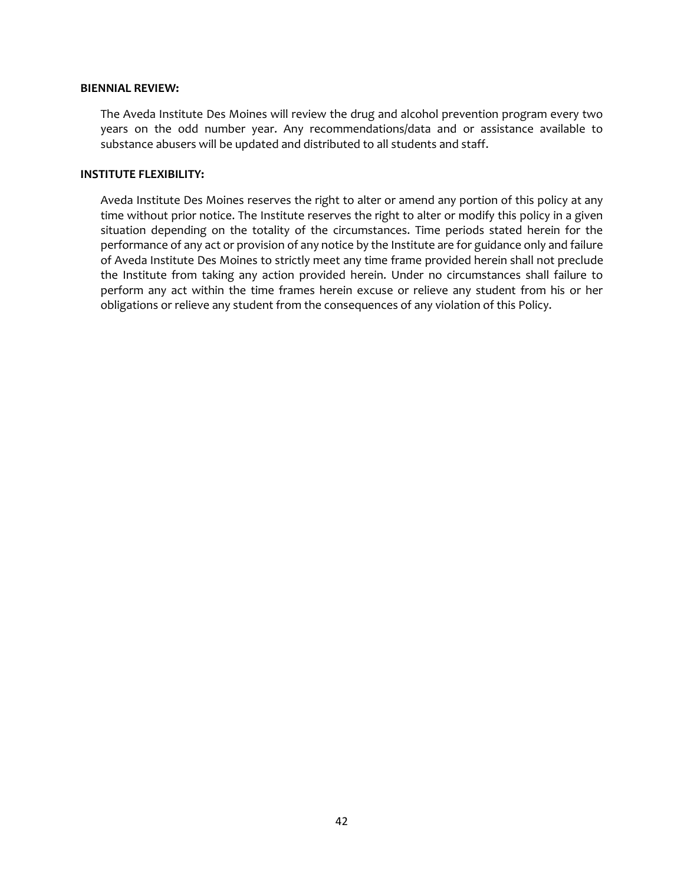**BIENNIAL REVIEW:**

The Aveda Institute Des Moines will review the drug and alcohol prevention program every two years on the odd number year. Any recommendations/data and or assistance available to substance abusers will be updated and distributed to all students and staff.

**INSTITUTE FLEXIBILITY:**

Aveda Institute Des Moines reserves the right to alter or amend any portion of this policy at any time without prior notice. The Institute reserves the right to alter or modify this policy in a given situation depending on the totality of the circumstances. Time periods stated herein for the performance of any act or provision of any notice by the Institute are for guidance only and failure of Aveda Institute Des Moines to strictly meet any time frame provided herein shall not preclude the Institute from taking any action provided herein. Under no circumstances shall failure to perform any act within the time frames herein excuse or relieve any student from his or her obligations or relieve any student from the consequences of any violation of this Policy.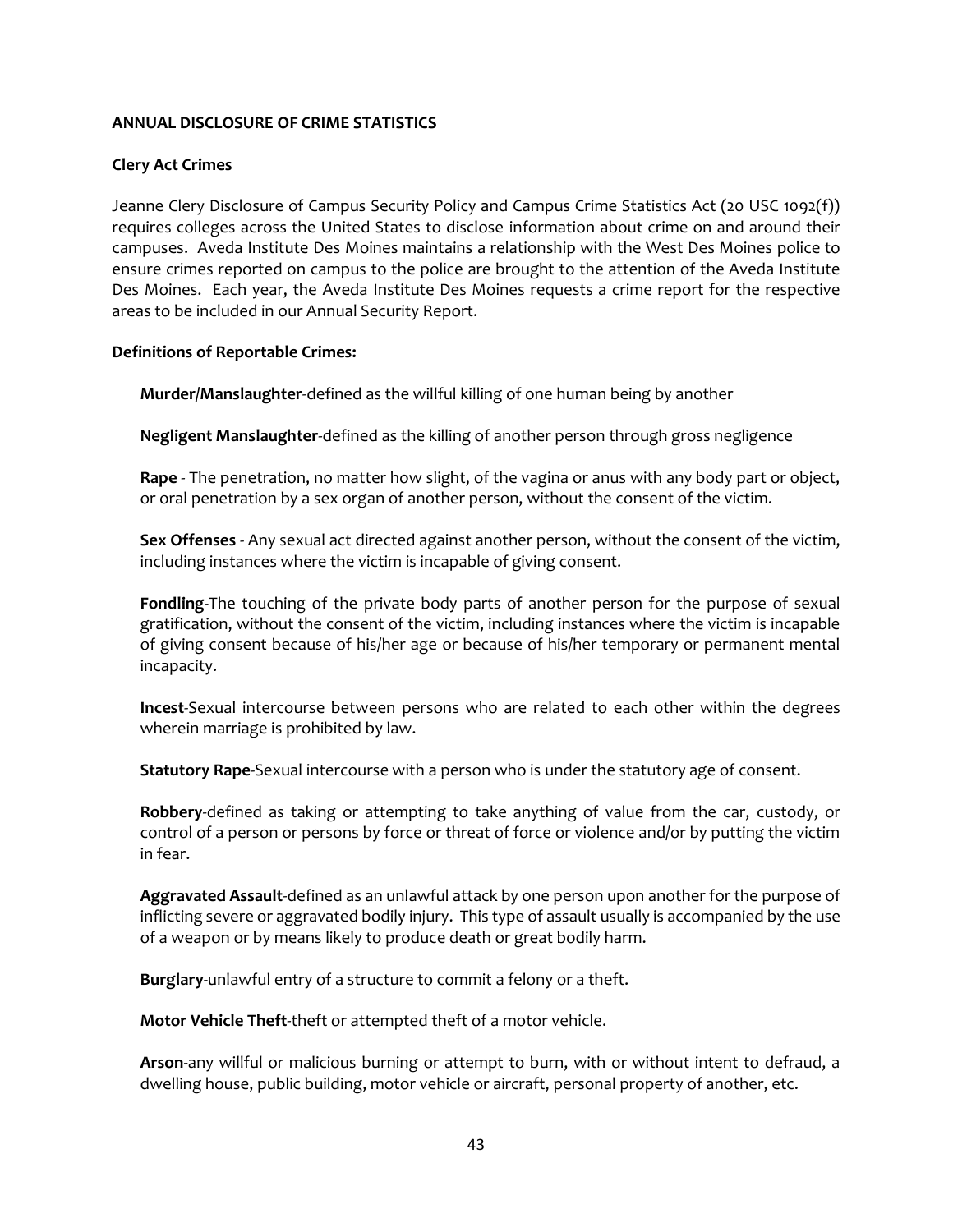**ANNUAL DISCLOSURE OF CRIME STATISTICS**

**Clery Act Crimes**

Jeanne Clery Disclosure of Campus Security Policy and Campus Crime Statistics Act (20 USC 1092(f)) requires colleges across the United States to disclose information about crime on and around their campuses. Aveda Institute Des Moines maintains a relationship with the West Des Moines police to ensure crimes reported on campus to the police are brought to the attention of the Aveda Institute Des Moines. Each year, the Aveda Institute Des Moines requests a crime report for the respective areas to be included in our Annual Security Report.

**Definitions of Reportable Crimes:**

**Murder/Manslaughter**-defined as the willful killing of one human being by another

**Negligent Manslaughter**-defined as the killing of another person through gross negligence

**Rape** - The penetration, no matter how slight, of the vagina or anus with any body part or object, or oral penetration by a sex organ of another person, without the consent of the victim.

**Sex Offenses** - Any sexual act directed against another person, without the consent of the victim, including instances where the victim is incapable of giving consent.

**Fondling**-The touching of the private body parts of another person for the purpose of sexual gratification, without the consent of the victim, including instances where the victim is incapable of giving consent because of his/her age or because of his/her temporary or permanent mental incapacity.

**Incest**-Sexual intercourse between persons who are related to each other within the degrees wherein marriage is prohibited by law.

**Statutory Rape**-Sexual intercourse with a person who is under the statutory age of consent.

**Robbery**-defined as taking or attempting to take anything of value from the car, custody, or control of a person or persons by force or threat of force or violence and/or by putting the victim in fear.

**Aggravated Assault**-defined as an unlawful attack by one person upon another for the purpose of inflicting severe or aggravated bodily injury. This type of assault usually is accompanied by the use of a weapon or by means likely to produce death or great bodily harm.

**Burglary**-unlawful entry of a structure to commit a felony or a theft.

**Motor Vehicle Theft**-theft or attempted theft of a motor vehicle.

**Arson**-any willful or malicious burning or attempt to burn, with or without intent to defraud, a dwelling house, public building, motor vehicle or aircraft, personal property of another, etc.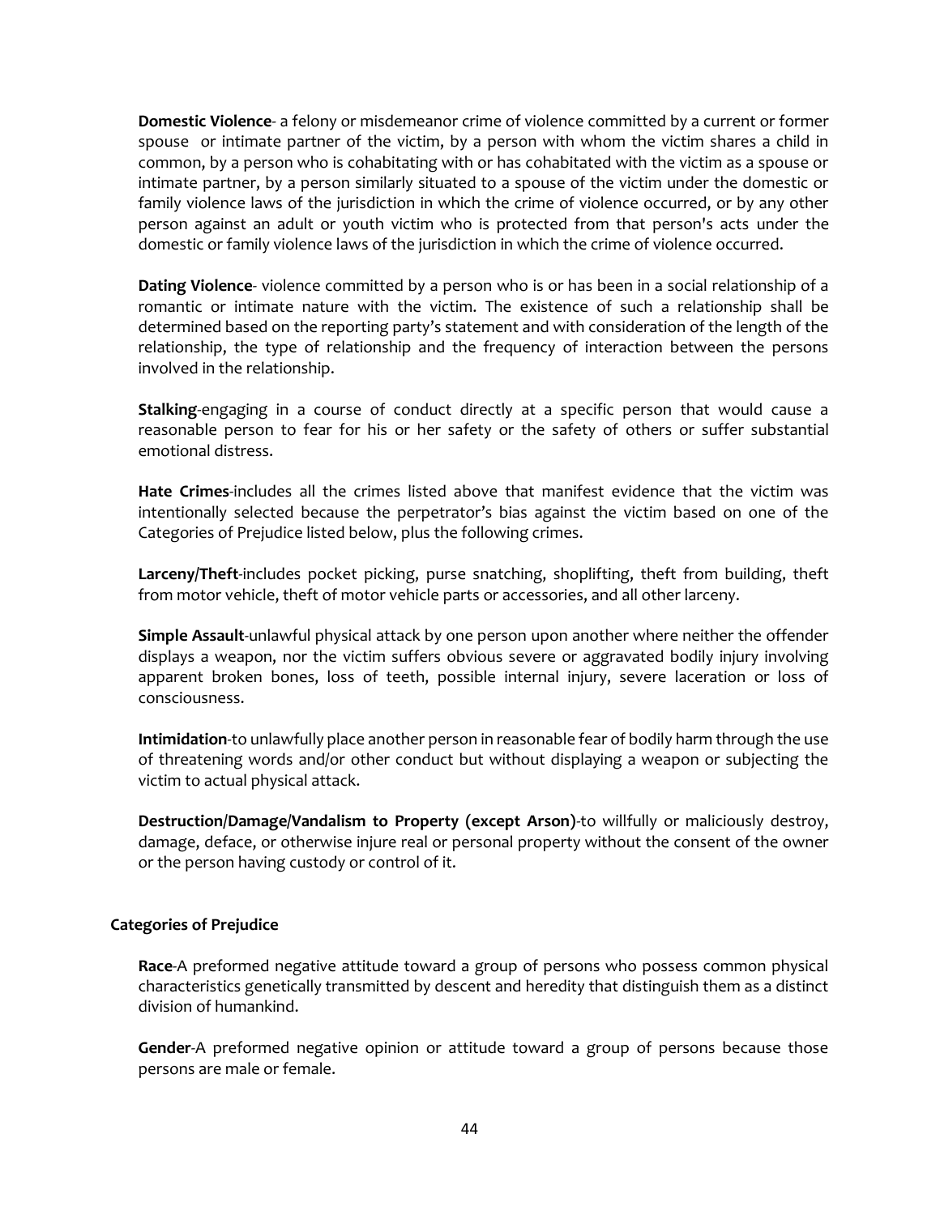**Domestic Violence**- a felony or misdemeanor crime of violence committed by a current or former spouse or intimate partner of the victim, by a person with whom the victim shares a child in common, by a person who is cohabitating with or has cohabitated with the victim as a spouse or intimate partner, by a person similarly situated to a spouse of the victim under the domestic or family violence laws of the jurisdiction in which the crime of violence occurred, or by any other person against an adult or youth victim who is protected from that person's acts under the domestic or family violence laws of the jurisdiction in which the crime of violence occurred.

**Dating Violence**- violence committed by a person who is or has been in a social relationship of a romantic or intimate nature with the victim. The existence of such a relationship shall be determined based on the reporting party's statement and with consideration of the length of the relationship, the type of relationship and the frequency of interaction between the persons involved in the relationship.

**Stalking**-engaging in a course of conduct directly at a specific person that would cause a reasonable person to fear for his or her safety or the safety of others or suffer substantial emotional distress.

**Hate Crimes**-includes all the crimes listed above that manifest evidence that the victim was intentionally selected because the perpetrator's bias against the victim based on one of the Categories of Prejudice listed below, plus the following crimes.

**Larceny/Theft**-includes pocket picking, purse snatching, shoplifting, theft from building, theft from motor vehicle, theft of motor vehicle parts or accessories, and all other larceny.

**Simple Assault**-unlawful physical attack by one person upon another where neither the offender displays a weapon, nor the victim suffers obvious severe or aggravated bodily injury involving apparent broken bones, loss of teeth, possible internal injury, severe laceration or loss of consciousness.

**Intimidation**-to unlawfully place another person in reasonable fear of bodily harm through the use of threatening words and/or other conduct but without displaying a weapon or subjecting the victim to actual physical attack.

**Destruction/Damage/Vandalism to Property (except Arson)**-to willfully or maliciously destroy, damage, deface, or otherwise injure real or personal property without the consent of the owner or the person having custody or control of it.

**Categories of Prejudice**

**Race**-A preformed negative attitude toward a group of persons who possess common physical characteristics genetically transmitted by descent and heredity that distinguish them as a distinct division of humankind.

**Gender**-A preformed negative opinion or attitude toward a group of persons because those persons are male or female.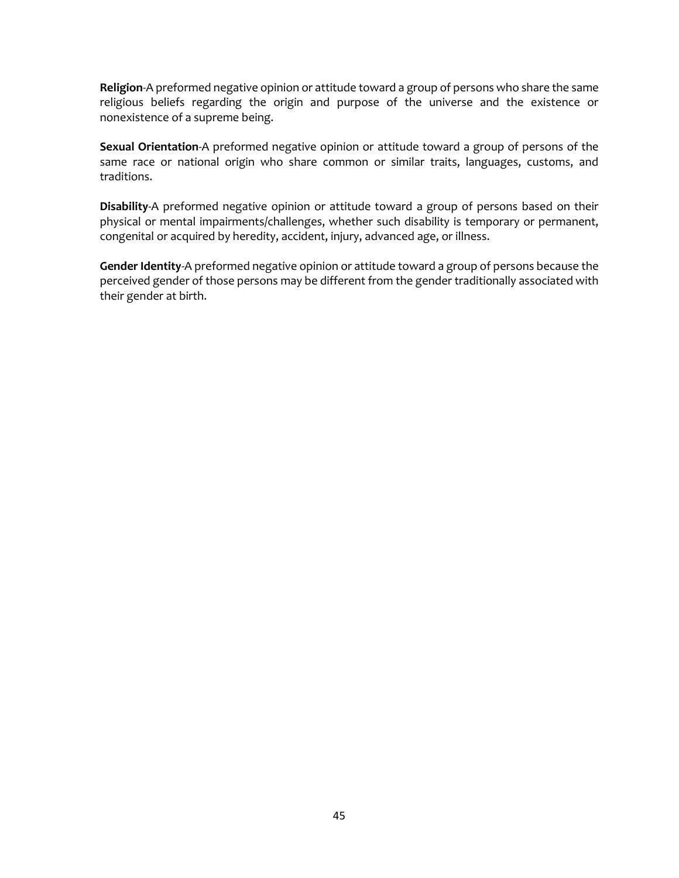**Religion**-A preformed negative opinion or attitude toward a group of persons who share the same religious beliefs regarding the origin and purpose of the universe and the existence or nonexistence of a supreme being.

**Sexual Orientation**-A preformed negative opinion or attitude toward a group of persons of the same race or national origin who share common or similar traits, languages, customs, and traditions.

**Disability**-A preformed negative opinion or attitude toward a group of persons based on their physical or mental impairments/challenges, whether such disability is temporary or permanent, congenital or acquired by heredity, accident, injury, advanced age, or illness.

**Gender Identity**-A preformed negative opinion or attitude toward a group of persons because the perceived gender of those persons may be different from the gender traditionally associated with their gender at birth.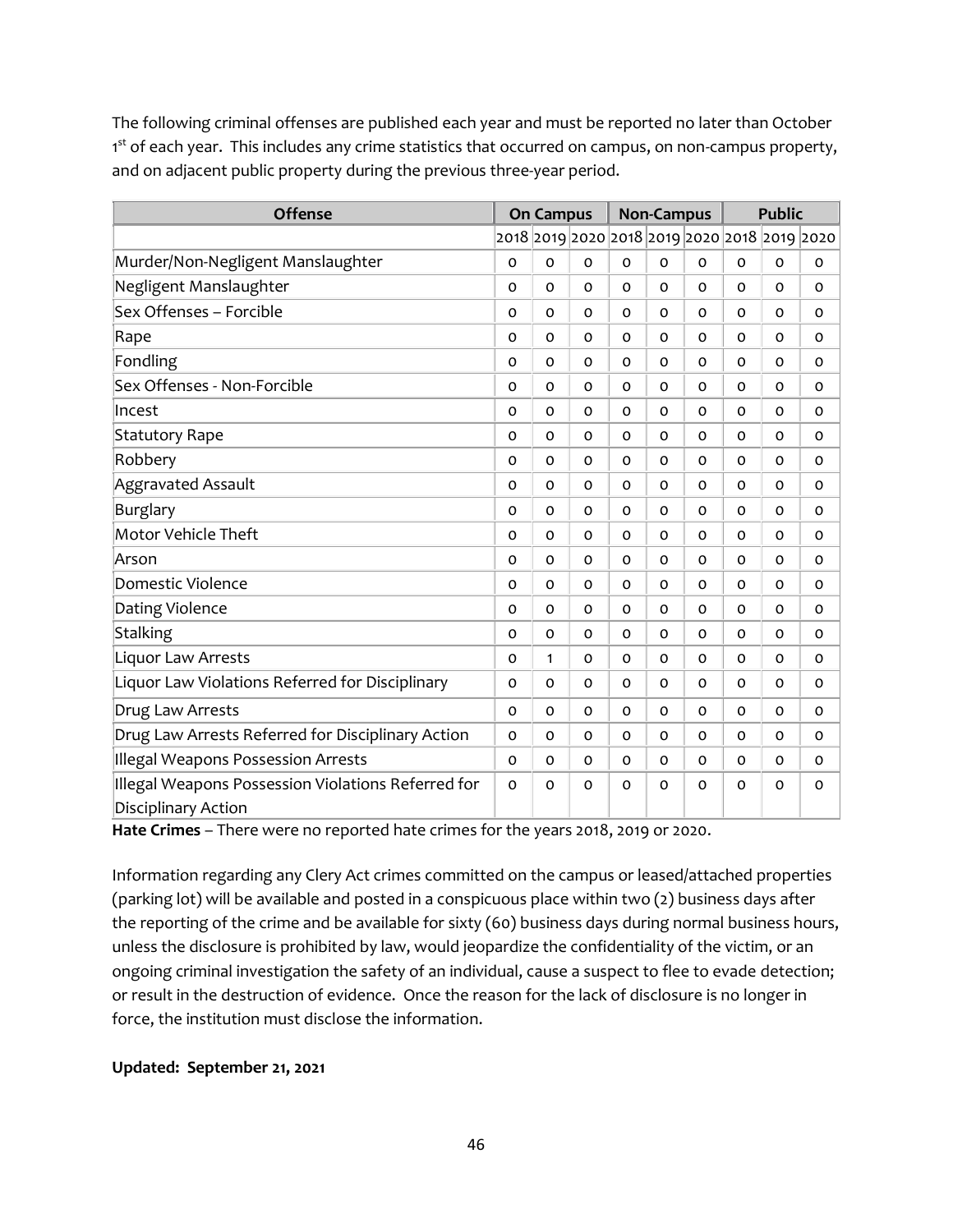The following criminal offenses are published each year and must be reported no later than October 1st of each year. This includes any crime statistics that occurred on campus, on non-campus property, and on adjacent public property during the previous three-year period.

| Offense | On Campus | | | Non-Campus | | | Public | | |
|---|---|---|---|---|---|---|---|---|---|
| | 2018 | 2019 | 2020 | 2018 | 2019 | 2020 | 2018 | 2019 | 2020 |
| Murder/Non-Negligent Manslaughter | 0 | 0 | 0 | 0 | 0 | 0 | 0 | 0 | 0 |
| Negligent Manslaughter | 0 | 0 | 0 | 0 | 0 | 0 | 0 | 0 | 0 |
| Sex Offenses – Forcible | 0 | 0 | 0 | 0 | 0 | 0 | 0 | 0 | 0 |
| Rape | 0 | 0 | 0 | 0 | 0 | 0 | 0 | 0 | 0 |
| Fondling | 0 | 0 | 0 | 0 | 0 | 0 | 0 | 0 | 0 |
| Sex Offenses - Non-Forcible | 0 | 0 | 0 | 0 | 0 | 0 | 0 | 0 | 0 |
| Incest | 0 | 0 | 0 | 0 | 0 | 0 | 0 | 0 | 0 |
| Statutory Rape | 0 | 0 | 0 | 0 | 0 | 0 | 0 | 0 | 0 |
| Robbery | 0 | 0 | 0 | 0 | 0 | 0 | 0 | 0 | 0 |
| Aggravated Assault | 0 | 0 | 0 | 0 | 0 | 0 | 0 | 0 | 0 |
| Burglary | 0 | 0 | 0 | 0 | 0 | 0 | 0 | 0 | 0 |
| Motor Vehicle Theft | 0 | 0 | 0 | 0 | 0 | 0 | 0 | 0 | 0 |
| Arson | 0 | 0 | 0 | 0 | 0 | 0 | 0 | 0 | 0 |
| Domestic Violence | 0 | 0 | 0 | 0 | 0 | 0 | 0 | 0 | 0 |
| Dating Violence | 0 | 0 | 0 | 0 | 0 | 0 | 0 | 0 | 0 |
| Stalking | 0 | 0 | 0 | 0 | 0 | 0 | 0 | 0 | 0 |
| Liquor Law Arrests | 0 | 1 | 0 | 0 | 0 | 0 | 0 | 0 | 0 |
| Liquor Law Violations Referred for Disciplinary | 0 | 0 | 0 | 0 | 0 | 0 | 0 | 0 | 0 |
| Drug Law Arrests | 0 | 0 | 0 | 0 | 0 | 0 | 0 | 0 | 0 |
| Drug Law Arrests Referred for Disciplinary Action | 0 | 0 | 0 | 0 | 0 | 0 | 0 | 0 | 0 |
| Illegal Weapons Possession Arrests | 0 | 0 | 0 | 0 | 0 | 0 | 0 | 0 | 0 |
| Illegal Weapons Possession Violations Referred for Disciplinary Action | 0 | 0 | 0 | 0 | 0 | 0 | 0 | 0 | 0 |

**Hate Crimes** – There were no reported hate crimes for the years 2018, 2019 or 2020.

Information regarding any Clery Act crimes committed on the campus or leased/attached properties (parking lot) will be available and posted in a conspicuous place within two (2) business days after the reporting of the crime and be available for sixty (60) business days during normal business hours, unless the disclosure is prohibited by law, would jeopardize the confidentiality of the victim, or an ongoing criminal investigation the safety of an individual, cause a suspect to flee to evade detection; or result in the destruction of evidence. Once the reason for the lack of disclosure is no longer in force, the institution must disclose the information.

**Updated: September 21, 2021**